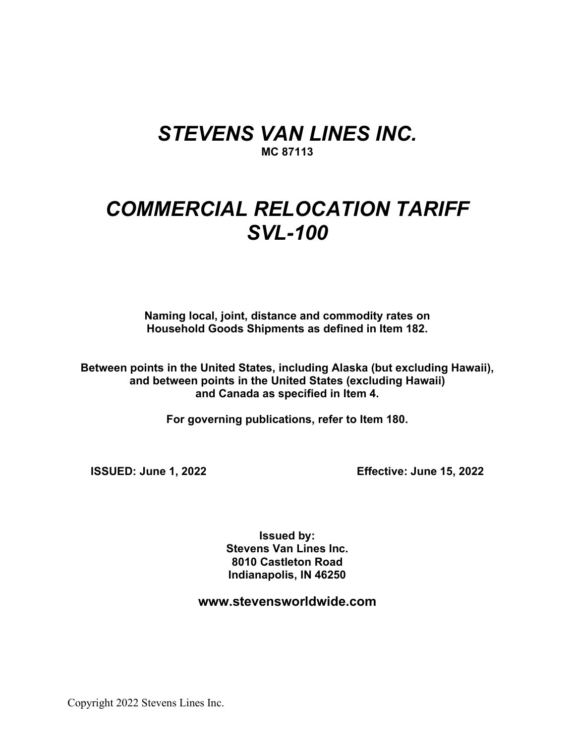# *STEVENS VAN LINES INC.*

**MC 87113**

# *COMMERCIAL RELOCATION TARIFF SVL-100*

**Naming local, joint, distance and commodity rates on Household Goods Shipments as defined in Item 182.**

**Between points in the United States, including Alaska (but excluding Hawaii), and between points in the United States (excluding Hawaii) and Canada as specified in Item 4.**

**For governing publications, refer to Item 180.**

**ISSUED: June 1, 2022** **Effective: June 15, 2022**

**Issued by:**
**Stevens Van Lines Inc.**
**8010 Castleton Road**
**Indianapolis, IN 46250**

**www.stevensworldwide.com**

Copyright 2022 Stevens Lines Inc.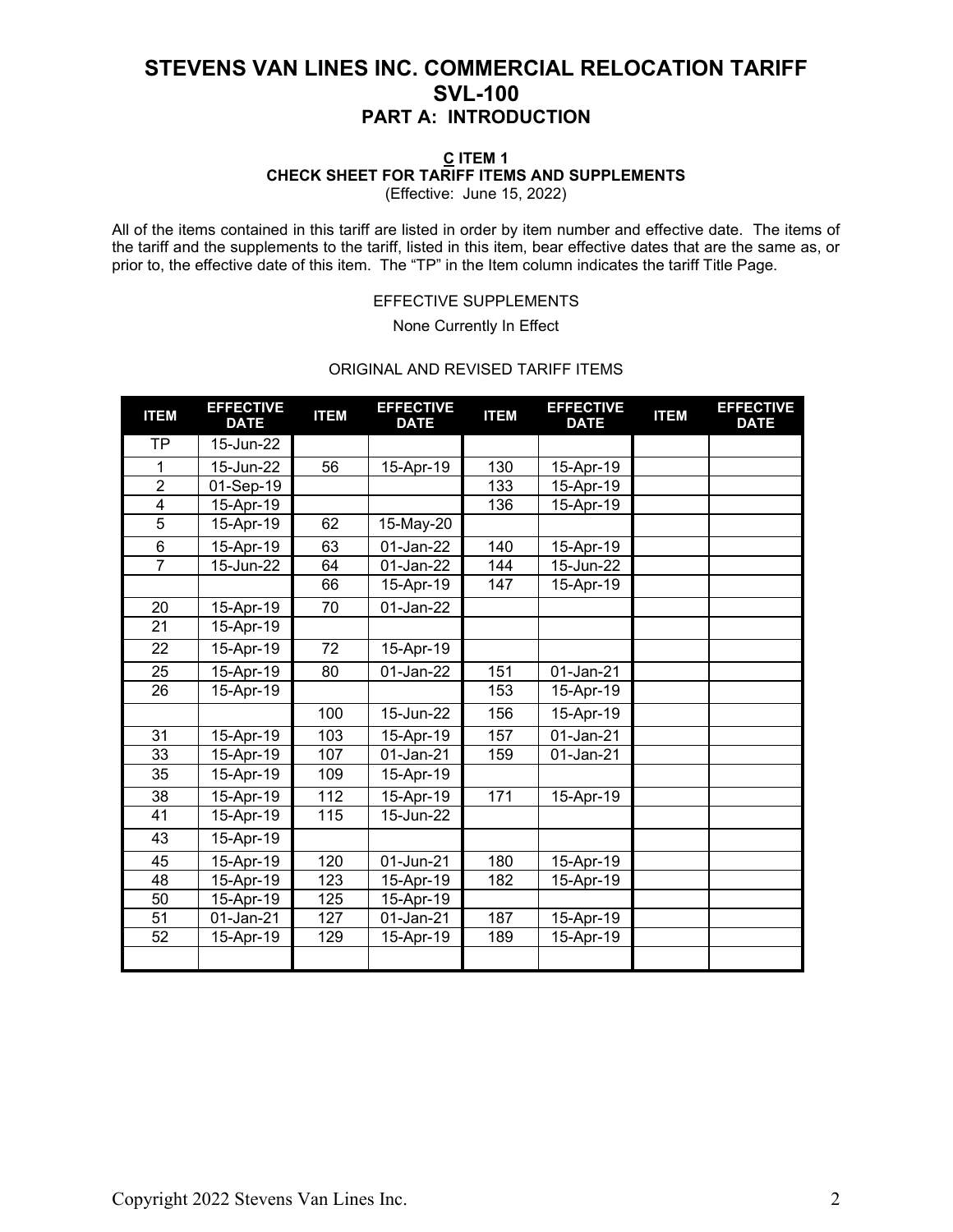# STEVENS VAN LINES INC. COMMERCIAL RELOCATION TARIFF
# SVL-100
## PART A: INTRODUCTION

### C ITEM 1
### CHECK SHEET FOR TARIFF ITEMS AND SUPPLEMENTS
(Effective: June 15, 2022)

All of the items contained in this tariff are listed in order by item number and effective date. The items of the tariff and the supplements to the tariff, listed in this item, bear effective dates that are the same as, or prior to, the effective date of this item. The "TP" in the Item column indicates the tariff Title Page.

EFFECTIVE SUPPLEMENTS

None Currently In Effect

ORIGINAL AND REVISED TARIFF ITEMS

| ITEM | EFFECTIVE DATE | ITEM | EFFECTIVE DATE | ITEM | EFFECTIVE DATE | ITEM | EFFECTIVE DATE |
|---|---|---|---|---|---|---|---|
| TP | 15-Jun-22 | | | | | | |
| 1 | 15-Jun-22 | 56 | 15-Apr-19 | 130 | 15-Apr-19 | | |
| 2 | 01-Sep-19 | | | 133 | 15-Apr-19 | | |
| 4 | 15-Apr-19 | | | 136 | 15-Apr-19 | | |
| 5 | 15-Apr-19 | 62 | 15-May-20 | | | | |
| 6 | 15-Apr-19 | 63 | 01-Jan-22 | 140 | 15-Apr-19 | | |
| 7 | 15-Jun-22 | 64 | 01-Jan-22 | 144 | 15-Jun-22 | | |
| | | 66 | 15-Apr-19 | 147 | 15-Apr-19 | | |
| 20 | 15-Apr-19 | 70 | 01-Jan-22 | | | | |
| 21 | 15-Apr-19 | | | | | | |
| 22 | 15-Apr-19 | 72 | 15-Apr-19 | | | | |
| 25 | 15-Apr-19 | 80 | 01-Jan-22 | 151 | 01-Jan-21 | | |
| 26 | 15-Apr-19 | | | 153 | 15-Apr-19 | | |
| | | 100 | 15-Jun-22 | 156 | 15-Apr-19 | | |
| 31 | 15-Apr-19 | 103 | 15-Apr-19 | 157 | 01-Jan-21 | | |
| 33 | 15-Apr-19 | 107 | 01-Jan-21 | 159 | 01-Jan-21 | | |
| 35 | 15-Apr-19 | 109 | 15-Apr-19 | | | | |
| 38 | 15-Apr-19 | 112 | 15-Apr-19 | 171 | 15-Apr-19 | | |
| 41 | 15-Apr-19 | 115 | 15-Jun-22 | | | | |
| 43 | 15-Apr-19 | | | | | | |
| 45 | 15-Apr-19 | 120 | 01-Jun-21 | 180 | 15-Apr-19 | | |
| 48 | 15-Apr-19 | 123 | 15-Apr-19 | 182 | 15-Apr-19 | | |
| 50 | 15-Apr-19 | 125 | 15-Apr-19 | | | | |
| 51 | 01-Jan-21 | 127 | 01-Jan-21 | 187 | 15-Apr-19 | | |
| 52 | 15-Apr-19 | 129 | 15-Apr-19 | 189 | 15-Apr-19 | | |
| | | | | | | | |

Copyright 2022 Stevens Van Lines Inc.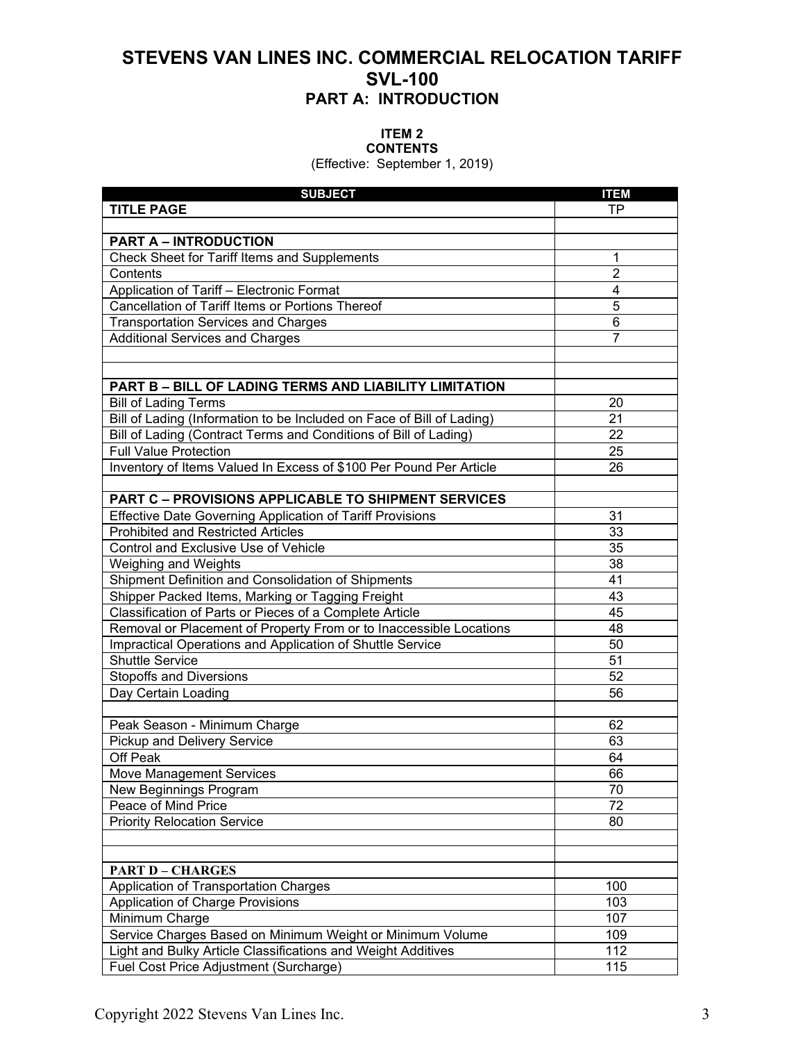# STEVENS VAN LINES INC. COMMERCIAL RELOCATION TARIFF SVL-100

## PART A: INTRODUCTION

### ITEM 2
### CONTENTS

(Effective: September 1, 2019)

| SUBJECT | ITEM |
|---|---|
| **TITLE PAGE** | TP |
| | |
| **PART A – INTRODUCTION** | |
| Check Sheet for Tariff Items and Supplements | 1 |
| Contents | 2 |
| Application of Tariff – Electronic Format | 4 |
| Cancellation of Tariff Items or Portions Thereof | 5 |
| Transportation Services and Charges | 6 |
| Additional Services and Charges | 7 |
| | |
| | |
| **PART B – BILL OF LADING TERMS AND LIABILITY LIMITATION** | |
| Bill of Lading Terms | 20 |
| Bill of Lading (Information to be Included on Face of Bill of Lading) | 21 |
| Bill of Lading (Contract Terms and Conditions of Bill of Lading) | 22 |
| Full Value Protection | 25 |
| Inventory of Items Valued In Excess of $100 Per Pound Per Article | 26 |
| | |
| **PART C – PROVISIONS APPLICABLE TO SHIPMENT SERVICES** | |
| Effective Date Governing Application of Tariff Provisions | 31 |
| Prohibited and Restricted Articles | 33 |
| Control and Exclusive Use of Vehicle | 35 |
| Weighing and Weights | 38 |
| Shipment Definition and Consolidation of Shipments | 41 |
| Shipper Packed Items, Marking or Tagging Freight | 43 |
| Classification of Parts or Pieces of a Complete Article | 45 |
| Removal or Placement of Property From or to Inaccessible Locations | 48 |
| Impractical Operations and Application of Shuttle Service | 50 |
| Shuttle Service | 51 |
| Stopoffs and Diversions | 52 |
| Day Certain Loading | 56 |
| | |
| Peak Season - Minimum Charge | 62 |
| Pickup and Delivery Service | 63 |
| Off Peak | 64 |
| Move Management Services | 66 |
| New Beginnings Program | 70 |
| Peace of Mind Price | 72 |
| Priority Relocation Service | 80 |
| | |
| | |
| **PART D – CHARGES** | |
| Application of Transportation Charges | 100 |
| Application of Charge Provisions | 103 |
| Minimum Charge | 107 |
| Service Charges Based on Minimum Weight or Minimum Volume | 109 |
| Light and Bulky Article Classifications and Weight Additives | 112 |
| Fuel Cost Price Adjustment (Surcharge) | 115 |

Copyright 2022 Stevens Van Lines Inc.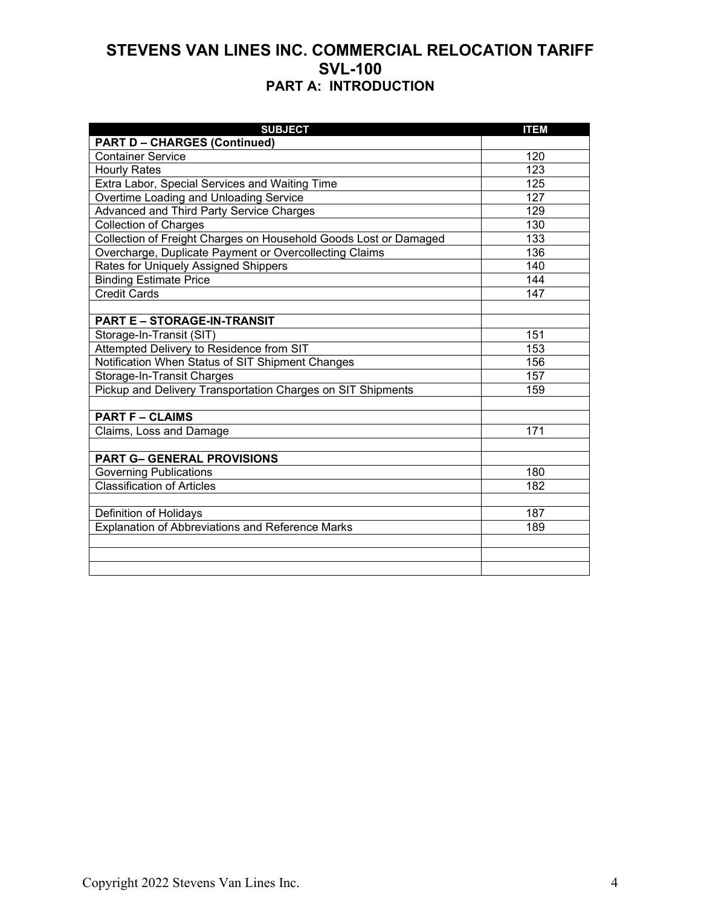# STEVENS VAN LINES INC. COMMERCIAL RELOCATION TARIFF
# SVL-100
## PART A: INTRODUCTION

| SUBJECT | ITEM |
|---|---|
| **PART D – CHARGES (Continued)** | |
| Container Service | 120 |
| Hourly Rates | 123 |
| Extra Labor, Special Services and Waiting Time | 125 |
| Overtime Loading and Unloading Service | 127 |
| Advanced and Third Party Service Charges | 129 |
| Collection of Charges | 130 |
| Collection of Freight Charges on Household Goods Lost or Damaged | 133 |
| Overcharge, Duplicate Payment or Overcollecting Claims | 136 |
| Rates for Uniquely Assigned Shippers | 140 |
| Binding Estimate Price | 144 |
| Credit Cards | 147 |
| | |
| **PART E – STORAGE-IN-TRANSIT** | |
| Storage-In-Transit (SIT) | 151 |
| Attempted Delivery to Residence from SIT | 153 |
| Notification When Status of SIT Shipment Changes | 156 |
| Storage-In-Transit Charges | 157 |
| Pickup and Delivery Transportation Charges on SIT Shipments | 159 |
| | |
| **PART F – CLAIMS** | |
| Claims, Loss and Damage | 171 |
| | |
| **PART G– GENERAL PROVISIONS** | |
| Governing Publications | 180 |
| Classification of Articles | 182 |
| | |
| Definition of Holidays | 187 |
| Explanation of Abbreviations and Reference Marks | 189 |
| | |
| | |
| | |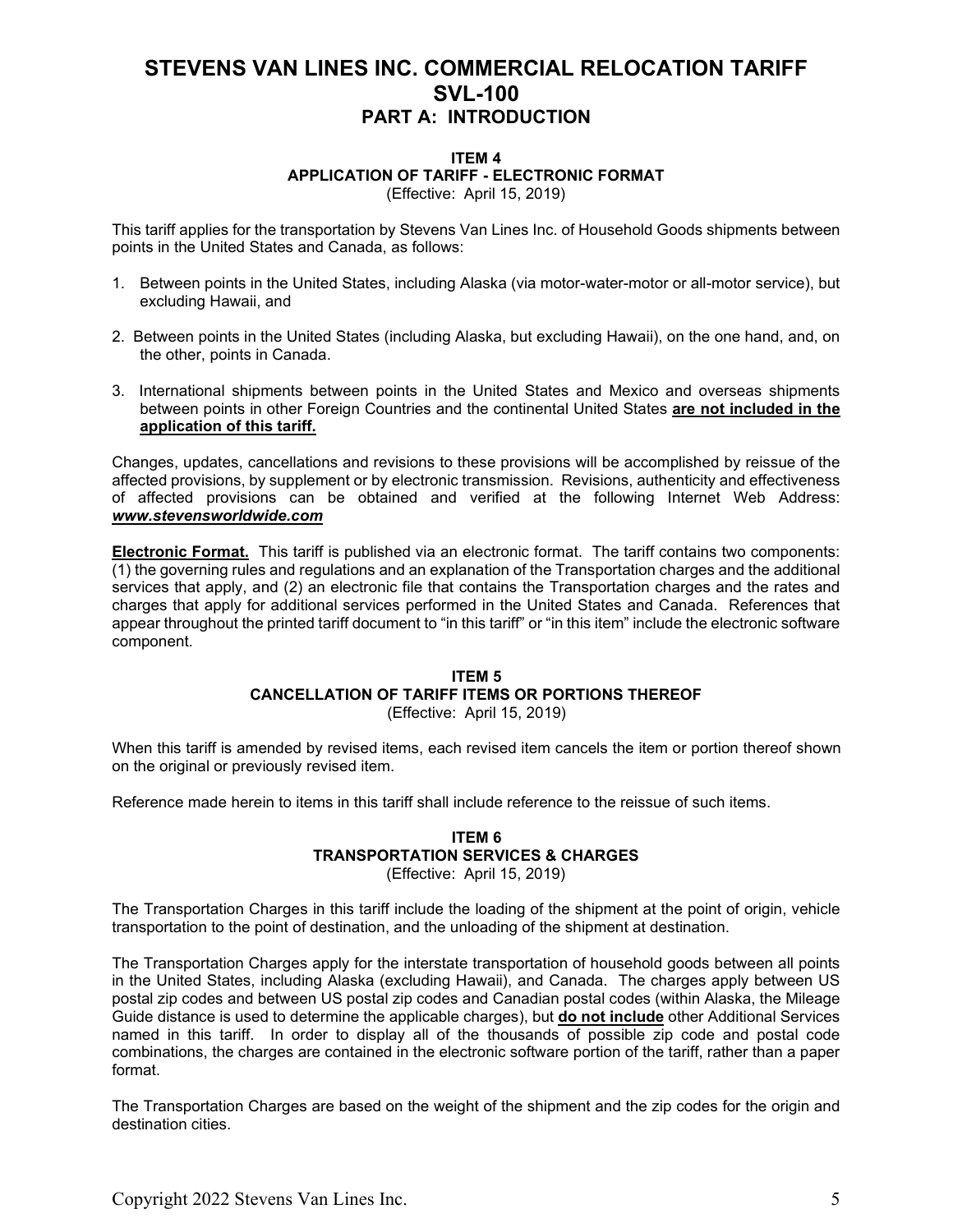# STEVENS VAN LINES INC. COMMERCIAL RELOCATION TARIFF SVL-100

## PART A: INTRODUCTION

### ITEM 4
### APPLICATION OF TARIFF - ELECTRONIC FORMAT
(Effective: April 15, 2019)

This tariff applies for the transportation by Stevens Van Lines Inc. of Household Goods shipments between points in the United States and Canada, as follows:

1. Between points in the United States, including Alaska (via motor-water-motor or all-motor service), but excluding Hawaii, and

2. Between points in the United States (including Alaska, but excluding Hawaii), on the one hand, and, on the other, points in Canada.

3. International shipments between points in the United States and Mexico and overseas shipments between points in other Foreign Countries and the continental United States **are not included in the application of this tariff.**

Changes, updates, cancellations and revisions to these provisions will be accomplished by reissue of the affected provisions, by supplement or by electronic transmission. Revisions, authenticity and effectiveness of affected provisions can be obtained and verified at the following Internet Web Address: ***www.stevensworldwide.com***

**Electronic Format.** This tariff is published via an electronic format. The tariff contains two components: (1) the governing rules and regulations and an explanation of the Transportation charges and the additional services that apply, and (2) an electronic file that contains the Transportation charges and the rates and charges that apply for additional services performed in the United States and Canada. References that appear throughout the printed tariff document to "in this tariff" or "in this item" include the electronic software component.

### ITEM 5
### CANCELLATION OF TARIFF ITEMS OR PORTIONS THEREOF
(Effective: April 15, 2019)

When this tariff is amended by revised items, each revised item cancels the item or portion thereof shown on the original or previously revised item.

Reference made herein to items in this tariff shall include reference to the reissue of such items.

### ITEM 6
### TRANSPORTATION SERVICES & CHARGES
(Effective: April 15, 2019)

The Transportation Charges in this tariff include the loading of the shipment at the point of origin, vehicle transportation to the point of destination, and the unloading of the shipment at destination.

The Transportation Charges apply for the interstate transportation of household goods between all points in the United States, including Alaska (excluding Hawaii), and Canada. The charges apply between US postal zip codes and between US postal zip codes and Canadian postal codes (within Alaska, the Mileage Guide distance is used to determine the applicable charges), but **do not include** other Additional Services named in this tariff. In order to display all of the thousands of possible zip code and postal code combinations, the charges are contained in the electronic software portion of the tariff, rather than a paper format.

The Transportation Charges are based on the weight of the shipment and the zip codes for the origin and destination cities.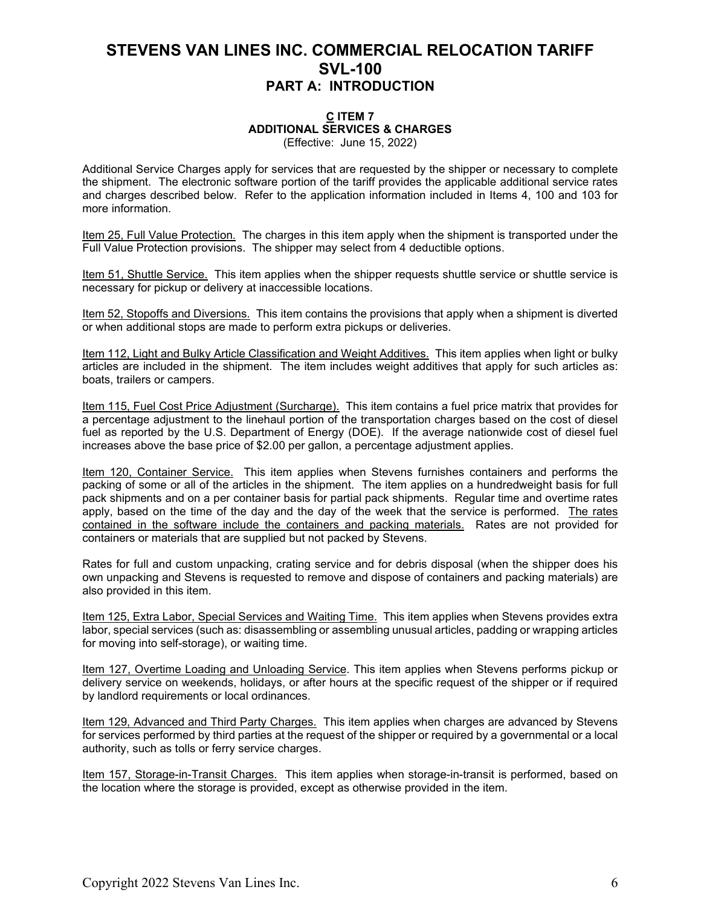# STEVENS VAN LINES INC. COMMERCIAL RELOCATION TARIFF SVL-100

## PART A: INTRODUCTION

### C ITEM 7
### ADDITIONAL SERVICES & CHARGES

(Effective: June 15, 2022)

Additional Service Charges apply for services that are requested by the shipper or necessary to complete the shipment. The electronic software portion of the tariff provides the applicable additional service rates and charges described below. Refer to the application information included in Items 4, 100 and 103 for more information.

Item 25, Full Value Protection. The charges in this item apply when the shipment is transported under the Full Value Protection provisions. The shipper may select from 4 deductible options.

Item 51, Shuttle Service. This item applies when the shipper requests shuttle service or shuttle service is necessary for pickup or delivery at inaccessible locations.

Item 52, Stopoffs and Diversions. This item contains the provisions that apply when a shipment is diverted or when additional stops are made to perform extra pickups or deliveries.

Item 112, Light and Bulky Article Classification and Weight Additives. This item applies when light or bulky articles are included in the shipment. The item includes weight additives that apply for such articles as: boats, trailers or campers.

Item 115, Fuel Cost Price Adjustment (Surcharge). This item contains a fuel price matrix that provides for a percentage adjustment to the linehaul portion of the transportation charges based on the cost of diesel fuel as reported by the U.S. Department of Energy (DOE). If the average nationwide cost of diesel fuel increases above the base price of $2.00 per gallon, a percentage adjustment applies.

Item 120, Container Service. This item applies when Stevens furnishes containers and performs the packing of some or all of the articles in the shipment. The item applies on a hundredweight basis for full pack shipments and on a per container basis for partial pack shipments. Regular time and overtime rates apply, based on the time of the day and the day of the week that the service is performed. The rates contained in the software include the containers and packing materials. Rates are not provided for containers or materials that are supplied but not packed by Stevens.

Rates for full and custom unpacking, crating service and for debris disposal (when the shipper does his own unpacking and Stevens is requested to remove and dispose of containers and packing materials) are also provided in this item.

Item 125, Extra Labor, Special Services and Waiting Time. This item applies when Stevens provides extra labor, special services (such as: disassembling or assembling unusual articles, padding or wrapping articles for moving into self-storage), or waiting time.

Item 127, Overtime Loading and Unloading Service. This item applies when Stevens performs pickup or delivery service on weekends, holidays, or after hours at the specific request of the shipper or if required by landlord requirements or local ordinances.

Item 129, Advanced and Third Party Charges. This item applies when charges are advanced by Stevens for services performed by third parties at the request of the shipper or required by a governmental or a local authority, such as tolls or ferry service charges.

Item 157, Storage-in-Transit Charges. This item applies when storage-in-transit is performed, based on the location where the storage is provided, except as otherwise provided in the item.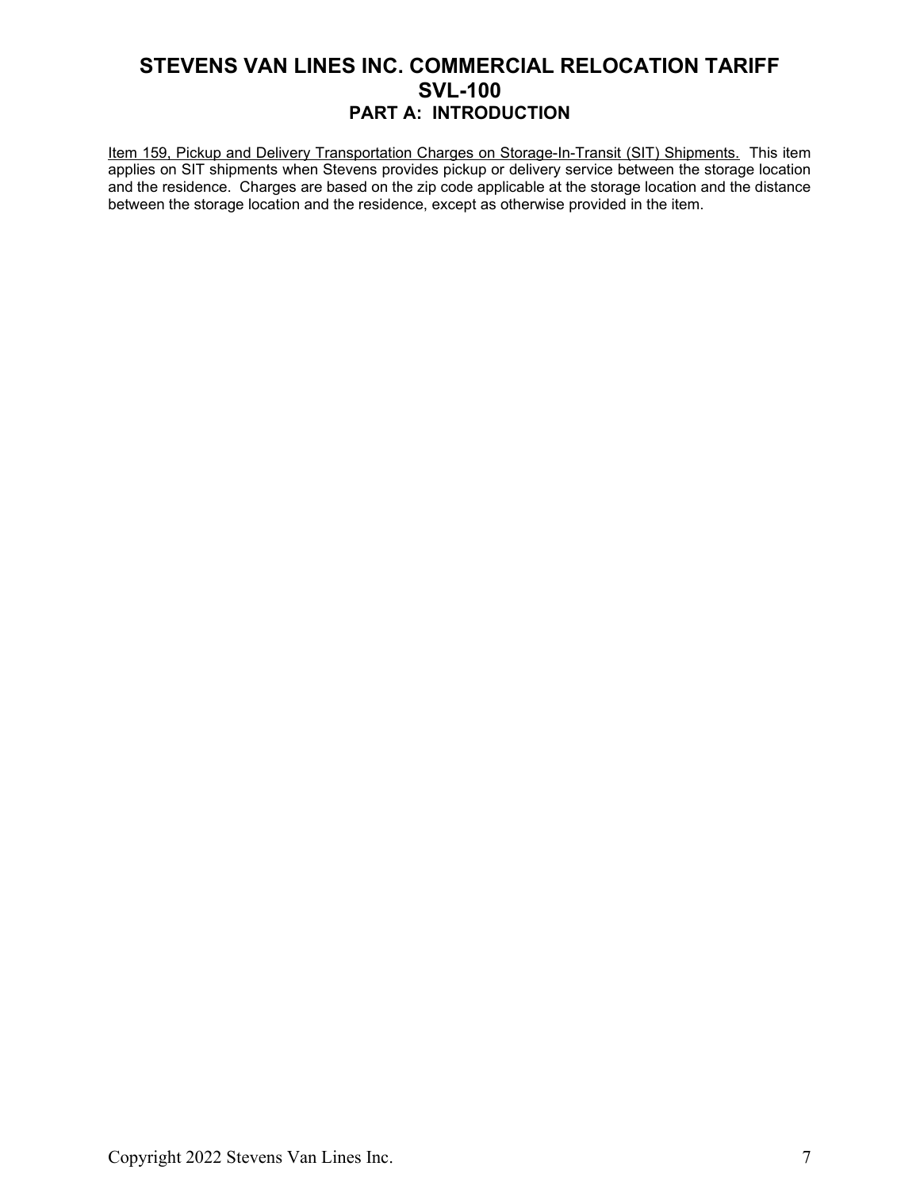# STEVENS VAN LINES INC. COMMERCIAL RELOCATION TARIFF SVL-100

## PART A: INTRODUCTION

<u>Item 159, Pickup and Delivery Transportation Charges on Storage-In-Transit (SIT) Shipments.</u> This item applies on SIT shipments when Stevens provides pickup or delivery service between the storage location and the residence. Charges are based on the zip code applicable at the storage location and the distance between the storage location and the residence, except as otherwise provided in the item.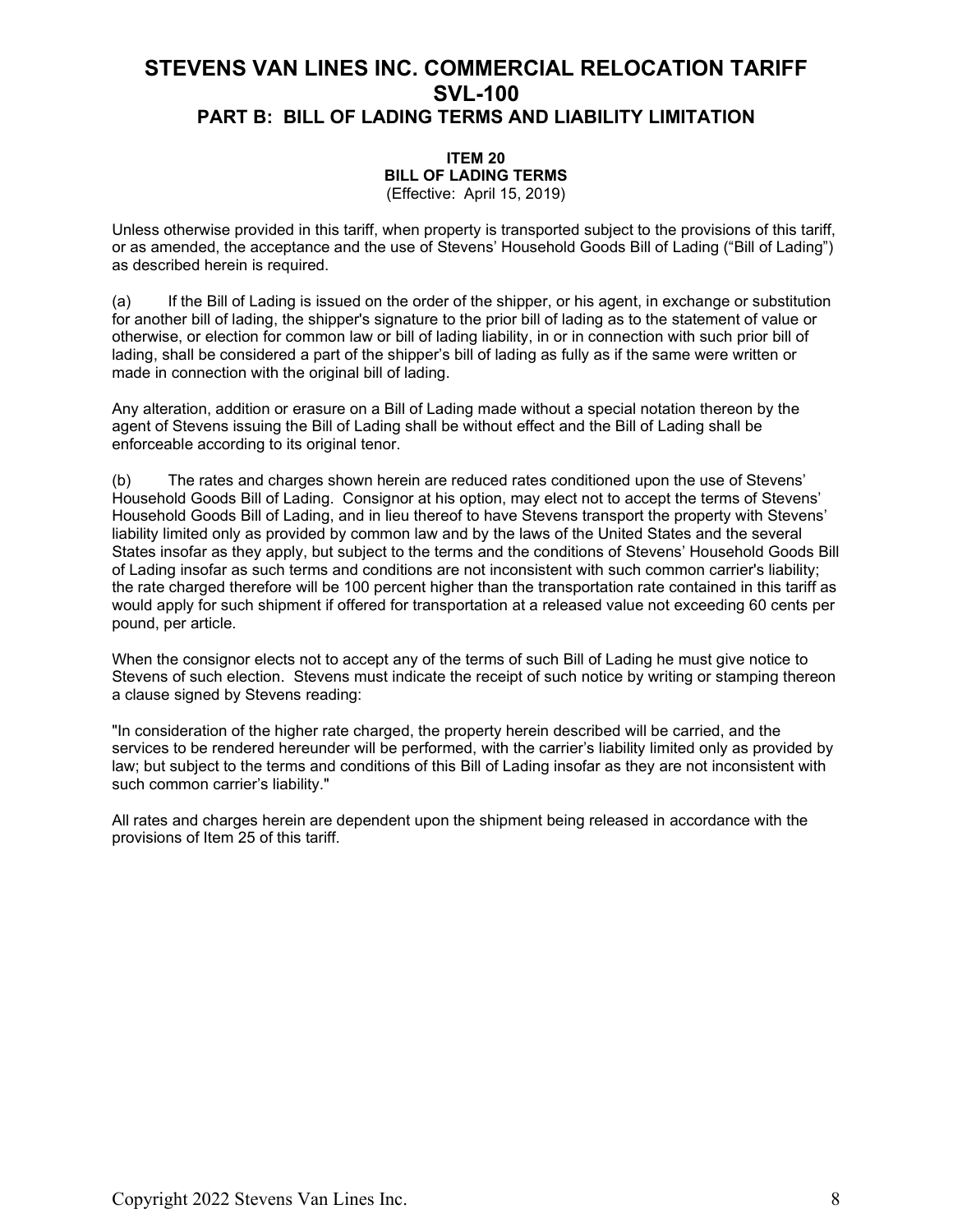# STEVENS VAN LINES INC. COMMERCIAL RELOCATION TARIFF SVL-100

## PART B: BILL OF LADING TERMS AND LIABILITY LIMITATION

### ITEM 20
### BILL OF LADING TERMS
(Effective: April 15, 2019)

Unless otherwise provided in this tariff, when property is transported subject to the provisions of this tariff, or as amended, the acceptance and the use of Stevens' Household Goods Bill of Lading ("Bill of Lading") as described herein is required.

(a) If the Bill of Lading is issued on the order of the shipper, or his agent, in exchange or substitution for another bill of lading, the shipper's signature to the prior bill of lading as to the statement of value or otherwise, or election for common law or bill of lading liability, in or in connection with such prior bill of lading, shall be considered a part of the shipper's bill of lading as fully as if the same were written or made in connection with the original bill of lading.

Any alteration, addition or erasure on a Bill of Lading made without a special notation thereon by the agent of Stevens issuing the Bill of Lading shall be without effect and the Bill of Lading shall be enforceable according to its original tenor.

(b) The rates and charges shown herein are reduced rates conditioned upon the use of Stevens' Household Goods Bill of Lading. Consignor at his option, may elect not to accept the terms of Stevens' Household Goods Bill of Lading, and in lieu thereof to have Stevens transport the property with Stevens' liability limited only as provided by common law and by the laws of the United States and the several States insofar as they apply, but subject to the terms and the conditions of Stevens' Household Goods Bill of Lading insofar as such terms and conditions are not inconsistent with such common carrier's liability; the rate charged therefore will be 100 percent higher than the transportation rate contained in this tariff as would apply for such shipment if offered for transportation at a released value not exceeding 60 cents per pound, per article.

When the consignor elects not to accept any of the terms of such Bill of Lading he must give notice to Stevens of such election. Stevens must indicate the receipt of such notice by writing or stamping thereon a clause signed by Stevens reading:

"In consideration of the higher rate charged, the property herein described will be carried, and the services to be rendered hereunder will be performed, with the carrier's liability limited only as provided by law; but subject to the terms and conditions of this Bill of Lading insofar as they are not inconsistent with such common carrier's liability."

All rates and charges herein are dependent upon the shipment being released in accordance with the provisions of Item 25 of this tariff.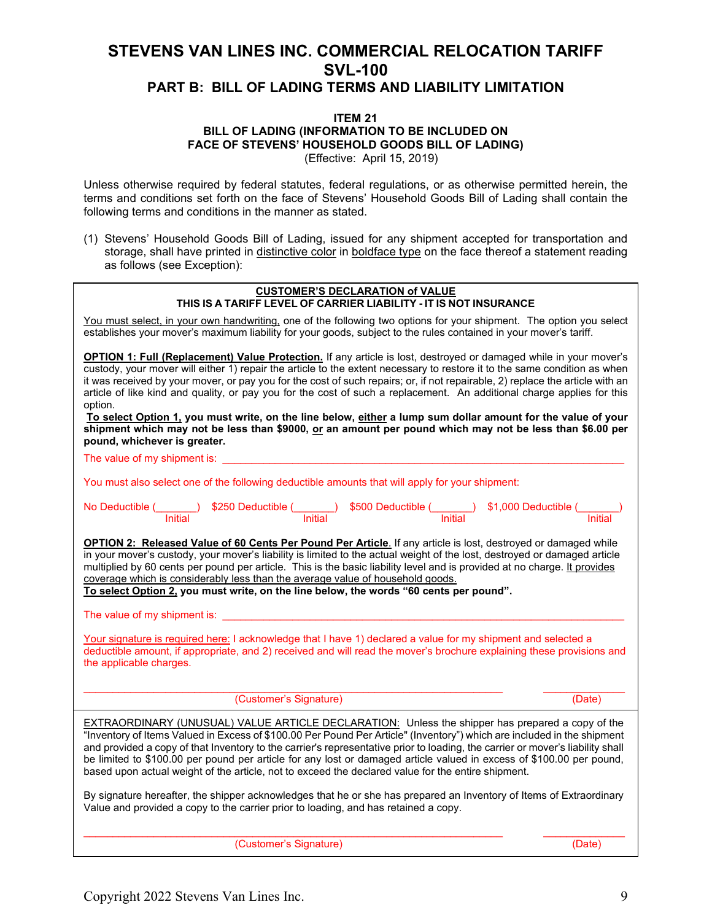# STEVENS VAN LINES INC. COMMERCIAL RELOCATION TARIFF SVL-100

## PART B: BILL OF LADING TERMS AND LIABILITY LIMITATION

### ITEM 21
### BILL OF LADING (INFORMATION TO BE INCLUDED ON FACE OF STEVENS' HOUSEHOLD GOODS BILL OF LADING)

(Effective: April 15, 2019)

Unless otherwise required by federal statutes, federal regulations, or as otherwise permitted herein, the terms and conditions set forth on the face of Stevens' Household Goods Bill of Lading shall contain the following terms and conditions in the manner as stated.

(1) Stevens' Household Goods Bill of Lading, issued for any shipment accepted for transportation and storage, shall have printed in distinctive color in boldface type on the face thereof a statement reading as follows (see Exception):

---

**CUSTOMER'S DECLARATION of VALUE**
**THIS IS A TARIFF LEVEL OF CARRIER LIABILITY - IT IS NOT INSURANCE**

You must select, in your own handwriting, one of the following two options for your shipment. The option you select establishes your mover's maximum liability for your goods, subject to the rules contained in your mover's tariff.

**OPTION 1: Full (Replacement) Value Protection.** If any article is lost, destroyed or damaged while in your mover's custody, your mover will either 1) repair the article to the extent necessary to restore it to the same condition as when it was received by your mover, or pay you for the cost of such repairs; or, if not repairable, 2) replace the article with an article of like kind and quality, or pay you for the cost of such a replacement. An additional charge applies for this option.

**To select Option 1, you must write, on the line below, either a lump sum dollar amount for the value of your shipment which may not be less than $9000, or an amount per pound which may not be less than $6.00 per pound, whichever is greater.**

The value of my shipment is: ______________________________________________

You must also select one of the following deductible amounts that will apply for your shipment:

No Deductible (_______) Initial $250 Deductible (_______) Initial $500 Deductible (_______) Initial $1,000 Deductible (_______) Initial

**OPTION 2: Released Value of 60 Cents Per Pound Per Article**. If any article is lost, destroyed or damaged while in your mover's custody, your mover's liability is limited to the actual weight of the lost, destroyed or damaged article multiplied by 60 cents per pound per article. This is the basic liability level and is provided at no charge. It provides coverage which is considerably less than the average value of household goods.

**To select Option 2, you must write, on the line below, the words "60 cents per pound".**

The value of my shipment is: ______________________________________________

Your signature is required here: I acknowledge that I have 1) declared a value for my shipment and selected a deductible amount, if appropriate, and 2) received and will read the mover's brochure explaining these provisions and the applicable charges.

______________________________________________ (Customer's Signature) ______________ (Date)

---

EXTRAORDINARY (UNUSUAL) VALUE ARTICLE DECLARATION: Unless the shipper has prepared a copy of the "Inventory of Items Valued in Excess of $100.00 Per Pound Per Article" (Inventory") which are included in the shipment and provided a copy of that Inventory to the carrier's representative prior to loading, the carrier or mover's liability shall be limited to $100.00 per pound per article for any lost or damaged article valued in excess of $100.00 per pound, based upon actual weight of the article, not to exceed the declared value for the entire shipment.

By signature hereafter, the shipper acknowledges that he or she has prepared an Inventory of Items of Extraordinary Value and provided a copy to the carrier prior to loading, and has retained a copy.

______________________________________________ (Customer's Signature) ______________ (Date)

---

Copyright 2022 Stevens Van Lines Inc.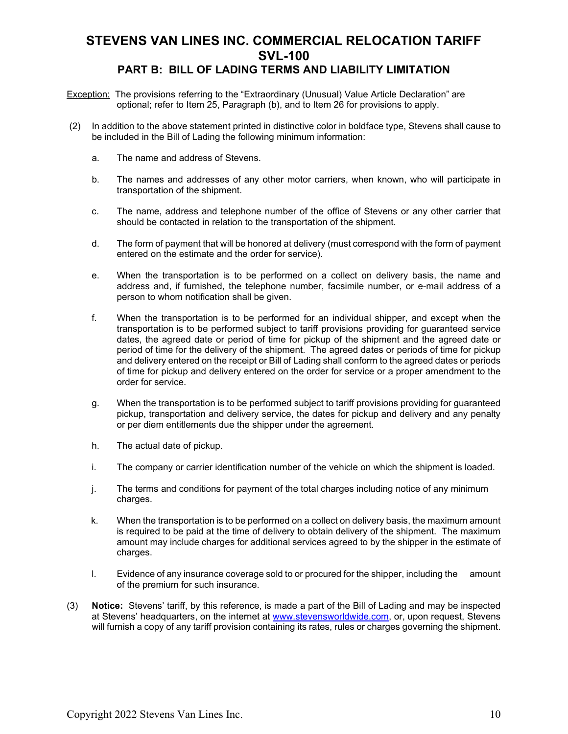# STEVENS VAN LINES INC. COMMERCIAL RELOCATION TARIFF SVL-100

## PART B: BILL OF LADING TERMS AND LIABILITY LIMITATION

Exception: The provisions referring to the "Extraordinary (Unusual) Value Article Declaration" are optional; refer to Item 25, Paragraph (b), and to Item 26 for provisions to apply.

(2) In addition to the above statement printed in distinctive color in boldface type, Stevens shall cause to be included in the Bill of Lading the following minimum information:

a. The name and address of Stevens.

b. The names and addresses of any other motor carriers, when known, who will participate in transportation of the shipment.

c. The name, address and telephone number of the office of Stevens or any other carrier that should be contacted in relation to the transportation of the shipment.

d. The form of payment that will be honored at delivery (must correspond with the form of payment entered on the estimate and the order for service).

e. When the transportation is to be performed on a collect on delivery basis, the name and address and, if furnished, the telephone number, facsimile number, or e-mail address of a person to whom notification shall be given.

f. When the transportation is to be performed for an individual shipper, and except when the transportation is to be performed subject to tariff provisions providing for guaranteed service dates, the agreed date or period of time for pickup of the shipment and the agreed date or period of time for the delivery of the shipment. The agreed dates or periods of time for pickup and delivery entered on the receipt or Bill of Lading shall conform to the agreed dates or periods of time for pickup and delivery entered on the order for service or a proper amendment to the order for service.

g. When the transportation is to be performed subject to tariff provisions providing for guaranteed pickup, transportation and delivery service, the dates for pickup and delivery and any penalty or per diem entitlements due the shipper under the agreement.

h. The actual date of pickup.

i. The company or carrier identification number of the vehicle on which the shipment is loaded.

j. The terms and conditions for payment of the total charges including notice of any minimum charges.

k. When the transportation is to be performed on a collect on delivery basis, the maximum amount is required to be paid at the time of delivery to obtain delivery of the shipment. The maximum amount may include charges for additional services agreed to by the shipper in the estimate of charges.

l. Evidence of any insurance coverage sold to or procured for the shipper, including the amount of the premium for such insurance.

(3) **Notice:** Stevens' tariff, by this reference, is made a part of the Bill of Lading and may be inspected at Stevens' headquarters, on the internet at www.stevensworldwide.com, or, upon request, Stevens will furnish a copy of any tariff provision containing its rates, rules or charges governing the shipment.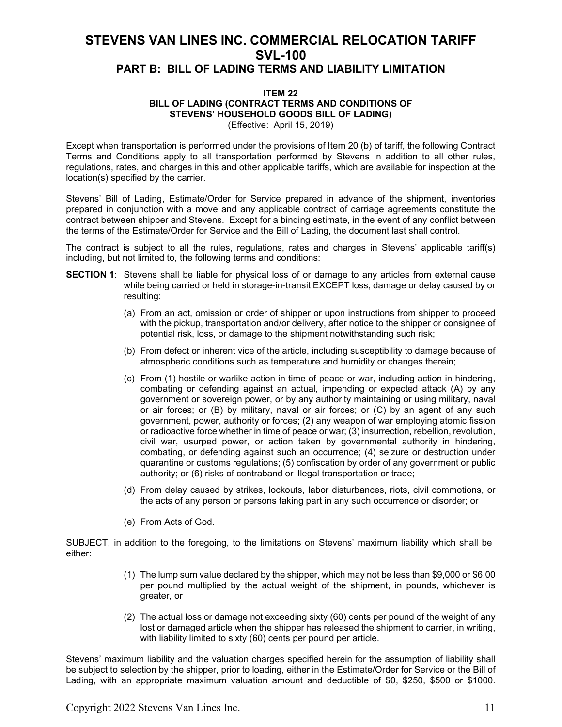# STEVENS VAN LINES INC. COMMERCIAL RELOCATION TARIFF SVL-100

## PART B: BILL OF LADING TERMS AND LIABILITY LIMITATION

### ITEM 22
### BILL OF LADING (CONTRACT TERMS AND CONDITIONS OF STEVENS' HOUSEHOLD GOODS BILL OF LADING)

(Effective: April 15, 2019)

Except when transportation is performed under the provisions of Item 20 (b) of tariff, the following Contract Terms and Conditions apply to all transportation performed by Stevens in addition to all other rules, regulations, rates, and charges in this and other applicable tariffs, which are available for inspection at the location(s) specified by the carrier.

Stevens' Bill of Lading, Estimate/Order for Service prepared in advance of the shipment, inventories prepared in conjunction with a move and any applicable contract of carriage agreements constitute the contract between shipper and Stevens. Except for a binding estimate, in the event of any conflict between the terms of the Estimate/Order for Service and the Bill of Lading, the document last shall control.

The contract is subject to all the rules, regulations, rates and charges in Stevens' applicable tariff(s) including, but not limited to, the following terms and conditions:

**SECTION 1**: Stevens shall be liable for physical loss of or damage to any articles from external cause while being carried or held in storage-in-transit EXCEPT loss, damage or delay caused by or resulting:

(a) From an act, omission or order of shipper or upon instructions from shipper to proceed with the pickup, transportation and/or delivery, after notice to the shipper or consignee of potential risk, loss, or damage to the shipment notwithstanding such risk;

(b) From defect or inherent vice of the article, including susceptibility to damage because of atmospheric conditions such as temperature and humidity or changes therein;

(c) From (1) hostile or warlike action in time of peace or war, including action in hindering, combating or defending against an actual, impending or expected attack (A) by any government or sovereign power, or by any authority maintaining or using military, naval or air forces; or (B) by military, naval or air forces; or (C) by an agent of any such government, power, authority or forces; (2) any weapon of war employing atomic fission or radioactive force whether in time of peace or war; (3) insurrection, rebellion, revolution, civil war, usurped power, or action taken by governmental authority in hindering, combating, or defending against such an occurrence; (4) seizure or destruction under quarantine or customs regulations; (5) confiscation by order of any government or public authority; or (6) risks of contraband or illegal transportation or trade;

(d) From delay caused by strikes, lockouts, labor disturbances, riots, civil commotions, or the acts of any person or persons taking part in any such occurrence or disorder; or

(e) From Acts of God.

SUBJECT, in addition to the foregoing, to the limitations on Stevens' maximum liability which shall be either:

(1) The lump sum value declared by the shipper, which may not be less than $9,000 or $6.00 per pound multiplied by the actual weight of the shipment, in pounds, whichever is greater, or

(2) The actual loss or damage not exceeding sixty (60) cents per pound of the weight of any lost or damaged article when the shipper has released the shipment to carrier, in writing, with liability limited to sixty (60) cents per pound per article.

Stevens' maximum liability and the valuation charges specified herein for the assumption of liability shall be subject to selection by the shipper, prior to loading, either in the Estimate/Order for Service or the Bill of Lading, with an appropriate maximum valuation amount and deductible of $0, $250, $500 or $1000.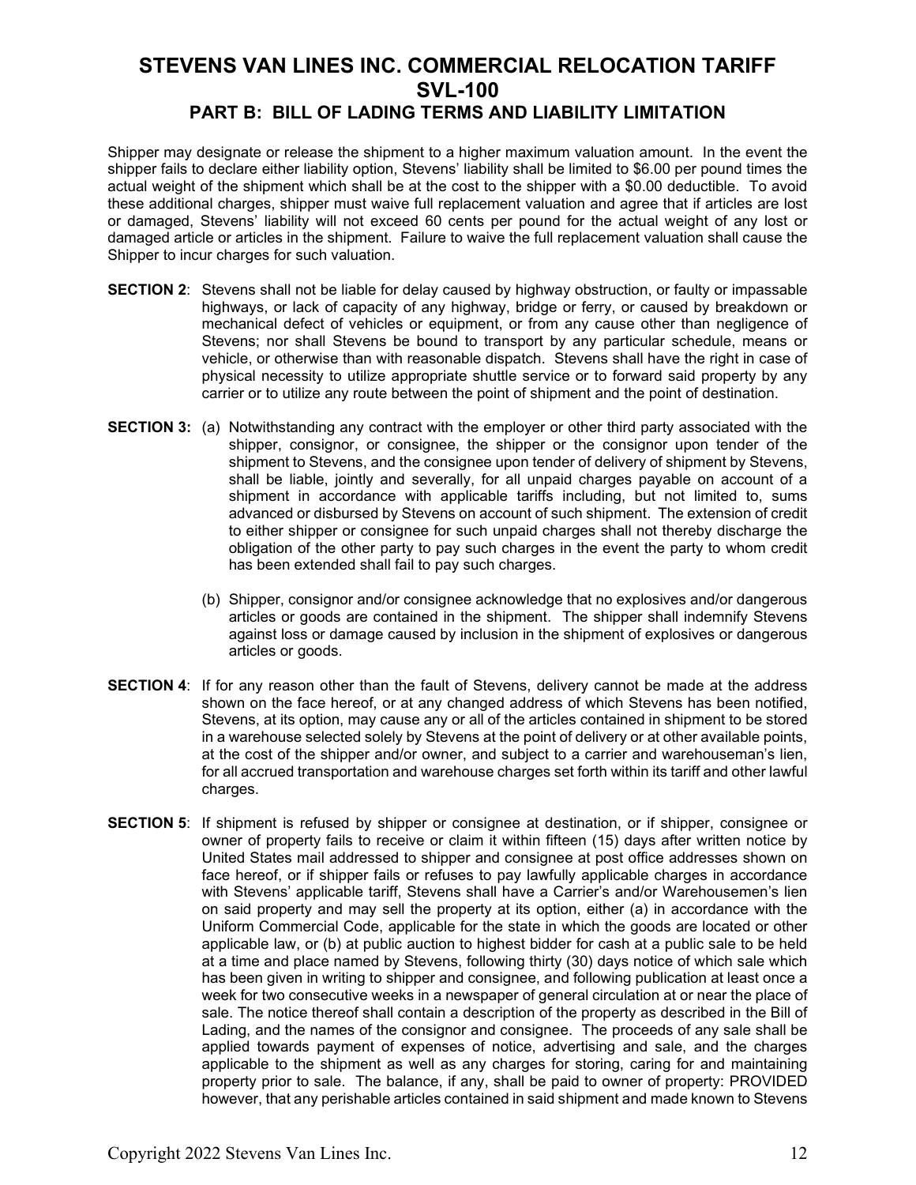# STEVENS VAN LINES INC. COMMERCIAL RELOCATION TARIFF SVL-100

## PART B: BILL OF LADING TERMS AND LIABILITY LIMITATION

Shipper may designate or release the shipment to a higher maximum valuation amount. In the event the shipper fails to declare either liability option, Stevens' liability shall be limited to $6.00 per pound times the actual weight of the shipment which shall be at the cost to the shipper with a $0.00 deductible. To avoid these additional charges, shipper must waive full replacement valuation and agree that if articles are lost or damaged, Stevens' liability will not exceed 60 cents per pound for the actual weight of any lost or damaged article or articles in the shipment. Failure to waive the full replacement valuation shall cause the Shipper to incur charges for such valuation.

**SECTION 2**: Stevens shall not be liable for delay caused by highway obstruction, or faulty or impassable highways, or lack of capacity of any highway, bridge or ferry, or caused by breakdown or mechanical defect of vehicles or equipment, or from any cause other than negligence of Stevens; nor shall Stevens be bound to transport by any particular schedule, means or vehicle, or otherwise than with reasonable dispatch. Stevens shall have the right in case of physical necessity to utilize appropriate shuttle service or to forward said property by any carrier or to utilize any route between the point of shipment and the point of destination.

**SECTION 3:** (a) Notwithstanding any contract with the employer or other third party associated with the shipper, consignor, or consignee, the shipper or the consignor upon tender of the shipment to Stevens, and the consignee upon tender of delivery of shipment by Stevens, shall be liable, jointly and severally, for all unpaid charges payable on account of a shipment in accordance with applicable tariffs including, but not limited to, sums advanced or disbursed by Stevens on account of such shipment. The extension of credit to either shipper or consignee for such unpaid charges shall not thereby discharge the obligation of the other party to pay such charges in the event the party to whom credit has been extended shall fail to pay such charges.

(b) Shipper, consignor and/or consignee acknowledge that no explosives and/or dangerous articles or goods are contained in the shipment. The shipper shall indemnify Stevens against loss or damage caused by inclusion in the shipment of explosives or dangerous articles or goods.

**SECTION 4**: If for any reason other than the fault of Stevens, delivery cannot be made at the address shown on the face hereof, or at any changed address of which Stevens has been notified, Stevens, at its option, may cause any or all of the articles contained in shipment to be stored in a warehouse selected solely by Stevens at the point of delivery or at other available points, at the cost of the shipper and/or owner, and subject to a carrier and warehouseman's lien, for all accrued transportation and warehouse charges set forth within its tariff and other lawful charges.

**SECTION 5**: If shipment is refused by shipper or consignee at destination, or if shipper, consignee or owner of property fails to receive or claim it within fifteen (15) days after written notice by United States mail addressed to shipper and consignee at post office addresses shown on face hereof, or if shipper fails or refuses to pay lawfully applicable charges in accordance with Stevens' applicable tariff, Stevens shall have a Carrier's and/or Warehousemen's lien on said property and may sell the property at its option, either (a) in accordance with the Uniform Commercial Code, applicable for the state in which the goods are located or other applicable law, or (b) at public auction to highest bidder for cash at a public sale to be held at a time and place named by Stevens, following thirty (30) days notice of which sale which has been given in writing to shipper and consignee, and following publication at least once a week for two consecutive weeks in a newspaper of general circulation at or near the place of sale. The notice thereof shall contain a description of the property as described in the Bill of Lading, and the names of the consignor and consignee. The proceeds of any sale shall be applied towards payment of expenses of notice, advertising and sale, and the charges applicable to the shipment as well as any charges for storing, caring for and maintaining property prior to sale. The balance, if any, shall be paid to owner of property: PROVIDED however, that any perishable articles contained in said shipment and made known to Stevens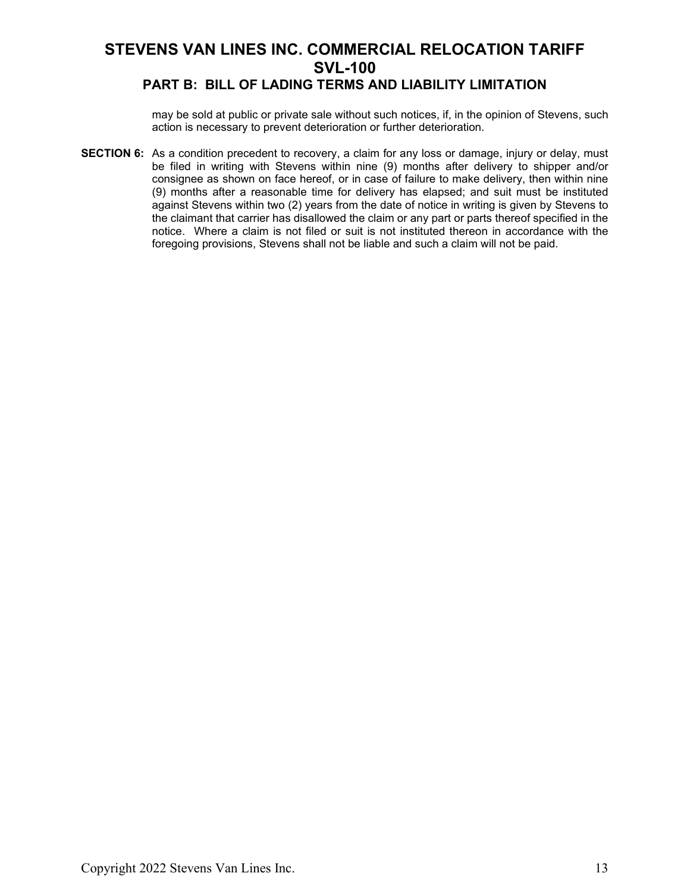may be sold at public or private sale without such notices, if, in the opinion of Stevens, such action is necessary to prevent deterioration or further deterioration.

**SECTION 6:** As a condition precedent to recovery, a claim for any loss or damage, injury or delay, must be filed in writing with Stevens within nine (9) months after delivery to shipper and/or consignee as shown on face hereof, or in case of failure to make delivery, then within nine (9) months after a reasonable time for delivery has elapsed; and suit must be instituted against Stevens within two (2) years from the date of notice in writing is given by Stevens to the claimant that carrier has disallowed the claim or any part or parts thereof specified in the notice. Where a claim is not filed or suit is not instituted thereon in accordance with the foregoing provisions, Stevens shall not be liable and such a claim will not be paid.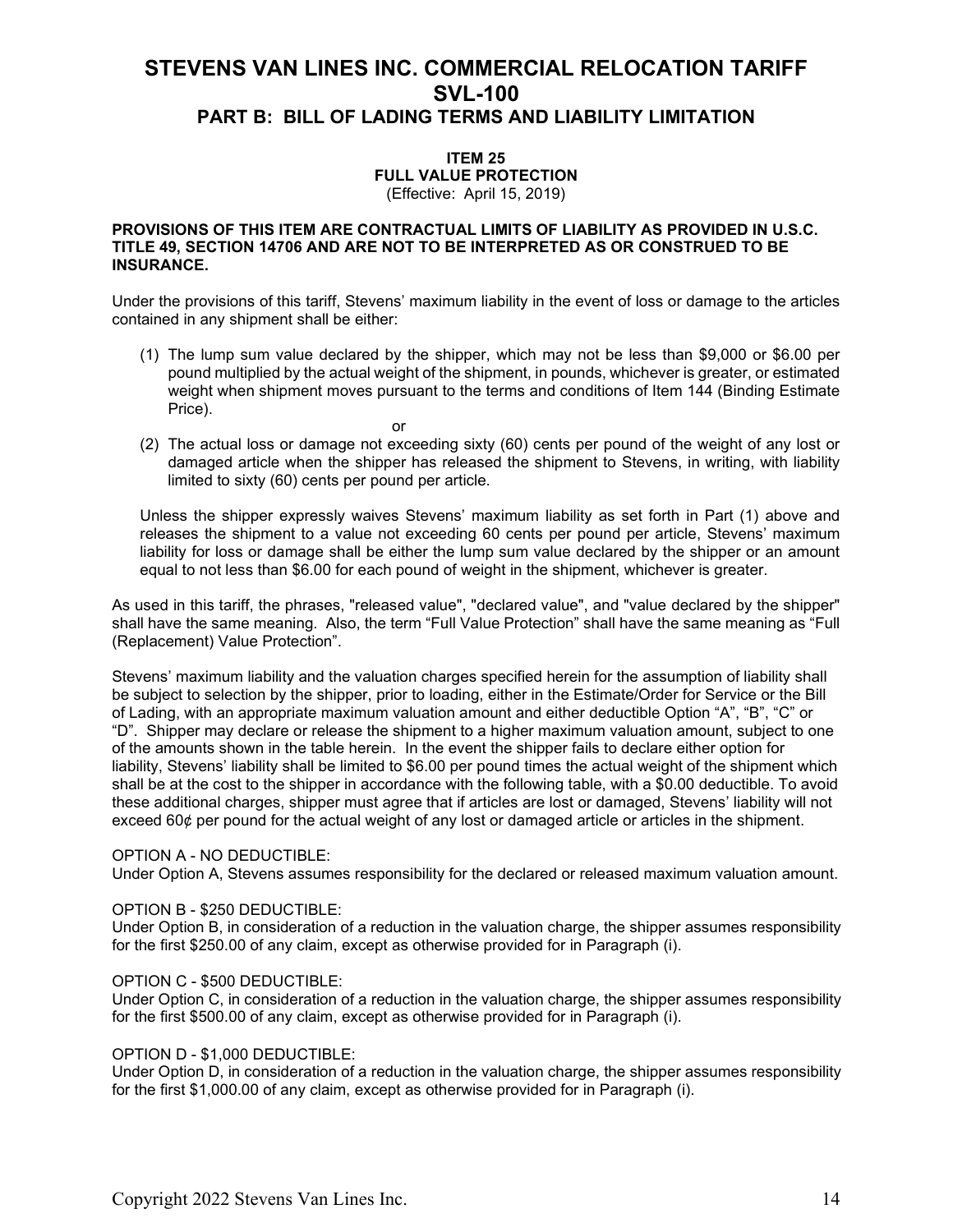# STEVENS VAN LINES INC. COMMERCIAL RELOCATION TARIFF SVL-100

## PART B: BILL OF LADING TERMS AND LIABILITY LIMITATION

### ITEM 25
### FULL VALUE PROTECTION
(Effective: April 15, 2019)

**PROVISIONS OF THIS ITEM ARE CONTRACTUAL LIMITS OF LIABILITY AS PROVIDED IN U.S.C. TITLE 49, SECTION 14706 AND ARE NOT TO BE INTERPRETED AS OR CONSTRUED TO BE INSURANCE.**

Under the provisions of this tariff, Stevens' maximum liability in the event of loss or damage to the articles contained in any shipment shall be either:

(1) The lump sum value declared by the shipper, which may not be less than $9,000 or $6.00 per pound multiplied by the actual weight of the shipment, in pounds, whichever is greater, or estimated weight when shipment moves pursuant to the terms and conditions of Item 144 (Binding Estimate Price).

or

(2) The actual loss or damage not exceeding sixty (60) cents per pound of the weight of any lost or damaged article when the shipper has released the shipment to Stevens, in writing, with liability limited to sixty (60) cents per pound per article.

Unless the shipper expressly waives Stevens' maximum liability as set forth in Part (1) above and releases the shipment to a value not exceeding 60 cents per pound per article, Stevens' maximum liability for loss or damage shall be either the lump sum value declared by the shipper or an amount equal to not less than $6.00 for each pound of weight in the shipment, whichever is greater.

As used in this tariff, the phrases, "released value", "declared value", and "value declared by the shipper" shall have the same meaning. Also, the term "Full Value Protection" shall have the same meaning as "Full (Replacement) Value Protection".

Stevens' maximum liability and the valuation charges specified herein for the assumption of liability shall be subject to selection by the shipper, prior to loading, either in the Estimate/Order for Service or the Bill of Lading, with an appropriate maximum valuation amount and either deductible Option "A", "B", "C" or "D". Shipper may declare or release the shipment to a higher maximum valuation amount, subject to one of the amounts shown in the table herein. In the event the shipper fails to declare either option for liability, Stevens' liability shall be limited to $6.00 per pound times the actual weight of the shipment which shall be at the cost to the shipper in accordance with the following table, with a $0.00 deductible. To avoid these additional charges, shipper must agree that if articles are lost or damaged, Stevens' liability will not exceed 60¢ per pound for the actual weight of any lost or damaged article or articles in the shipment.

OPTION A - NO DEDUCTIBLE:
Under Option A, Stevens assumes responsibility for the declared or released maximum valuation amount.

OPTION B - $250 DEDUCTIBLE:
Under Option B, in consideration of a reduction in the valuation charge, the shipper assumes responsibility for the first $250.00 of any claim, except as otherwise provided for in Paragraph (i).

OPTION C - $500 DEDUCTIBLE:
Under Option C, in consideration of a reduction in the valuation charge, the shipper assumes responsibility for the first $500.00 of any claim, except as otherwise provided for in Paragraph (i).

OPTION D - $1,000 DEDUCTIBLE:
Under Option D, in consideration of a reduction in the valuation charge, the shipper assumes responsibility for the first $1,000.00 of any claim, except as otherwise provided for in Paragraph (i).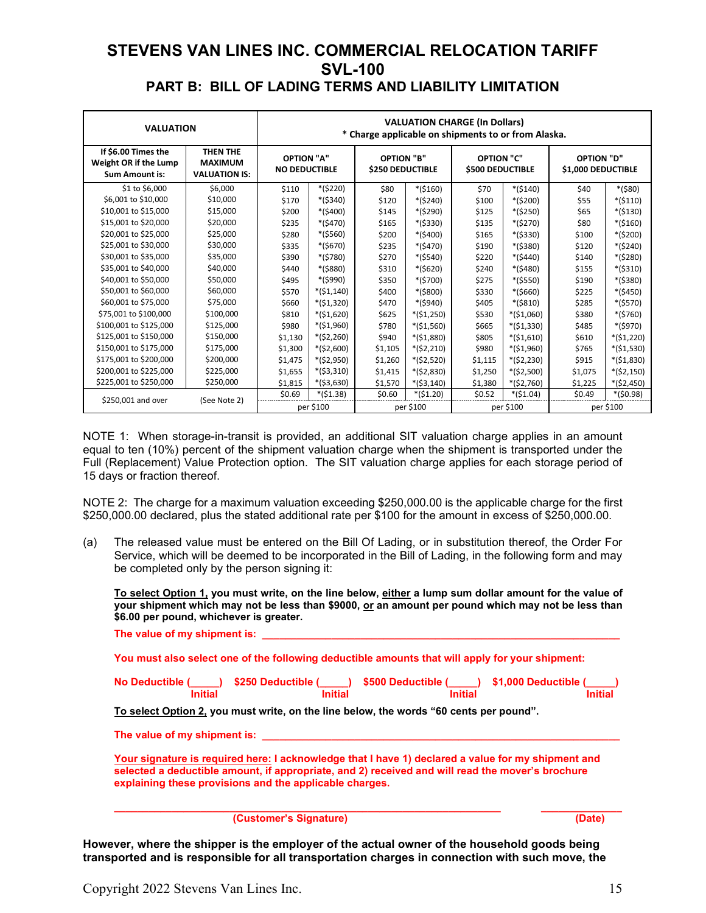# STEVENS VAN LINES INC. COMMERCIAL RELOCATION TARIFF SVL-100

## PART B: BILL OF LADING TERMS AND LIABILITY LIMITATION

| VALUATION | | VALUATION CHARGE (In Dollars) * Charge applicable on shipments to or from Alaska. | | | | | | | |
|---|---|---|---|---|---|---|---|---|---|
| If $6.00 Times the Weight OR if the Lump Sum Amount is: | THEN THE MAXIMUM VALUATION IS: | OPTION "A" NO DEDUCTIBLE | | OPTION "B" $250 DEDUCTIBLE | | OPTION "C" $500 DEDUCTIBLE | | OPTION "D" $1,000 DEDUCTIBLE | |
| $1 to $6,000 | $6,000 | $110 | *($220) | $80 | *($160) | $70 | *($140) | $40 | *($80) |
| $6,001 to $10,000 | $10,000 | $170 | *($340) | $120 | *($240) | $100 | *($200) | $55 | *($110) |
| $10,001 to $15,000 | $15,000 | $200 | *($400) | $145 | *($290) | $125 | *($250) | $65 | *($130) |
| $15,001 to $20,000 | $20,000 | $235 | *($470) | $165 | *($330) | $135 | *($270) | $80 | *($160) |
| $20,001 to $25,000 | $25,000 | $280 | *($560) | $200 | *($400) | $165 | *($330) | $100 | *($200) |
| $25,001 to $30,000 | $30,000 | $335 | *($670) | $235 | *($470) | $190 | *($380) | $120 | *($240) |
| $30,001 to $35,000 | $35,000 | $390 | *($780) | $270 | *($540) | $220 | *($440) | $140 | *($280) |
| $35,001 to $40,000 | $40,000 | $440 | *($880) | $310 | *($620) | $240 | *($480) | $155 | *($310) |
| $40,001 to $50,000 | $50,000 | $495 | *($990) | $350 | *($700) | $275 | *($550) | $190 | *($380) |
| $50,001 to $60,000 | $60,000 | $570 | *($1,140) | $400 | *($800) | $330 | *($660) | $225 | *($450) |
| $60,001 to $75,000 | $75,000 | $660 | *($1,320) | $470 | *($940) | $405 | *($810) | $285 | *($570) |
| $75,001 to $100,000 | $100,000 | $810 | *($1,620) | $625 | *($1,250) | $530 | *($1,060) | $380 | *($760) |
| $100,001 to $125,000 | $125,000 | $980 | *($1,960) | $780 | *($1,560) | $665 | *($1,330) | $485 | *($970) |
| $125,001 to $150,000 | $150,000 | $1,130 | *($2,260) | $940 | *($1,880) | $805 | *($1,610) | $610 | *($1,220) |
| $150,001 to $175,000 | $175,000 | $1,300 | *($2,600) | $1,105 | *($2,210) | $980 | *($1,960) | $765 | *($1,530) |
| $175,001 to $200,000 | $200,000 | $1,475 | *($2,950) | $1,260 | *($2,520) | $1,115 | *($2,230) | $915 | *($1,830) |
| $200,001 to $225,000 | $225,000 | $1,655 | *($3,310) | $1,415 | *($2,830) | $1,250 | *($2,500) | $1,075 | *($2,150) |
| $225,001 to $250,000 | $250,000 | $1,815 | *($3,630) | $1,570 | *($3,140) | $1,380 | *($2,760) | $1,225 | *($2,450) |
| $250,001 and over | (See Note 2) | $0.69 per $100 | *($1.38) | $0.60 per $100 | *($1.20) | $0.52 per $100 | *($1.04) | $0.49 per $100 | *($0.98) |

NOTE 1: When storage-in-transit is provided, an additional SIT valuation charge applies in an amount equal to ten (10%) percent of the shipment valuation charge when the shipment is transported under the Full (Replacement) Value Protection option. The SIT valuation charge applies for each storage period of 15 days or fraction thereof.

NOTE 2: The charge for a maximum valuation exceeding $250,000.00 is the applicable charge for the first $250,000.00 declared, plus the stated additional rate per $100 for the amount in excess of $250,000.00.

(a) The released value must be entered on the Bill Of Lading, or in substitution thereof, the Order For Service, which will be deemed to be incorporated in the Bill of Lading, in the following form and may be completed only by the person signing it:

**To select Option 1, you must write, on the line below, either a lump sum dollar amount for the value of your shipment which may not be less than $9000, or an amount per pound which may not be less than $6.00 per pound, whichever is greater.**

**The value of my shipment is: ______________________________________________**

**You must also select one of the following deductible amounts that will apply for your shipment:**

**No Deductible (_____) Initial  $250 Deductible (_____) Initial  $500 Deductible (_____) Initial  $1,000 Deductible (_____) Initial**

**To select Option 2, you must write, on the line below, the words "60 cents per pound".**

**The value of my shipment is: ______________________________________________**

**Your signature is required here: I acknowledge that I have 1) declared a value for my shipment and selected a deductible amount, if appropriate, and 2) received and will read the mover's brochure explaining these provisions and the applicable charges.**

**______________________________________________ (Customer's Signature)  ____________ (Date)**

**However, where the shipper is the employer of the actual owner of the household goods being transported and is responsible for all transportation charges in connection with such move, the**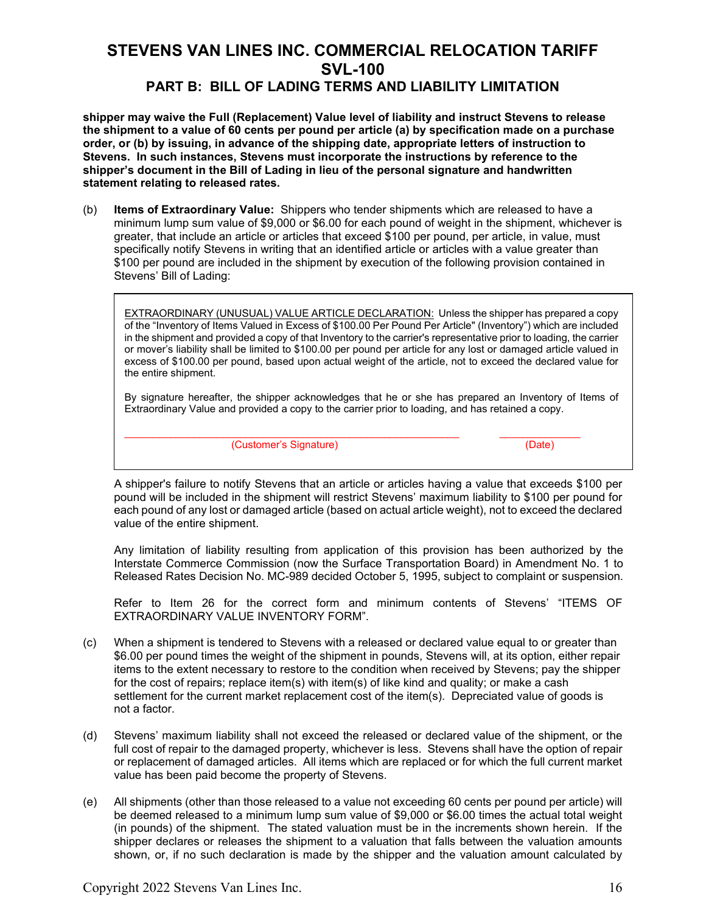**shipper may waive the Full (Replacement) Value level of liability and instruct Stevens to release the shipment to a value of 60 cents per pound per article (a) by specification made on a purchase order, or (b) by issuing, in advance of the shipping date, appropriate letters of instruction to Stevens. In such instances, Stevens must incorporate the instructions by reference to the shipper's document in the Bill of Lading in lieu of the personal signature and handwritten statement relating to released rates.**

(b) **Items of Extraordinary Value:** Shippers who tender shipments which are released to have a minimum lump sum value of $9,000 or $6.00 for each pound of weight in the shipment, whichever is greater, that include an article or articles that exceed $100 per pound, per article, in value, must specifically notify Stevens in writing that an identified article or articles with a value greater than $100 per pound are included in the shipment by execution of the following provision contained in Stevens' Bill of Lading:

> EXTRAORDINARY (UNUSUAL) VALUE ARTICLE DECLARATION: Unless the shipper has prepared a copy of the "Inventory of Items Valued in Excess of $100.00 Per Pound Per Article" (Inventory") which are included in the shipment and provided a copy of that Inventory to the carrier's representative prior to loading, the carrier or mover's liability shall be limited to $100.00 per pound per article for any lost or damaged article valued in excess of $100.00 per pound, based upon actual weight of the article, not to exceed the declared value for the entire shipment.
>
> By signature hereafter, the shipper acknowledges that he or she has prepared an Inventory of Items of Extraordinary Value and provided a copy to the carrier prior to loading, and has retained a copy.
>
> ______________________________________________________ _____________
> (Customer's Signature) (Date)

A shipper's failure to notify Stevens that an article or articles having a value that exceeds $100 per pound will be included in the shipment will restrict Stevens' maximum liability to $100 per pound for each pound of any lost or damaged article (based on actual article weight), not to exceed the declared value of the entire shipment.

Any limitation of liability resulting from application of this provision has been authorized by the Interstate Commerce Commission (now the Surface Transportation Board) in Amendment No. 1 to Released Rates Decision No. MC-989 decided October 5, 1995, subject to complaint or suspension.

Refer to Item 26 for the correct form and minimum contents of Stevens' "ITEMS OF EXTRAORDINARY VALUE INVENTORY FORM".

(c) When a shipment is tendered to Stevens with a released or declared value equal to or greater than $6.00 per pound times the weight of the shipment in pounds, Stevens will, at its option, either repair items to the extent necessary to restore to the condition when received by Stevens; pay the shipper for the cost of repairs; replace item(s) with item(s) of like kind and quality; or make a cash settlement for the current market replacement cost of the item(s). Depreciated value of goods is not a factor.

(d) Stevens' maximum liability shall not exceed the released or declared value of the shipment, or the full cost of repair to the damaged property, whichever is less. Stevens shall have the option of repair or replacement of damaged articles. All items which are replaced or for which the full current market value has been paid become the property of Stevens.

(e) All shipments (other than those released to a value not exceeding 60 cents per pound per article) will be deemed released to a minimum lump sum value of $9,000 or $6.00 times the actual total weight (in pounds) of the shipment. The stated valuation must be in the increments shown herein. If the shipper declares or releases the shipment to a valuation that falls between the valuation amounts shown, or, if no such declaration is made by the shipper and the valuation amount calculated by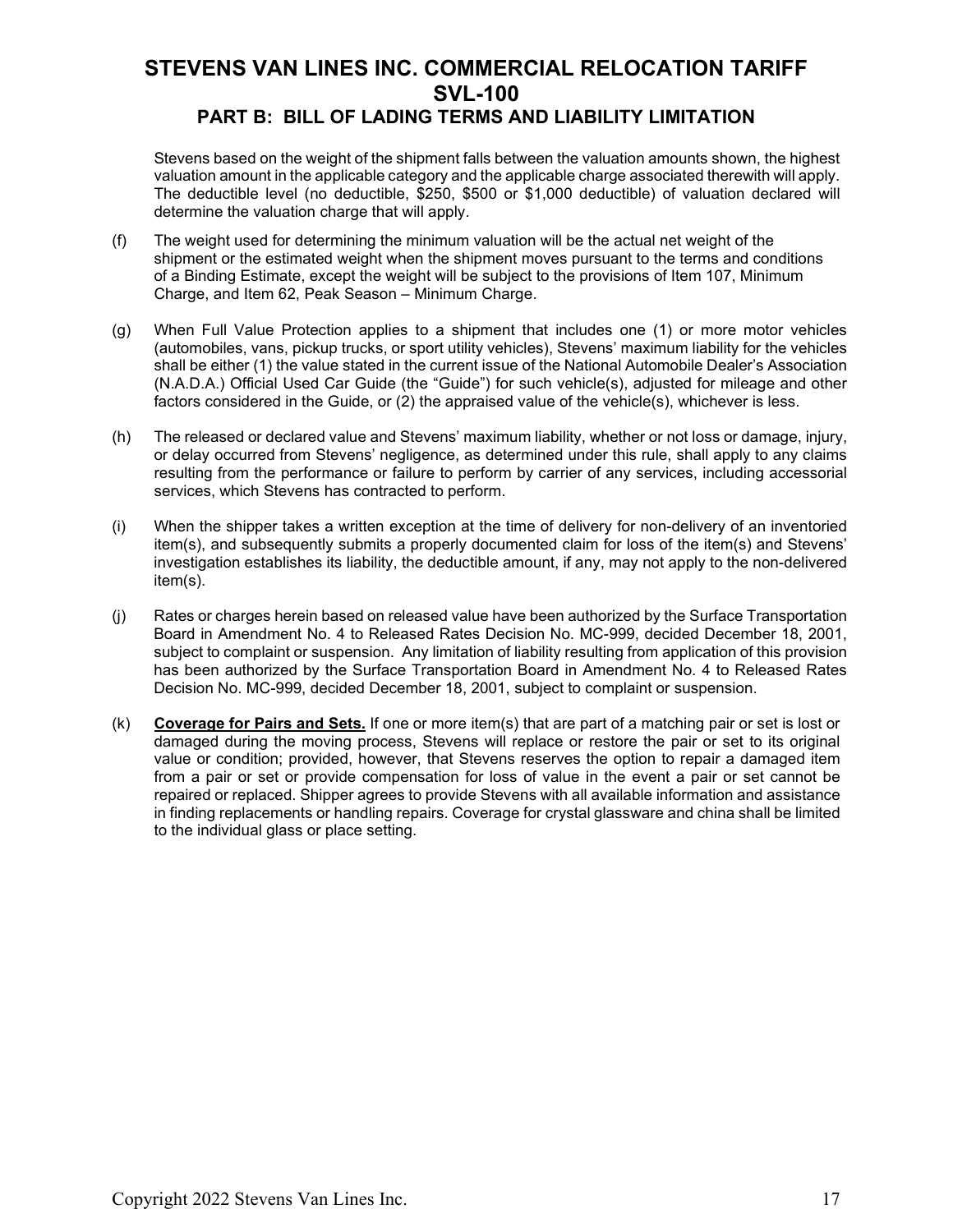Stevens based on the weight of the shipment falls between the valuation amounts shown, the highest valuation amount in the applicable category and the applicable charge associated therewith will apply. The deductible level (no deductible, $250, $500 or $1,000 deductible) of valuation declared will determine the valuation charge that will apply.

(f) The weight used for determining the minimum valuation will be the actual net weight of the shipment or the estimated weight when the shipment moves pursuant to the terms and conditions of a Binding Estimate, except the weight will be subject to the provisions of Item 107, Minimum Charge, and Item 62, Peak Season – Minimum Charge.

(g) When Full Value Protection applies to a shipment that includes one (1) or more motor vehicles (automobiles, vans, pickup trucks, or sport utility vehicles), Stevens' maximum liability for the vehicles shall be either (1) the value stated in the current issue of the National Automobile Dealer's Association (N.A.D.A.) Official Used Car Guide (the "Guide") for such vehicle(s), adjusted for mileage and other factors considered in the Guide, or (2) the appraised value of the vehicle(s), whichever is less.

(h) The released or declared value and Stevens' maximum liability, whether or not loss or damage, injury, or delay occurred from Stevens' negligence, as determined under this rule, shall apply to any claims resulting from the performance or failure to perform by carrier of any services, including accessorial services, which Stevens has contracted to perform.

(i) When the shipper takes a written exception at the time of delivery for non-delivery of an inventoried item(s), and subsequently submits a properly documented claim for loss of the item(s) and Stevens' investigation establishes its liability, the deductible amount, if any, may not apply to the non-delivered item(s).

(j) Rates or charges herein based on released value have been authorized by the Surface Transportation Board in Amendment No. 4 to Released Rates Decision No. MC-999, decided December 18, 2001, subject to complaint or suspension. Any limitation of liability resulting from application of this provision has been authorized by the Surface Transportation Board in Amendment No. 4 to Released Rates Decision No. MC-999, decided December 18, 2001, subject to complaint or suspension.

(k) **Coverage for Pairs and Sets.** If one or more item(s) that are part of a matching pair or set is lost or damaged during the moving process, Stevens will replace or restore the pair or set to its original value or condition; provided, however, that Stevens reserves the option to repair a damaged item from a pair or set or provide compensation for loss of value in the event a pair or set cannot be repaired or replaced. Shipper agrees to provide Stevens with all available information and assistance in finding replacements or handling repairs. Coverage for crystal glassware and china shall be limited to the individual glass or place setting.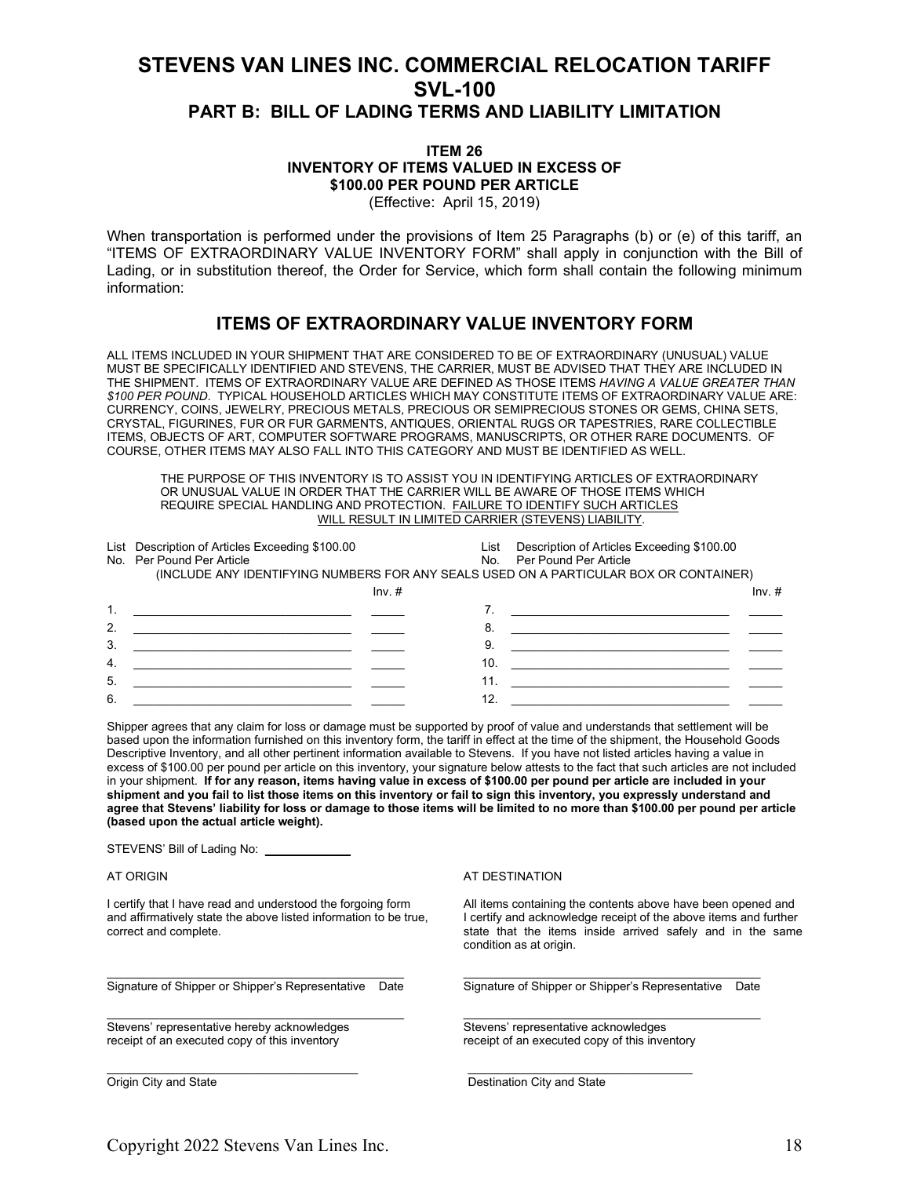# STEVENS VAN LINES INC. COMMERCIAL RELOCATION TARIFF SVL-100

## PART B: BILL OF LADING TERMS AND LIABILITY LIMITATION

### ITEM 26
### INVENTORY OF ITEMS VALUED IN EXCESS OF $100.00 PER POUND PER ARTICLE

(Effective: April 15, 2019)

When transportation is performed under the provisions of Item 25 Paragraphs (b) or (e) of this tariff, an "ITEMS OF EXTRAORDINARY VALUE INVENTORY FORM" shall apply in conjunction with the Bill of Lading, or in substitution thereof, the Order for Service, which form shall contain the following minimum information:

## ITEMS OF EXTRAORDINARY VALUE INVENTORY FORM

ALL ITEMS INCLUDED IN YOUR SHIPMENT THAT ARE CONSIDERED TO BE OF EXTRAORDINARY (UNUSUAL) VALUE MUST BE SPECIFICALLY IDENTIFIED AND STEVENS, THE CARRIER, MUST BE ADVISED THAT THEY ARE INCLUDED IN THE SHIPMENT. ITEMS OF EXTRAORDINARY VALUE ARE DEFINED AS THOSE ITEMS *HAVING A VALUE GREATER THAN $100 PER POUND*. TYPICAL HOUSEHOLD ARTICLES WHICH MAY CONSTITUTE ITEMS OF EXTRAORDINARY VALUE ARE: CURRENCY, COINS, JEWELRY, PRECIOUS METALS, PRECIOUS OR SEMIPRECIOUS STONES OR GEMS, CHINA SETS, CRYSTAL, FIGURINES, FUR OR FUR GARMENTS, ANTIQUES, ORIENTAL RUGS OR TAPESTRIES, RARE COLLECTIBLE ITEMS, OBJECTS OF ART, COMPUTER SOFTWARE PROGRAMS, MANUSCRIPTS, OR OTHER RARE DOCUMENTS. OF COURSE, OTHER ITEMS MAY ALSO FALL INTO THIS CATEGORY AND MUST BE IDENTIFIED AS WELL.

THE PURPOSE OF THIS INVENTORY IS TO ASSIST YOU IN IDENTIFYING ARTICLES OF EXTRAORDINARY OR UNUSUAL VALUE IN ORDER THAT THE CARRIER WILL BE AWARE OF THOSE ITEMS WHICH REQUIRE SPECIAL HANDLING AND PROTECTION. <u>FAILURE TO IDENTIFY SUCH ARTICLES WILL RESULT IN LIMITED CARRIER (STEVENS) LIABILITY</u>.

(INCLUDE ANY IDENTIFYING NUMBERS FOR ANY SEALS USED ON A PARTICULAR BOX OR CONTAINER)

| List No. | Description of Articles Exceeding $100.00 Per Pound Per Article | Inv. # | List No. | Description of Articles Exceeding $100.00 Per Pound Per Article | Inv. # |
|---|---|---|---|---|---|
| 1. | | | 7. | | |
| 2. | | | 8. | | |
| 3. | | | 9. | | |
| 4. | | | 10. | | |
| 5. | | | 11. | | |
| 6. | | | 12. | | |

Shipper agrees that any claim for loss or damage must be supported by proof of value and understands that settlement will be based upon the information furnished on this inventory form, the tariff in effect at the time of the shipment, the Household Goods Descriptive Inventory, and all other pertinent information available to Stevens. If you have not listed articles having a value in excess of $100.00 per pound per article on this inventory, your signature below attests to the fact that such articles are not included in your shipment. **If for any reason, items having value in excess of $100.00 per pound per article are included in your shipment and you fail to list those items on this inventory or fail to sign this inventory, you expressly understand and agree that Stevens' liability for loss or damage to those items will be limited to no more than $100.00 per pound per article (based upon the actual article weight).**

STEVENS' Bill of Lading No: ____________

**AT ORIGIN**

I certify that I have read and understood the forgoing form and affirmatively state the above listed information to be true, correct and complete.

\_\_\_\_\_\_\_\_\_\_\_\_\_\_\_\_\_\_\_\_\_\_\_\_\_\_\_\_\_\_\_\_\_\_\_\_\_\_\_\_
Signature of Shipper or Shipper's Representative Date

\_\_\_\_\_\_\_\_\_\_\_\_\_\_\_\_\_\_\_\_\_\_\_\_\_\_\_\_\_\_\_\_\_\_\_\_\_\_\_\_
Stevens' representative hereby acknowledges receipt of an executed copy of this inventory

\_\_\_\_\_\_\_\_\_\_\_\_\_\_\_\_\_\_\_\_\_\_\_\_\_\_\_\_\_\_\_\_\_\_\_\_\_\_\_\_
Origin City and State

**AT DESTINATION**

All items containing the contents above have been opened and I certify and acknowledge receipt of the above items and further state that the items inside arrived safely and in the same condition as at origin.

\_\_\_\_\_\_\_\_\_\_\_\_\_\_\_\_\_\_\_\_\_\_\_\_\_\_\_\_\_\_\_\_\_\_\_\_\_\_\_\_
Signature of Shipper or Shipper's Representative Date

\_\_\_\_\_\_\_\_\_\_\_\_\_\_\_\_\_\_\_\_\_\_\_\_\_\_\_\_\_\_\_\_\_\_\_\_\_\_\_\_
Stevens' representative acknowledges receipt of an executed copy of this inventory

\_\_\_\_\_\_\_\_\_\_\_\_\_\_\_\_\_\_\_\_\_\_\_\_\_\_\_\_\_\_\_\_\_\_\_\_\_\_\_\_
Destination City and State

Copyright 2022 Stevens Van Lines Inc.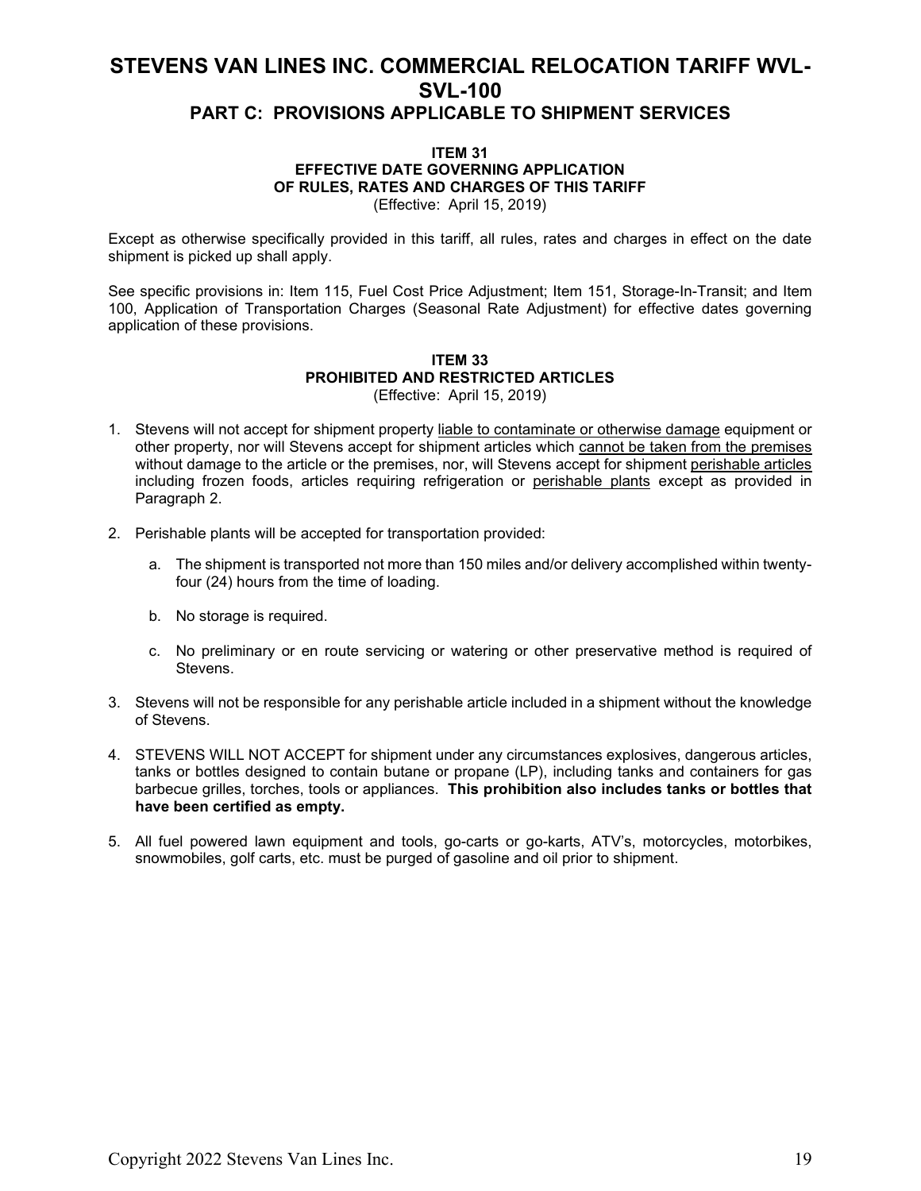# STEVENS VAN LINES INC. COMMERCIAL RELOCATION TARIFF WVL-SVL-100

## PART C: PROVISIONS APPLICABLE TO SHIPMENT SERVICES

### ITEM 31
### EFFECTIVE DATE GOVERNING APPLICATION OF RULES, RATES AND CHARGES OF THIS TARIFF

(Effective: April 15, 2019)

Except as otherwise specifically provided in this tariff, all rules, rates and charges in effect on the date shipment is picked up shall apply.

See specific provisions in: Item 115, Fuel Cost Price Adjustment; Item 151, Storage-In-Transit; and Item 100, Application of Transportation Charges (Seasonal Rate Adjustment) for effective dates governing application of these provisions.

### ITEM 33
### PROHIBITED AND RESTRICTED ARTICLES

(Effective: April 15, 2019)

1. Stevens will not accept for shipment property <u>liable to contaminate or otherwise damage</u> equipment or other property, nor will Stevens accept for shipment articles which <u>cannot be taken from the premises</u> without damage to the article or the premises, nor, will Stevens accept for shipment <u>perishable articles</u> including frozen foods, articles requiring refrigeration or <u>perishable plants</u> except as provided in Paragraph 2.

2. Perishable plants will be accepted for transportation provided:

   a. The shipment is transported not more than 150 miles and/or delivery accomplished within twenty-four (24) hours from the time of loading.

   b. No storage is required.

   c. No preliminary or en route servicing or watering or other preservative method is required of Stevens.

3. Stevens will not be responsible for any perishable article included in a shipment without the knowledge of Stevens.

4. STEVENS WILL NOT ACCEPT for shipment under any circumstances explosives, dangerous articles, tanks or bottles designed to contain butane or propane (LP), including tanks and containers for gas barbecue grilles, torches, tools or appliances. **This prohibition also includes tanks or bottles that have been certified as empty.**

5. All fuel powered lawn equipment and tools, go-carts or go-karts, ATV's, motorcycles, motorbikes, snowmobiles, golf carts, etc. must be purged of gasoline and oil prior to shipment.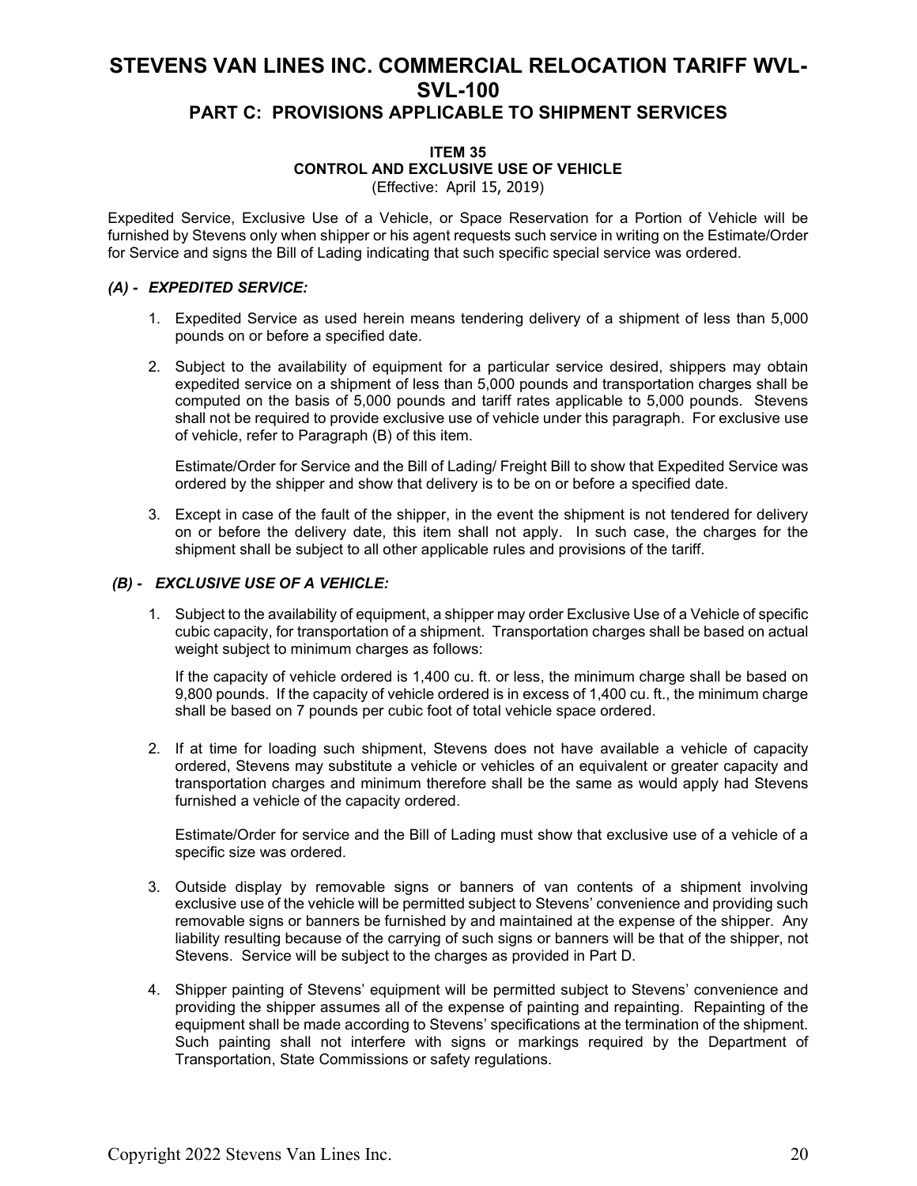# STEVENS VAN LINES INC. COMMERCIAL RELOCATION TARIFF WVL-SVL-100

## PART C: PROVISIONS APPLICABLE TO SHIPMENT SERVICES

### ITEM 35
### CONTROL AND EXCLUSIVE USE OF VEHICLE
(Effective: April 15, 2019)

Expedited Service, Exclusive Use of a Vehicle, or Space Reservation for a Portion of Vehicle will be furnished by Stevens only when shipper or his agent requests such service in writing on the Estimate/Order for Service and signs the Bill of Lading indicating that such specific special service was ordered.

***(A) - EXPEDITED SERVICE:***

1. Expedited Service as used herein means tendering delivery of a shipment of less than 5,000 pounds on or before a specified date.

2. Subject to the availability of equipment for a particular service desired, shippers may obtain expedited service on a shipment of less than 5,000 pounds and transportation charges shall be computed on the basis of 5,000 pounds and tariff rates applicable to 5,000 pounds. Stevens shall not be required to provide exclusive use of vehicle under this paragraph. For exclusive use of vehicle, refer to Paragraph (B) of this item.

   Estimate/Order for Service and the Bill of Lading/ Freight Bill to show that Expedited Service was ordered by the shipper and show that delivery is to be on or before a specified date.

3. Except in case of the fault of the shipper, in the event the shipment is not tendered for delivery on or before the delivery date, this item shall not apply. In such case, the charges for the shipment shall be subject to all other applicable rules and provisions of the tariff.

***(B) - EXCLUSIVE USE OF A VEHICLE:***

1. Subject to the availability of equipment, a shipper may order Exclusive Use of a Vehicle of specific cubic capacity, for transportation of a shipment. Transportation charges shall be based on actual weight subject to minimum charges as follows:

   If the capacity of vehicle ordered is 1,400 cu. ft. or less, the minimum charge shall be based on 9,800 pounds. If the capacity of vehicle ordered is in excess of 1,400 cu. ft., the minimum charge shall be based on 7 pounds per cubic foot of total vehicle space ordered.

2. If at time for loading such shipment, Stevens does not have available a vehicle of capacity ordered, Stevens may substitute a vehicle or vehicles of an equivalent or greater capacity and transportation charges and minimum therefore shall be the same as would apply had Stevens furnished a vehicle of the capacity ordered.

   Estimate/Order for service and the Bill of Lading must show that exclusive use of a vehicle of a specific size was ordered.

3. Outside display by removable signs or banners of van contents of a shipment involving exclusive use of the vehicle will be permitted subject to Stevens' convenience and providing such removable signs or banners be furnished by and maintained at the expense of the shipper. Any liability resulting because of the carrying of such signs or banners will be that of the shipper, not Stevens. Service will be subject to the charges as provided in Part D.

4. Shipper painting of Stevens' equipment will be permitted subject to Stevens' convenience and providing the shipper assumes all of the expense of painting and repainting. Repainting of the equipment shall be made according to Stevens' specifications at the termination of the shipment. Such painting shall not interfere with signs or markings required by the Department of Transportation, State Commissions or safety regulations.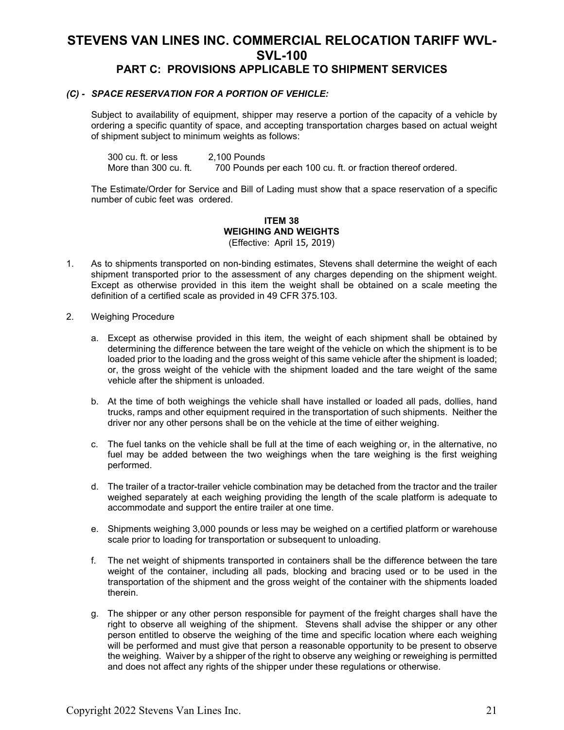# STEVENS VAN LINES INC. COMMERCIAL RELOCATION TARIFF WVL-SVL-100

## PART C: PROVISIONS APPLICABLE TO SHIPMENT SERVICES

***(C) - SPACE RESERVATION FOR A PORTION OF VEHICLE:***

Subject to availability of equipment, shipper may reserve a portion of the capacity of a vehicle by ordering a specific quantity of space, and accepting transportation charges based on actual weight of shipment subject to minimum weights as follows:

| | |
|---|---|
| 300 cu. ft. or less | 2,100 Pounds |
| More than 300 cu. ft. | 700 Pounds per each 100 cu. ft. or fraction thereof ordered. |

The Estimate/Order for Service and Bill of Lading must show that a space reservation of a specific number of cubic feet was ordered.

### ITEM 38
### WEIGHING AND WEIGHTS
(Effective: April 15, 2019)

1. As to shipments transported on non-binding estimates, Stevens shall determine the weight of each shipment transported prior to the assessment of any charges depending on the shipment weight. Except as otherwise provided in this item the weight shall be obtained on a scale meeting the definition of a certified scale as provided in 49 CFR 375.103.

2. Weighing Procedure

   a. Except as otherwise provided in this item, the weight of each shipment shall be obtained by determining the difference between the tare weight of the vehicle on which the shipment is to be loaded prior to the loading and the gross weight of this same vehicle after the shipment is loaded; or, the gross weight of the vehicle with the shipment loaded and the tare weight of the same vehicle after the shipment is unloaded.

   b. At the time of both weighings the vehicle shall have installed or loaded all pads, dollies, hand trucks, ramps and other equipment required in the transportation of such shipments. Neither the driver nor any other persons shall be on the vehicle at the time of either weighing.

   c. The fuel tanks on the vehicle shall be full at the time of each weighing or, in the alternative, no fuel may be added between the two weighings when the tare weighing is the first weighing performed.

   d. The trailer of a tractor-trailer vehicle combination may be detached from the tractor and the trailer weighed separately at each weighing providing the length of the scale platform is adequate to accommodate and support the entire trailer at one time.

   e. Shipments weighing 3,000 pounds or less may be weighed on a certified platform or warehouse scale prior to loading for transportation or subsequent to unloading.

   f. The net weight of shipments transported in containers shall be the difference between the tare weight of the container, including all pads, blocking and bracing used or to be used in the transportation of the shipment and the gross weight of the container with the shipments loaded therein.

   g. The shipper or any other person responsible for payment of the freight charges shall have the right to observe all weighing of the shipment. Stevens shall advise the shipper or any other person entitled to observe the weighing of the time and specific location where each weighing will be performed and must give that person a reasonable opportunity to be present to observe the weighing. Waiver by a shipper of the right to observe any weighing or reweighing is permitted and does not affect any rights of the shipper under these regulations or otherwise.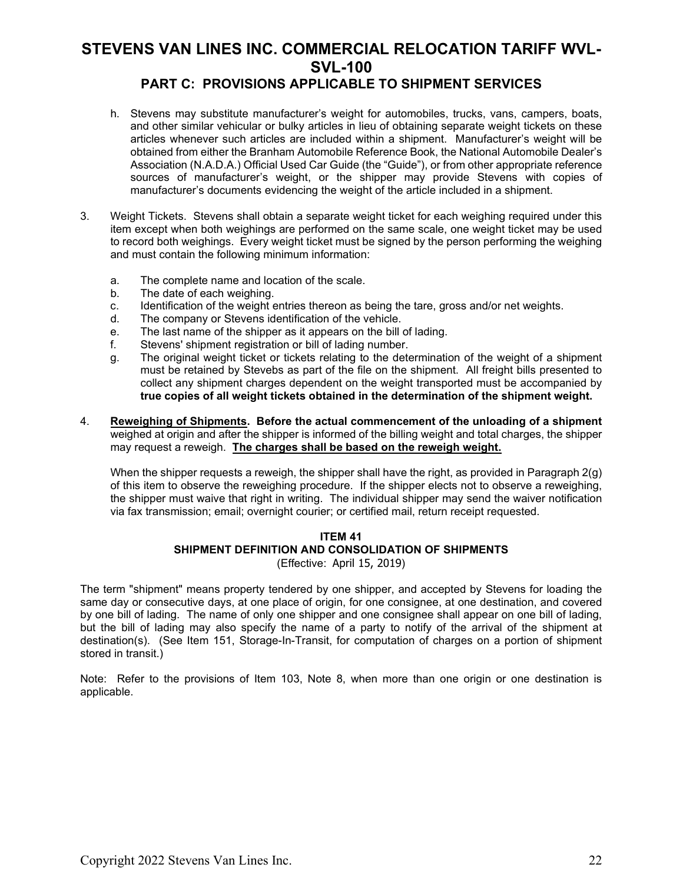h. Stevens may substitute manufacturer's weight for automobiles, trucks, vans, campers, boats, and other similar vehicular or bulky articles in lieu of obtaining separate weight tickets on these articles whenever such articles are included within a shipment. Manufacturer's weight will be obtained from either the Branham Automobile Reference Book, the National Automobile Dealer's Association (N.A.D.A.) Official Used Car Guide (the "Guide"), or from other appropriate reference sources of manufacturer's weight, or the shipper may provide Stevens with copies of manufacturer's documents evidencing the weight of the article included in a shipment.

3. Weight Tickets. Stevens shall obtain a separate weight ticket for each weighing required under this item except when both weighings are performed on the same scale, one weight ticket may be used to record both weighings. Every weight ticket must be signed by the person performing the weighing and must contain the following minimum information:

   a. The complete name and location of the scale.
   b. The date of each weighing.
   c. Identification of the weight entries thereon as being the tare, gross and/or net weights.
   d. The company or Stevens identification of the vehicle.
   e. The last name of the shipper as it appears on the bill of lading.
   f. Stevens' shipment registration or bill of lading number.
   g. The original weight ticket or tickets relating to the determination of the weight of a shipment must be retained by Stevebs as part of the file on the shipment. All freight bills presented to collect any shipment charges dependent on the weight transported must be accompanied by **true copies of all weight tickets obtained in the determination of the shipment weight.**

4. **Reweighing of Shipments. Before the actual commencement of the unloading of a shipment** weighed at origin and after the shipper is informed of the billing weight and total charges, the shipper may request a reweigh. **The charges shall be based on the reweigh weight.**

   When the shipper requests a reweigh, the shipper shall have the right, as provided in Paragraph 2(g) of this item to observe the reweighing procedure. If the shipper elects not to observe a reweighing, the shipper must waive that right in writing. The individual shipper may send the waiver notification via fax transmission; email; overnight courier; or certified mail, return receipt requested.

### ITEM 41
### SHIPMENT DEFINITION AND CONSOLIDATION OF SHIPMENTS
(Effective: April 15, 2019)

The term "shipment" means property tendered by one shipper, and accepted by Stevens for loading the same day or consecutive days, at one place of origin, for one consignee, at one destination, and covered by one bill of lading. The name of only one shipper and one consignee shall appear on one bill of lading, but the bill of lading may also specify the name of a party to notify of the arrival of the shipment at destination(s). (See Item 151, Storage-In-Transit, for computation of charges on a portion of shipment stored in transit.)

Note: Refer to the provisions of Item 103, Note 8, when more than one origin or one destination is applicable.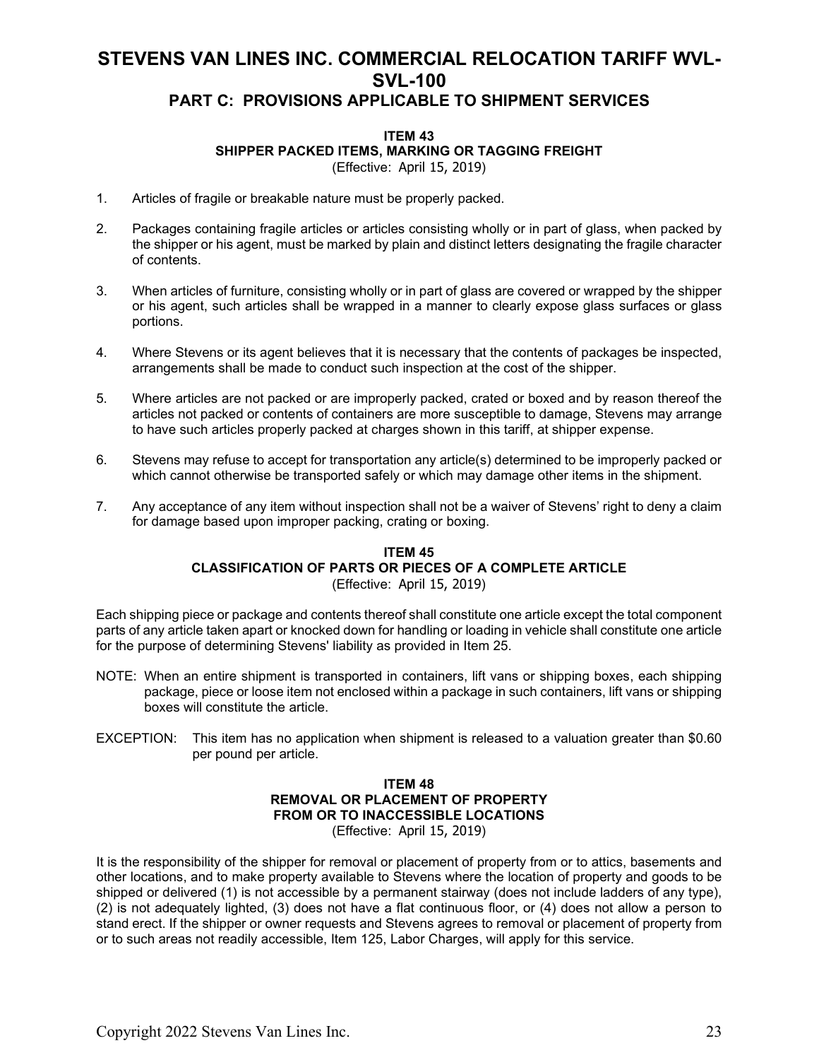# STEVENS VAN LINES INC. COMMERCIAL RELOCATION TARIFF WVL-SVL-100

## PART C: PROVISIONS APPLICABLE TO SHIPMENT SERVICES

### ITEM 43
### SHIPPER PACKED ITEMS, MARKING OR TAGGING FREIGHT
(Effective: April 15, 2019)

1. Articles of fragile or breakable nature must be properly packed.
2. Packages containing fragile articles or articles consisting wholly or in part of glass, when packed by the shipper or his agent, must be marked by plain and distinct letters designating the fragile character of contents.
3. When articles of furniture, consisting wholly or in part of glass are covered or wrapped by the shipper or his agent, such articles shall be wrapped in a manner to clearly expose glass surfaces or glass portions.
4. Where Stevens or its agent believes that it is necessary that the contents of packages be inspected, arrangements shall be made to conduct such inspection at the cost of the shipper.
5. Where articles are not packed or are improperly packed, crated or boxed and by reason thereof the articles not packed or contents of containers are more susceptible to damage, Stevens may arrange to have such articles properly packed at charges shown in this tariff, at shipper expense.
6. Stevens may refuse to accept for transportation any article(s) determined to be improperly packed or which cannot otherwise be transported safely or which may damage other items in the shipment.
7. Any acceptance of any item without inspection shall not be a waiver of Stevens' right to deny a claim for damage based upon improper packing, crating or boxing.

### ITEM 45
### CLASSIFICATION OF PARTS OR PIECES OF A COMPLETE ARTICLE
(Effective: April 15, 2019)

Each shipping piece or package and contents thereof shall constitute one article except the total component parts of any article taken apart or knocked down for handling or loading in vehicle shall constitute one article for the purpose of determining Stevens' liability as provided in Item 25.

NOTE: When an entire shipment is transported in containers, lift vans or shipping boxes, each shipping package, piece or loose item not enclosed within a package in such containers, lift vans or shipping boxes will constitute the article.

EXCEPTION: This item has no application when shipment is released to a valuation greater than $0.60 per pound per article.

### ITEM 48
### REMOVAL OR PLACEMENT OF PROPERTY FROM OR TO INACCESSIBLE LOCATIONS
(Effective: April 15, 2019)

It is the responsibility of the shipper for removal or placement of property from or to attics, basements and other locations, and to make property available to Stevens where the location of property and goods to be shipped or delivered (1) is not accessible by a permanent stairway (does not include ladders of any type), (2) is not adequately lighted, (3) does not have a flat continuous floor, or (4) does not allow a person to stand erect. If the shipper or owner requests and Stevens agrees to removal or placement of property from or to such areas not readily accessible, Item 125, Labor Charges, will apply for this service.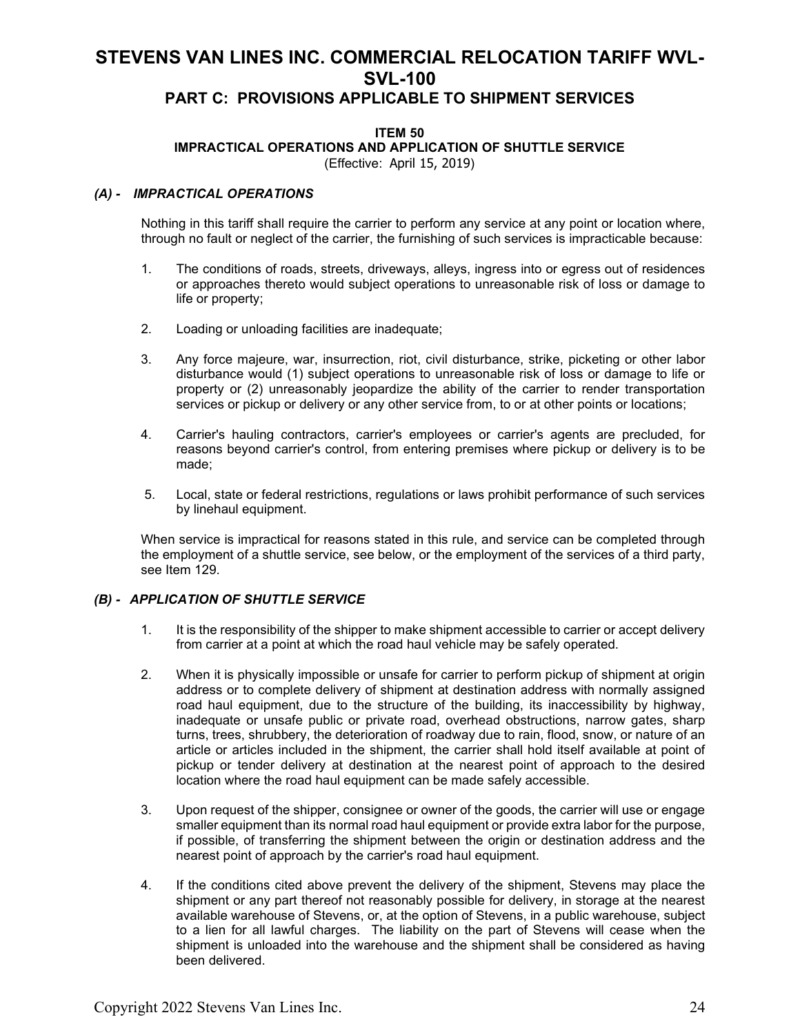# STEVENS VAN LINES INC. COMMERCIAL RELOCATION TARIFF WVL-SVL-100

## PART C: PROVISIONS APPLICABLE TO SHIPMENT SERVICES

### ITEM 50
### IMPRACTICAL OPERATIONS AND APPLICATION OF SHUTTLE SERVICE
(Effective: April 15, 2019)

***(A) - IMPRACTICAL OPERATIONS***

Nothing in this tariff shall require the carrier to perform any service at any point or location where, through no fault or neglect of the carrier, the furnishing of such services is impracticable because:

1. The conditions of roads, streets, driveways, alleys, ingress into or egress out of residences or approaches thereto would subject operations to unreasonable risk of loss or damage to life or property;

2. Loading or unloading facilities are inadequate;

3. Any force majeure, war, insurrection, riot, civil disturbance, strike, picketing or other labor disturbance would (1) subject operations to unreasonable risk of loss or damage to life or property or (2) unreasonably jeopardize the ability of the carrier to render transportation services or pickup or delivery or any other service from, to or at other points or locations;

4. Carrier's hauling contractors, carrier's employees or carrier's agents are precluded, for reasons beyond carrier's control, from entering premises where pickup or delivery is to be made;

5. Local, state or federal restrictions, regulations or laws prohibit performance of such services by linehaul equipment.

When service is impractical for reasons stated in this rule, and service can be completed through the employment of a shuttle service, see below, or the employment of the services of a third party, see Item 129.

***(B) - APPLICATION OF SHUTTLE SERVICE***

1. It is the responsibility of the shipper to make shipment accessible to carrier or accept delivery from carrier at a point at which the road haul vehicle may be safely operated.

2. When it is physically impossible or unsafe for carrier to perform pickup of shipment at origin address or to complete delivery of shipment at destination address with normally assigned road haul equipment, due to the structure of the building, its inaccessibility by highway, inadequate or unsafe public or private road, overhead obstructions, narrow gates, sharp turns, trees, shrubbery, the deterioration of roadway due to rain, flood, snow, or nature of an article or articles included in the shipment, the carrier shall hold itself available at point of pickup or tender delivery at destination at the nearest point of approach to the desired location where the road haul equipment can be made safely accessible.

3. Upon request of the shipper, consignee or owner of the goods, the carrier will use or engage smaller equipment than its normal road haul equipment or provide extra labor for the purpose, if possible, of transferring the shipment between the origin or destination address and the nearest point of approach by the carrier's road haul equipment.

4. If the conditions cited above prevent the delivery of the shipment, Stevens may place the shipment or any part thereof not reasonably possible for delivery, in storage at the nearest available warehouse of Stevens, or, at the option of Stevens, in a public warehouse, subject to a lien for all lawful charges. The liability on the part of Stevens will cease when the shipment is unloaded into the warehouse and the shipment shall be considered as having been delivered.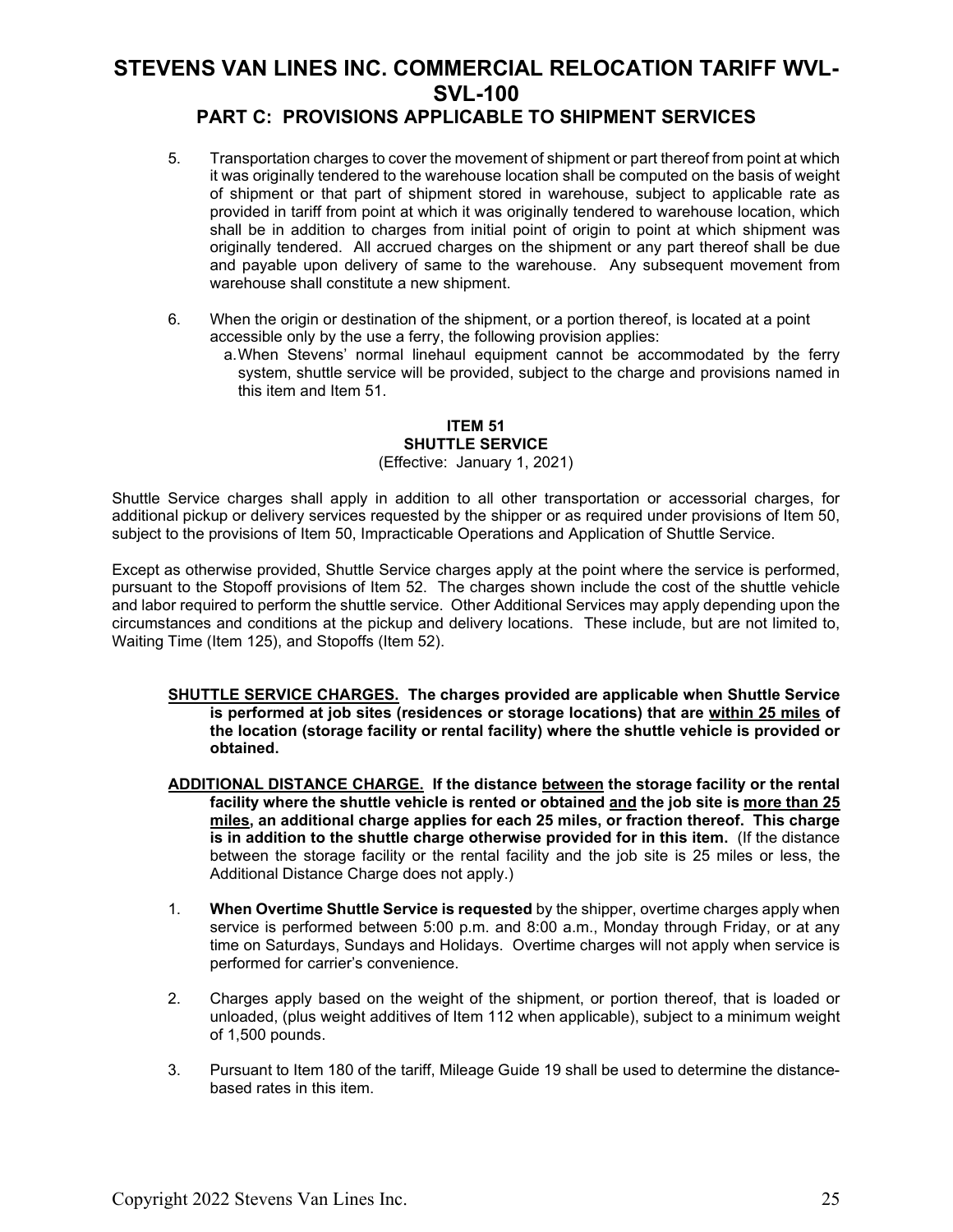5. Transportation charges to cover the movement of shipment or part thereof from point at which it was originally tendered to the warehouse location shall be computed on the basis of weight of shipment or that part of shipment stored in warehouse, subject to applicable rate as provided in tariff from point at which it was originally tendered to warehouse location, which shall be in addition to charges from initial point of origin to point at which shipment was originally tendered. All accrued charges on the shipment or any part thereof shall be due and payable upon delivery of same to the warehouse. Any subsequent movement from warehouse shall constitute a new shipment.

6. When the origin or destination of the shipment, or a portion thereof, is located at a point accessible only by the use a ferry, the following provision applies:
   a. When Stevens' normal linehaul equipment cannot be accommodated by the ferry system, shuttle service will be provided, subject to the charge and provisions named in this item and Item 51.

### ITEM 51
### SHUTTLE SERVICE
(Effective: January 1, 2021)

Shuttle Service charges shall apply in addition to all other transportation or accessorial charges, for additional pickup or delivery services requested by the shipper or as required under provisions of Item 50, subject to the provisions of Item 50, Impracticable Operations and Application of Shuttle Service.

Except as otherwise provided, Shuttle Service charges apply at the point where the service is performed, pursuant to the Stopoff provisions of Item 52. The charges shown include the cost of the shuttle vehicle and labor required to perform the shuttle service. Other Additional Services may apply depending upon the circumstances and conditions at the pickup and delivery locations. These include, but are not limited to, Waiting Time (Item 125), and Stopoffs (Item 52).

**SHUTTLE SERVICE CHARGES. The charges provided are applicable when Shuttle Service is performed at job sites (residences or storage locations) that are within 25 miles of the location (storage facility or rental facility) where the shuttle vehicle is provided or obtained.**

**ADDITIONAL DISTANCE CHARGE. If the distance between the storage facility or the rental facility where the shuttle vehicle is rented or obtained and the job site is more than 25 miles, an additional charge applies for each 25 miles, or fraction thereof. This charge is in addition to the shuttle charge otherwise provided for in this item.** (If the distance between the storage facility or the rental facility and the job site is 25 miles or less, the Additional Distance Charge does not apply.)

1. **When Overtime Shuttle Service is requested** by the shipper, overtime charges apply when service is performed between 5:00 p.m. and 8:00 a.m., Monday through Friday, or at any time on Saturdays, Sundays and Holidays. Overtime charges will not apply when service is performed for carrier's convenience.

2. Charges apply based on the weight of the shipment, or portion thereof, that is loaded or unloaded, (plus weight additives of Item 112 when applicable), subject to a minimum weight of 1,500 pounds.

3. Pursuant to Item 180 of the tariff, Mileage Guide 19 shall be used to determine the distance-based rates in this item.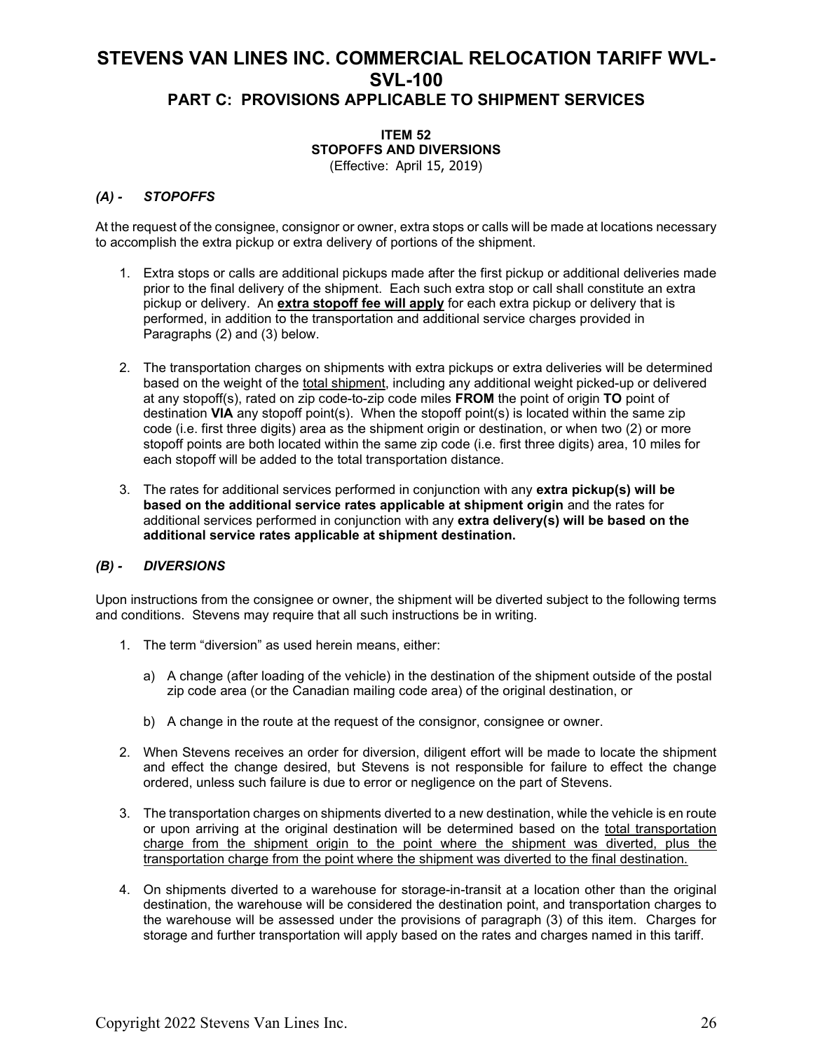# STEVENS VAN LINES INC. COMMERCIAL RELOCATION TARIFF WVL-SVL-100

## PART C: PROVISIONS APPLICABLE TO SHIPMENT SERVICES

### ITEM 52
### STOPOFFS AND DIVERSIONS
(Effective: April 15, 2019)

#### *(A) - STOPOFFS*

At the request of the consignee, consignor or owner, extra stops or calls will be made at locations necessary to accomplish the extra pickup or extra delivery of portions of the shipment.

1. Extra stops or calls are additional pickups made after the first pickup or additional deliveries made prior to the final delivery of the shipment. Each such extra stop or call shall constitute an extra pickup or delivery. An **extra stopoff fee will apply** for each extra pickup or delivery that is performed, in addition to the transportation and additional service charges provided in Paragraphs (2) and (3) below.

2. The transportation charges on shipments with extra pickups or extra deliveries will be determined based on the weight of the total shipment, including any additional weight picked-up or delivered at any stopoff(s), rated on zip code-to-zip code miles **FROM** the point of origin **TO** point of destination **VIA** any stopoff point(s). When the stopoff point(s) is located within the same zip code (i.e. first three digits) area as the shipment origin or destination, or when two (2) or more stopoff points are both located within the same zip code (i.e. first three digits) area, 10 miles for each stopoff will be added to the total transportation distance.

3. The rates for additional services performed in conjunction with any **extra pickup(s) will be based on the additional service rates applicable at shipment origin** and the rates for additional services performed in conjunction with any **extra delivery(s) will be based on the additional service rates applicable at shipment destination.**

#### *(B) - DIVERSIONS*

Upon instructions from the consignee or owner, the shipment will be diverted subject to the following terms and conditions. Stevens may require that all such instructions be in writing.

1. The term "diversion" as used herein means, either:

   a) A change (after loading of the vehicle) in the destination of the shipment outside of the postal zip code area (or the Canadian mailing code area) of the original destination, or

   b) A change in the route at the request of the consignor, consignee or owner.

2. When Stevens receives an order for diversion, diligent effort will be made to locate the shipment and effect the change desired, but Stevens is not responsible for failure to effect the change ordered, unless such failure is due to error or negligence on the part of Stevens.

3. The transportation charges on shipments diverted to a new destination, while the vehicle is en route or upon arriving at the original destination will be determined based on the total transportation charge from the shipment origin to the point where the shipment was diverted, plus the transportation charge from the point where the shipment was diverted to the final destination.

4. On shipments diverted to a warehouse for storage-in-transit at a location other than the original destination, the warehouse will be considered the destination point, and transportation charges to the warehouse will be assessed under the provisions of paragraph (3) of this item. Charges for storage and further transportation will apply based on the rates and charges named in this tariff.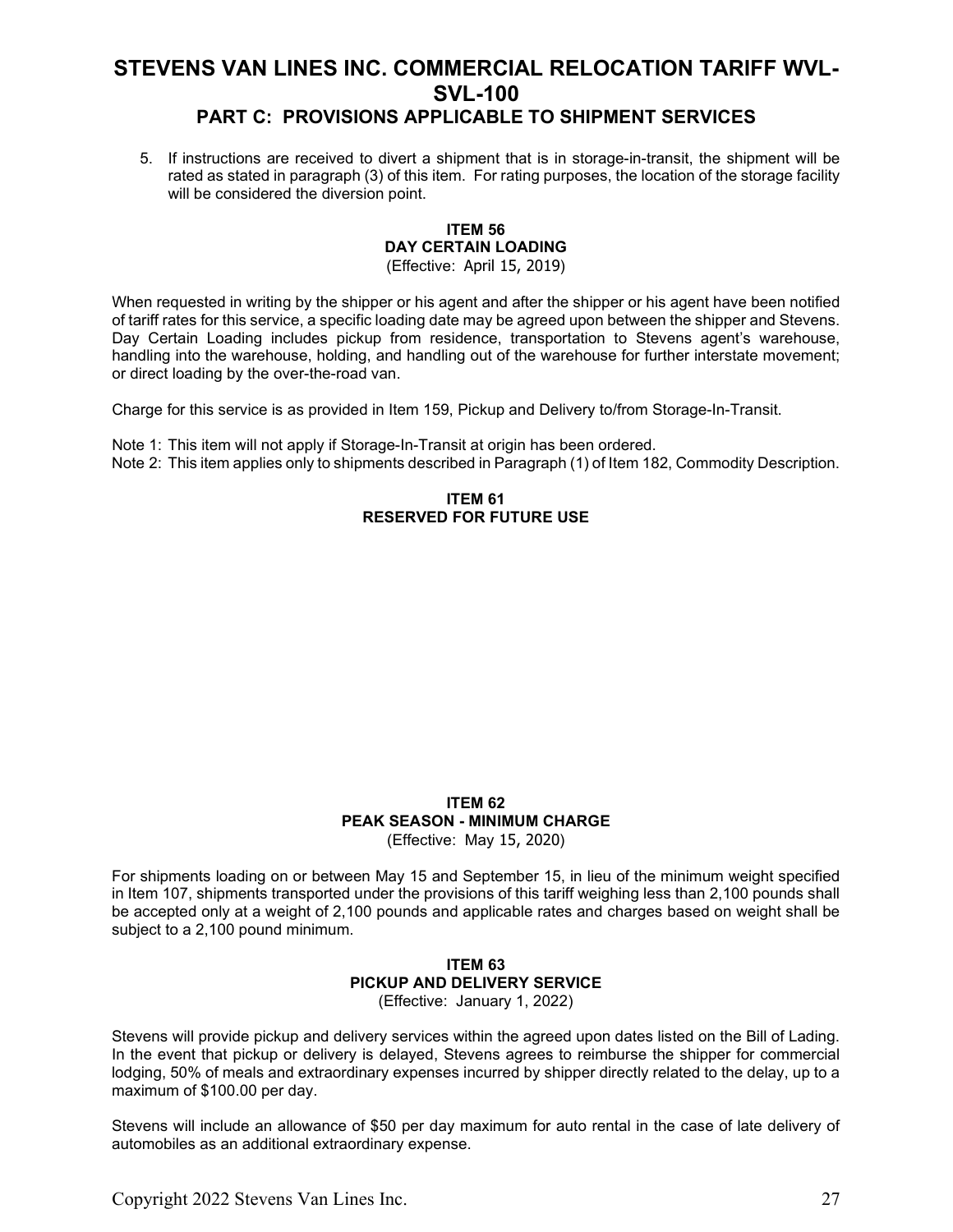5. If instructions are received to divert a shipment that is in storage-in-transit, the shipment will be rated as stated in paragraph (3) of this item. For rating purposes, the location of the storage facility will be considered the diversion point.

### ITEM 56
### DAY CERTAIN LOADING
(Effective: April 15, 2019)

When requested in writing by the shipper or his agent and after the shipper or his agent have been notified of tariff rates for this service, a specific loading date may be agreed upon between the shipper and Stevens. Day Certain Loading includes pickup from residence, transportation to Stevens agent's warehouse, handling into the warehouse, holding, and handling out of the warehouse for further interstate movement; or direct loading by the over-the-road van.

Charge for this service is as provided in Item 159, Pickup and Delivery to/from Storage-In-Transit.

Note 1: This item will not apply if Storage-In-Transit at origin has been ordered.
Note 2: This item applies only to shipments described in Paragraph (1) of Item 182, Commodity Description.

### ITEM 61
### RESERVED FOR FUTURE USE

### ITEM 62
### PEAK SEASON - MINIMUM CHARGE
(Effective: May 15, 2020)

For shipments loading on or between May 15 and September 15, in lieu of the minimum weight specified in Item 107, shipments transported under the provisions of this tariff weighing less than 2,100 pounds shall be accepted only at a weight of 2,100 pounds and applicable rates and charges based on weight shall be subject to a 2,100 pound minimum.

### ITEM 63
### PICKUP AND DELIVERY SERVICE
(Effective: January 1, 2022)

Stevens will provide pickup and delivery services within the agreed upon dates listed on the Bill of Lading. In the event that pickup or delivery is delayed, Stevens agrees to reimburse the shipper for commercial lodging, 50% of meals and extraordinary expenses incurred by shipper directly related to the delay, up to a maximum of $100.00 per day.

Stevens will include an allowance of $50 per day maximum for auto rental in the case of late delivery of automobiles as an additional extraordinary expense.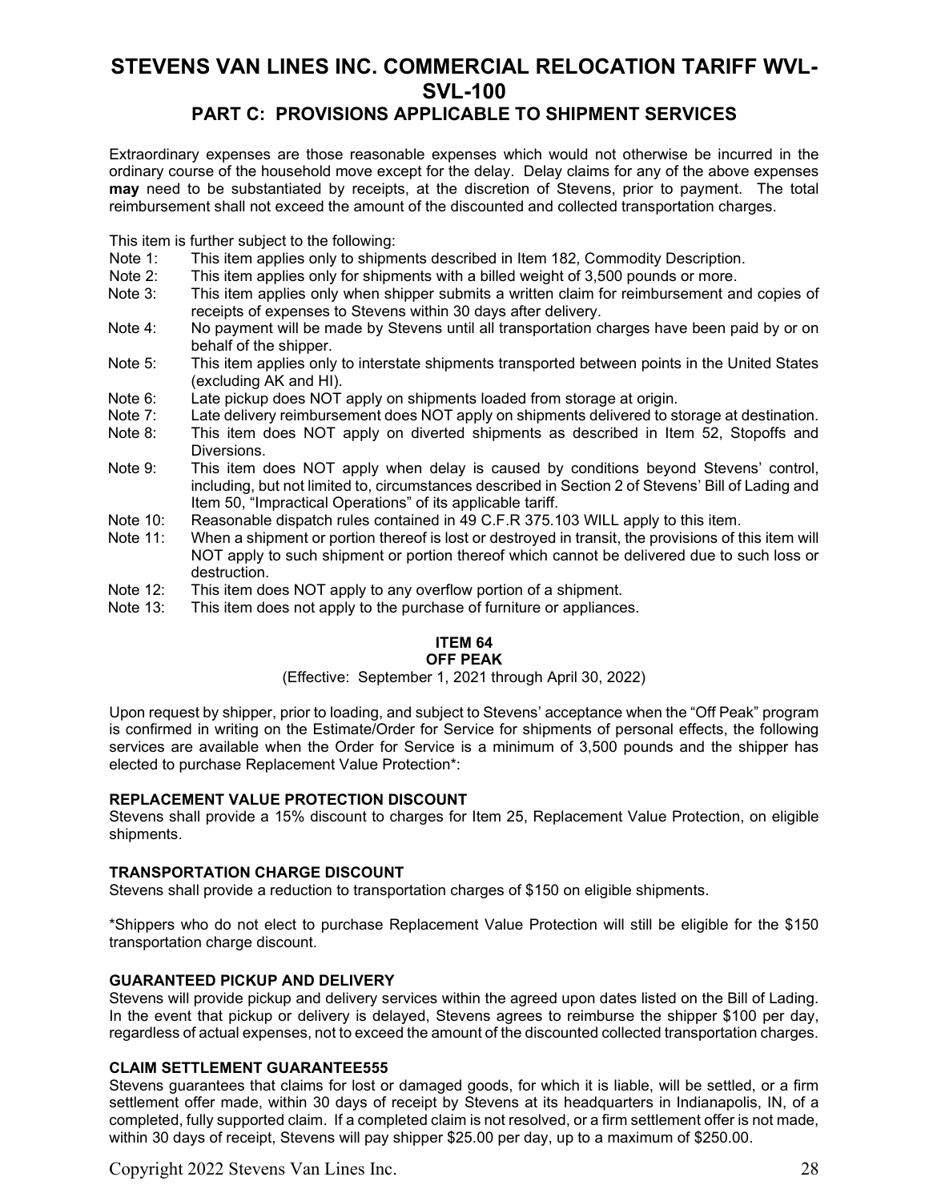# STEVENS VAN LINES INC. COMMERCIAL RELOCATION TARIFF WVL-SVL-100

## PART C: PROVISIONS APPLICABLE TO SHIPMENT SERVICES

Extraordinary expenses are those reasonable expenses which would not otherwise be incurred in the ordinary course of the household move except for the delay. Delay claims for any of the above expenses **may** need to be substantiated by receipts, at the discretion of Stevens, prior to payment. The total reimbursement shall not exceed the amount of the discounted and collected transportation charges.

This item is further subject to the following:

- Note 1: This item applies only to shipments described in Item 182, Commodity Description.
- Note 2: This item applies only for shipments with a billed weight of 3,500 pounds or more.
- Note 3: This item applies only when shipper submits a written claim for reimbursement and copies of receipts of expenses to Stevens within 30 days after delivery.
- Note 4: No payment will be made by Stevens until all transportation charges have been paid by or on behalf of the shipper.
- Note 5: This item applies only to interstate shipments transported between points in the United States (excluding AK and HI).
- Note 6: Late pickup does NOT apply on shipments loaded from storage at origin.
- Note 7: Late delivery reimbursement does NOT apply on shipments delivered to storage at destination.
- Note 8: This item does NOT apply on diverted shipments as described in Item 52, Stopoffs and Diversions.
- Note 9: This item does NOT apply when delay is caused by conditions beyond Stevens' control, including, but not limited to, circumstances described in Section 2 of Stevens' Bill of Lading and Item 50, "Impractical Operations" of its applicable tariff.
- Note 10: Reasonable dispatch rules contained in 49 C.F.R 375.103 WILL apply to this item.
- Note 11: When a shipment or portion thereof is lost or destroyed in transit, the provisions of this item will NOT apply to such shipment or portion thereof which cannot be delivered due to such loss or destruction.
- Note 12: This item does NOT apply to any overflow portion of a shipment.
- Note 13: This item does not apply to the purchase of furniture or appliances.

### ITEM 64
### OFF PEAK

(Effective: September 1, 2021 through April 30, 2022)

Upon request by shipper, prior to loading, and subject to Stevens' acceptance when the "Off Peak" program is confirmed in writing on the Estimate/Order for Service for shipments of personal effects, the following services are available when the Order for Service is a minimum of 3,500 pounds and the shipper has elected to purchase Replacement Value Protection*:

**REPLACEMENT VALUE PROTECTION DISCOUNT**

Stevens shall provide a 15% discount to charges for Item 25, Replacement Value Protection, on eligible shipments.

**TRANSPORTATION CHARGE DISCOUNT**

Stevens shall provide a reduction to transportation charges of $150 on eligible shipments.

*Shippers who do not elect to purchase Replacement Value Protection will still be eligible for the $150 transportation charge discount.

**GUARANTEED PICKUP AND DELIVERY**

Stevens will provide pickup and delivery services within the agreed upon dates listed on the Bill of Lading. In the event that pickup or delivery is delayed, Stevens agrees to reimburse the shipper $100 per day, regardless of actual expenses, not to exceed the amount of the discounted collected transportation charges.

**CLAIM SETTLEMENT GUARANTEE555**

Stevens guarantees that claims for lost or damaged goods, for which it is liable, will be settled, or a firm settlement offer made, within 30 days of receipt by Stevens at its headquarters in Indianapolis, IN, of a completed, fully supported claim. If a completed claim is not resolved, or a firm settlement offer is not made, within 30 days of receipt, Stevens will pay shipper $25.00 per day, up to a maximum of $250.00.

Copyright 2022 Stevens Van Lines Inc.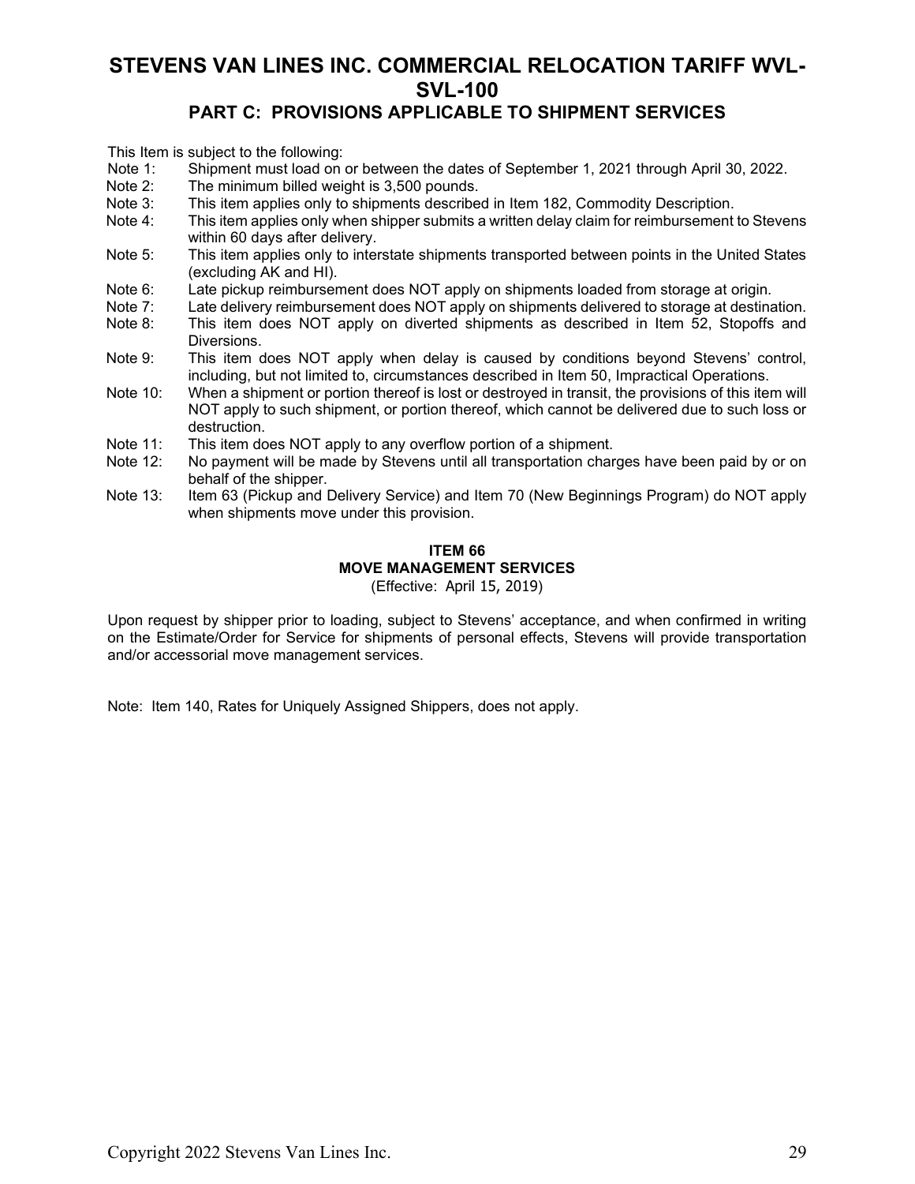This Item is subject to the following:

Note 1: Shipment must load on or between the dates of September 1, 2021 through April 30, 2022.

Note 2: The minimum billed weight is 3,500 pounds.

Note 3: This item applies only to shipments described in Item 182, Commodity Description.

Note 4: This item applies only when shipper submits a written delay claim for reimbursement to Stevens within 60 days after delivery.

Note 5: This item applies only to interstate shipments transported between points in the United States (excluding AK and HI).

Note 6: Late pickup reimbursement does NOT apply on shipments loaded from storage at origin.

Note 7: Late delivery reimbursement does NOT apply on shipments delivered to storage at destination.

Note 8: This item does NOT apply on diverted shipments as described in Item 52, Stopoffs and Diversions.

Note 9: This item does NOT apply when delay is caused by conditions beyond Stevens' control, including, but not limited to, circumstances described in Item 50, Impractical Operations.

Note 10: When a shipment or portion thereof is lost or destroyed in transit, the provisions of this item will NOT apply to such shipment, or portion thereof, which cannot be delivered due to such loss or destruction.

Note 11: This item does NOT apply to any overflow portion of a shipment.

Note 12: No payment will be made by Stevens until all transportation charges have been paid by or on behalf of the shipper.

Note 13: Item 63 (Pickup and Delivery Service) and Item 70 (New Beginnings Program) do NOT apply when shipments move under this provision.

## ITEM 66
## MOVE MANAGEMENT SERVICES
(Effective: April 15, 2019)

Upon request by shipper prior to loading, subject to Stevens' acceptance, and when confirmed in writing on the Estimate/Order for Service for shipments of personal effects, Stevens will provide transportation and/or accessorial move management services.

Note: Item 140, Rates for Uniquely Assigned Shippers, does not apply.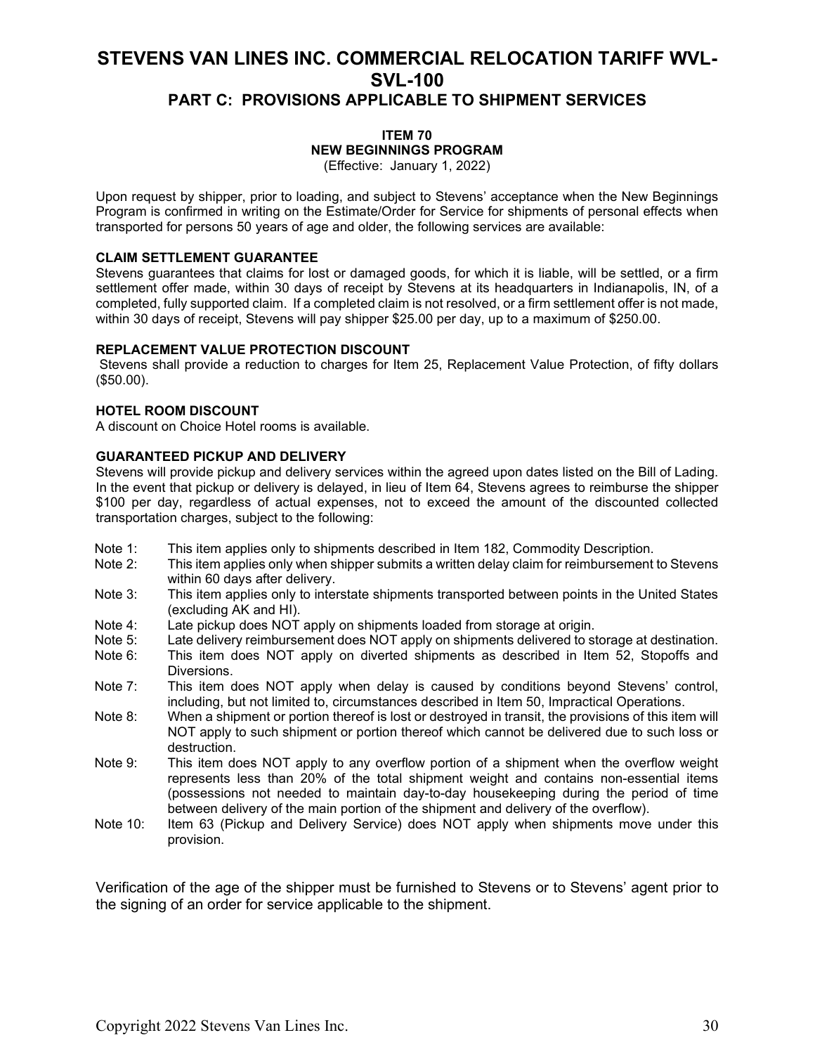# STEVENS VAN LINES INC. COMMERCIAL RELOCATION TARIFF WVL-SVL-100

## PART C: PROVISIONS APPLICABLE TO SHIPMENT SERVICES

### ITEM 70
### NEW BEGINNINGS PROGRAM
(Effective: January 1, 2022)

Upon request by shipper, prior to loading, and subject to Stevens' acceptance when the New Beginnings Program is confirmed in writing on the Estimate/Order for Service for shipments of personal effects when transported for persons 50 years of age and older, the following services are available:

**CLAIM SETTLEMENT GUARANTEE**
Stevens guarantees that claims for lost or damaged goods, for which it is liable, will be settled, or a firm settlement offer made, within 30 days of receipt by Stevens at its headquarters in Indianapolis, IN, of a completed, fully supported claim. If a completed claim is not resolved, or a firm settlement offer is not made, within 30 days of receipt, Stevens will pay shipper $25.00 per day, up to a maximum of $250.00.

**REPLACEMENT VALUE PROTECTION DISCOUNT**
Stevens shall provide a reduction to charges for Item 25, Replacement Value Protection, of fifty dollars ($50.00).

**HOTEL ROOM DISCOUNT**
A discount on Choice Hotel rooms is available.

**GUARANTEED PICKUP AND DELIVERY**
Stevens will provide pickup and delivery services within the agreed upon dates listed on the Bill of Lading. In the event that pickup or delivery is delayed, in lieu of Item 64, Stevens agrees to reimburse the shipper $100 per day, regardless of actual expenses, not to exceed the amount of the discounted collected transportation charges, subject to the following:

- Note 1: This item applies only to shipments described in Item 182, Commodity Description.
- Note 2: This item applies only when shipper submits a written delay claim for reimbursement to Stevens within 60 days after delivery.
- Note 3: This item applies only to interstate shipments transported between points in the United States (excluding AK and HI).
- Note 4: Late pickup does NOT apply on shipments loaded from storage at origin.
- Note 5: Late delivery reimbursement does NOT apply on shipments delivered to storage at destination.
- Note 6: This item does NOT apply on diverted shipments as described in Item 52, Stopoffs and Diversions.
- Note 7: This item does NOT apply when delay is caused by conditions beyond Stevens' control, including, but not limited to, circumstances described in Item 50, Impractical Operations.
- Note 8: When a shipment or portion thereof is lost or destroyed in transit, the provisions of this item will NOT apply to such shipment or portion thereof which cannot be delivered due to such loss or destruction.
- Note 9: This item does NOT apply to any overflow portion of a shipment when the overflow weight represents less than 20% of the total shipment weight and contains non-essential items (possessions not needed to maintain day-to-day housekeeping during the period of time between delivery of the main portion of the shipment and delivery of the overflow).
- Note 10: Item 63 (Pickup and Delivery Service) does NOT apply when shipments move under this provision.

Verification of the age of the shipper must be furnished to Stevens or to Stevens' agent prior to the signing of an order for service applicable to the shipment.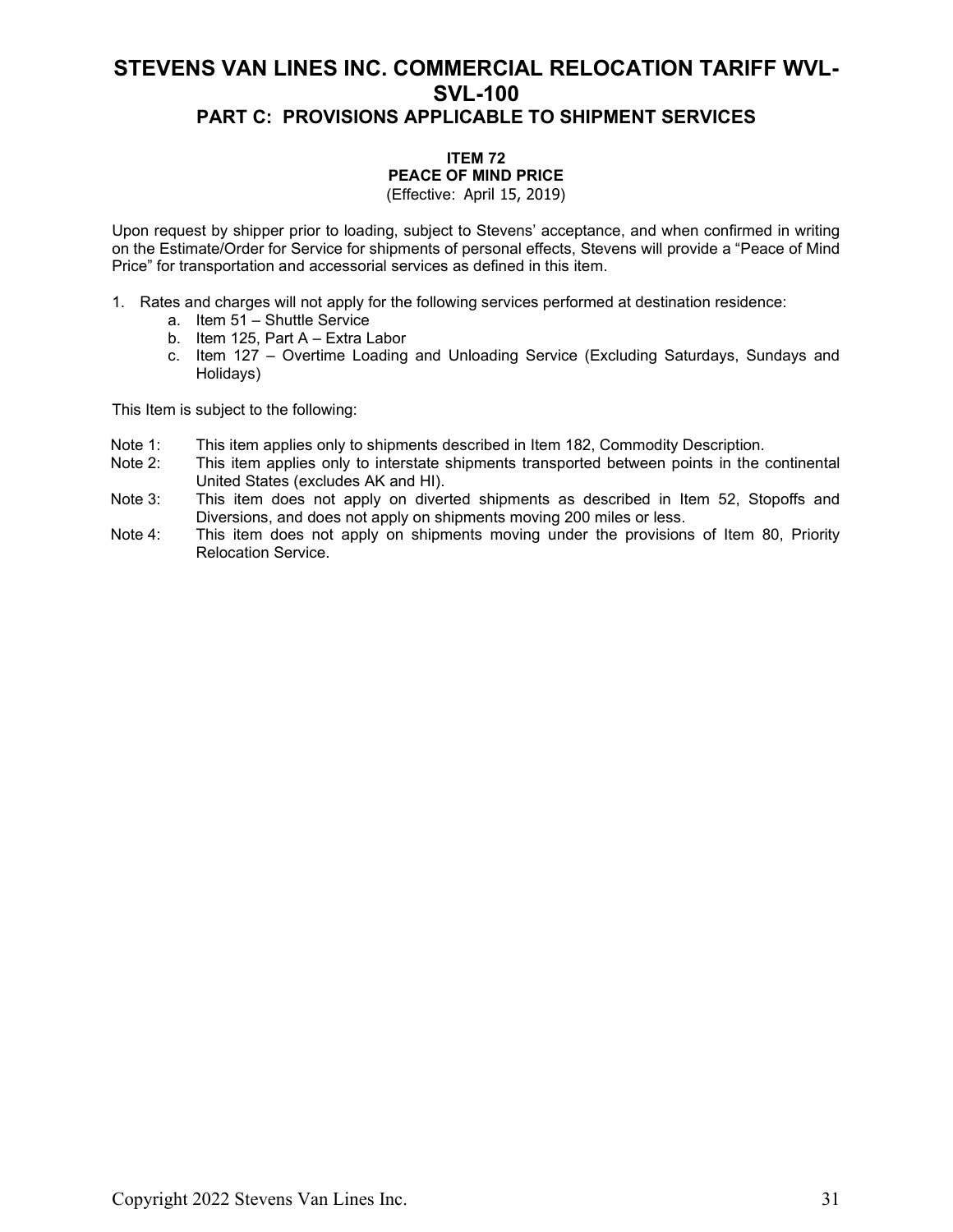# STEVENS VAN LINES INC. COMMERCIAL RELOCATION TARIFF WVL-SVL-100

## PART C: PROVISIONS APPLICABLE TO SHIPMENT SERVICES

### ITEM 72
### PEACE OF MIND PRICE
(Effective: April 15, 2019)

Upon request by shipper prior to loading, subject to Stevens' acceptance, and when confirmed in writing on the Estimate/Order for Service for shipments of personal effects, Stevens will provide a "Peace of Mind Price" for transportation and accessorial services as defined in this item.

1. Rates and charges will not apply for the following services performed at destination residence:
   a. Item 51 – Shuttle Service
   b. Item 125, Part A – Extra Labor
   c. Item 127 – Overtime Loading and Unloading Service (Excluding Saturdays, Sundays and Holidays)

This Item is subject to the following:

Note 1: This item applies only to shipments described in Item 182, Commodity Description.

Note 2: This item applies only to interstate shipments transported between points in the continental United States (excludes AK and HI).

Note 3: This item does not apply on diverted shipments as described in Item 52, Stopoffs and Diversions, and does not apply on shipments moving 200 miles or less.

Note 4: This item does not apply on shipments moving under the provisions of Item 80, Priority Relocation Service.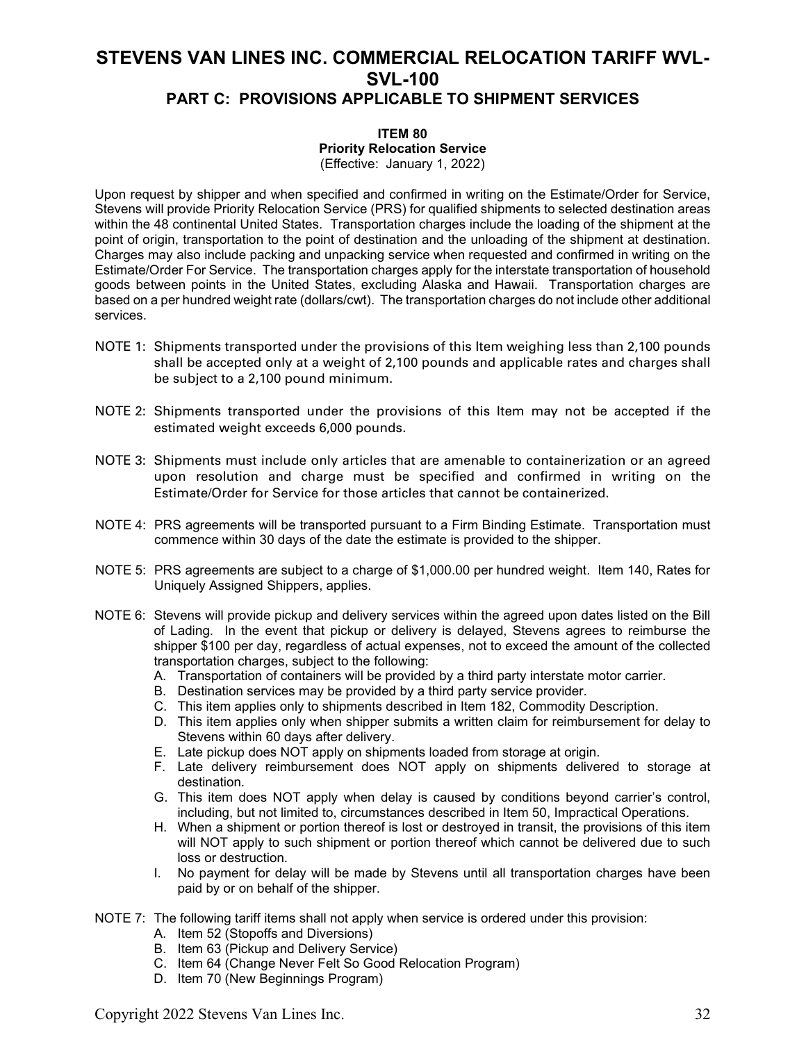# STEVENS VAN LINES INC. COMMERCIAL RELOCATION TARIFF WVL-SVL-100

## PART C: PROVISIONS APPLICABLE TO SHIPMENT SERVICES

### ITEM 80
**Priority Relocation Service**
(Effective: January 1, 2022)

Upon request by shipper and when specified and confirmed in writing on the Estimate/Order for Service, Stevens will provide Priority Relocation Service (PRS) for qualified shipments to selected destination areas within the 48 continental United States. Transportation charges include the loading of the shipment at the point of origin, transportation to the point of destination and the unloading of the shipment at destination. Charges may also include packing and unpacking service when requested and confirmed in writing on the Estimate/Order For Service. The transportation charges apply for the interstate transportation of household goods between points in the United States, excluding Alaska and Hawaii. Transportation charges are based on a per hundred weight rate (dollars/cwt). The transportation charges do not include other additional services.

NOTE 1: Shipments transported under the provisions of this Item weighing less than 2,100 pounds shall be accepted only at a weight of 2,100 pounds and applicable rates and charges shall be subject to a 2,100 pound minimum.

NOTE 2: Shipments transported under the provisions of this Item may not be accepted if the estimated weight exceeds 6,000 pounds.

NOTE 3: Shipments must include only articles that are amenable to containerization or an agreed upon resolution and charge must be specified and confirmed in writing on the Estimate/Order for Service for those articles that cannot be containerized.

NOTE 4: PRS agreements will be transported pursuant to a Firm Binding Estimate. Transportation must commence within 30 days of the date the estimate is provided to the shipper.

NOTE 5: PRS agreements are subject to a charge of $1,000.00 per hundred weight. Item 140, Rates for Uniquely Assigned Shippers, applies.

NOTE 6: Stevens will provide pickup and delivery services within the agreed upon dates listed on the Bill of Lading. In the event that pickup or delivery is delayed, Stevens agrees to reimburse the shipper $100 per day, regardless of actual expenses, not to exceed the amount of the collected transportation charges, subject to the following:

- A. Transportation of containers will be provided by a third party interstate motor carrier.
- B. Destination services may be provided by a third party service provider.
- C. This item applies only to shipments described in Item 182, Commodity Description.
- D. This item applies only when shipper submits a written claim for reimbursement for delay to Stevens within 60 days after delivery.
- E. Late pickup does NOT apply on shipments loaded from storage at origin.
- F. Late delivery reimbursement does NOT apply on shipments delivered to storage at destination.
- G. This item does NOT apply when delay is caused by conditions beyond carrier's control, including, but not limited to, circumstances described in Item 50, Impractical Operations.
- H. When a shipment or portion thereof is lost or destroyed in transit, the provisions of this item will NOT apply to such shipment or portion thereof which cannot be delivered due to such loss or destruction.
- I. No payment for delay will be made by Stevens until all transportation charges have been paid by or on behalf of the shipper.

NOTE 7: The following tariff items shall not apply when service is ordered under this provision:

- A. Item 52 (Stopoffs and Diversions)
- B. Item 63 (Pickup and Delivery Service)
- C. Item 64 (Change Never Felt So Good Relocation Program)
- D. Item 70 (New Beginnings Program)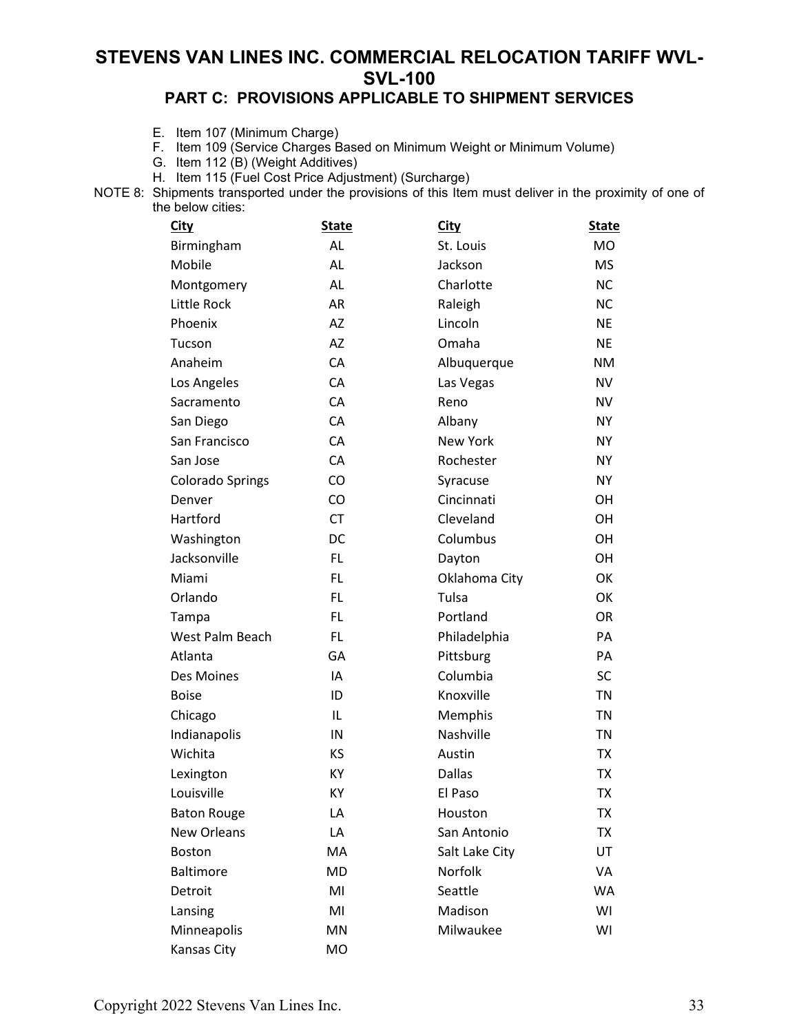# STEVENS VAN LINES INC. COMMERCIAL RELOCATION TARIFF WVL-SVL-100

## PART C: PROVISIONS APPLICABLE TO SHIPMENT SERVICES

E. Item 107 (Minimum Charge)
F. Item 109 (Service Charges Based on Minimum Weight or Minimum Volume)
G. Item 112 (B) (Weight Additives)
H. Item 115 (Fuel Cost Price Adjustment) (Surcharge)

NOTE 8: Shipments transported under the provisions of this Item must deliver in the proximity of one of the below cities:

| City | State | City | State |
|---|---|---|---|
| Birmingham | AL | St. Louis | MO |
| Mobile | AL | Jackson | MS |
| Montgomery | AL | Charlotte | NC |
| Little Rock | AR | Raleigh | NC |
| Phoenix | AZ | Lincoln | NE |
| Tucson | AZ | Omaha | NE |
| Anaheim | CA | Albuquerque | NM |
| Los Angeles | CA | Las Vegas | NV |
| Sacramento | CA | Reno | NV |
| San Diego | CA | Albany | NY |
| San Francisco | CA | New York | NY |
| San Jose | CA | Rochester | NY |
| Colorado Springs | CO | Syracuse | NY |
| Denver | CO | Cincinnati | OH |
| Hartford | CT | Cleveland | OH |
| Washington | DC | Columbus | OH |
| Jacksonville | FL | Dayton | OH |
| Miami | FL | Oklahoma City | OK |
| Orlando | FL | Tulsa | OK |
| Tampa | FL | Portland | OR |
| West Palm Beach | FL | Philadelphia | PA |
| Atlanta | GA | Pittsburg | PA |
| Des Moines | IA | Columbia | SC |
| Boise | ID | Knoxville | TN |
| Chicago | IL | Memphis | TN |
| Indianapolis | IN | Nashville | TN |
| Wichita | KS | Austin | TX |
| Lexington | KY | Dallas | TX |
| Louisville | KY | El Paso | TX |
| Baton Rouge | LA | Houston | TX |
| New Orleans | LA | San Antonio | TX |
| Boston | MA | Salt Lake City | UT |
| Baltimore | MD | Norfolk | VA |
| Detroit | MI | Seattle | WA |
| Lansing | MI | Madison | WI |
| Minneapolis | MN | Milwaukee | WI |
| Kansas City | MO | | |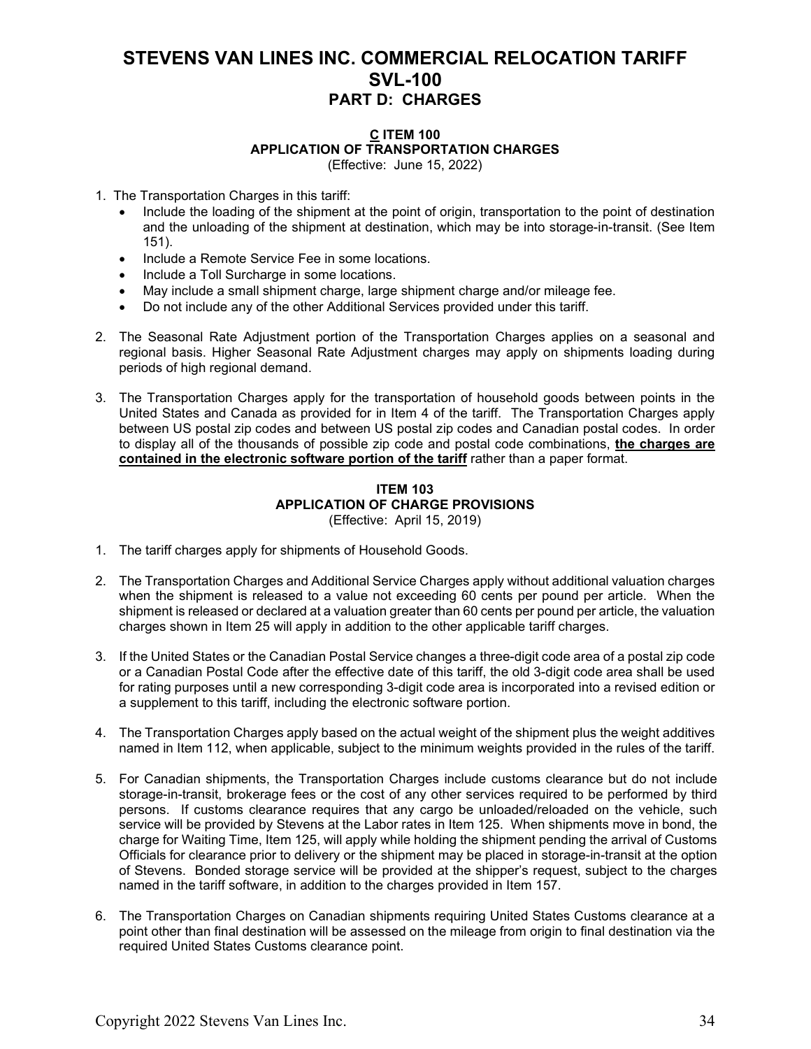# STEVENS VAN LINES INC. COMMERCIAL RELOCATION TARIFF SVL-100
## PART D: CHARGES

### C ITEM 100
### APPLICATION OF TRANSPORTATION CHARGES
(Effective: June 15, 2022)

1. The Transportation Charges in this tariff:
   - Include the loading of the shipment at the point of origin, transportation to the point of destination and the unloading of the shipment at destination, which may be into storage-in-transit. (See Item 151).
   - Include a Remote Service Fee in some locations.
   - Include a Toll Surcharge in some locations.
   - May include a small shipment charge, large shipment charge and/or mileage fee.
   - Do not include any of the other Additional Services provided under this tariff.

2. The Seasonal Rate Adjustment portion of the Transportation Charges applies on a seasonal and regional basis. Higher Seasonal Rate Adjustment charges may apply on shipments loading during periods of high regional demand.

3. The Transportation Charges apply for the transportation of household goods between points in the United States and Canada as provided for in Item 4 of the tariff. The Transportation Charges apply between US postal zip codes and between US postal zip codes and Canadian postal codes. In order to display all of the thousands of possible zip code and postal code combinations, **the charges are contained in the electronic software portion of the tariff** rather than a paper format.

### ITEM 103
### APPLICATION OF CHARGE PROVISIONS
(Effective: April 15, 2019)

1. The tariff charges apply for shipments of Household Goods.

2. The Transportation Charges and Additional Service Charges apply without additional valuation charges when the shipment is released to a value not exceeding 60 cents per pound per article. When the shipment is released or declared at a valuation greater than 60 cents per pound per article, the valuation charges shown in Item 25 will apply in addition to the other applicable tariff charges.

3. If the United States or the Canadian Postal Service changes a three-digit code area of a postal zip code or a Canadian Postal Code after the effective date of this tariff, the old 3-digit code area shall be used for rating purposes until a new corresponding 3-digit code area is incorporated into a revised edition or a supplement to this tariff, including the electronic software portion.

4. The Transportation Charges apply based on the actual weight of the shipment plus the weight additives named in Item 112, when applicable, subject to the minimum weights provided in the rules of the tariff.

5. For Canadian shipments, the Transportation Charges include customs clearance but do not include storage-in-transit, brokerage fees or the cost of any other services required to be performed by third persons. If customs clearance requires that any cargo be unloaded/reloaded on the vehicle, such service will be provided by Stevens at the Labor rates in Item 125. When shipments move in bond, the charge for Waiting Time, Item 125, will apply while holding the shipment pending the arrival of Customs Officials for clearance prior to delivery or the shipment may be placed in storage-in-transit at the option of Stevens. Bonded storage service will be provided at the shipper's request, subject to the charges named in the tariff software, in addition to the charges provided in Item 157.

6. The Transportation Charges on Canadian shipments requiring United States Customs clearance at a point other than final destination will be assessed on the mileage from origin to final destination via the required United States Customs clearance point.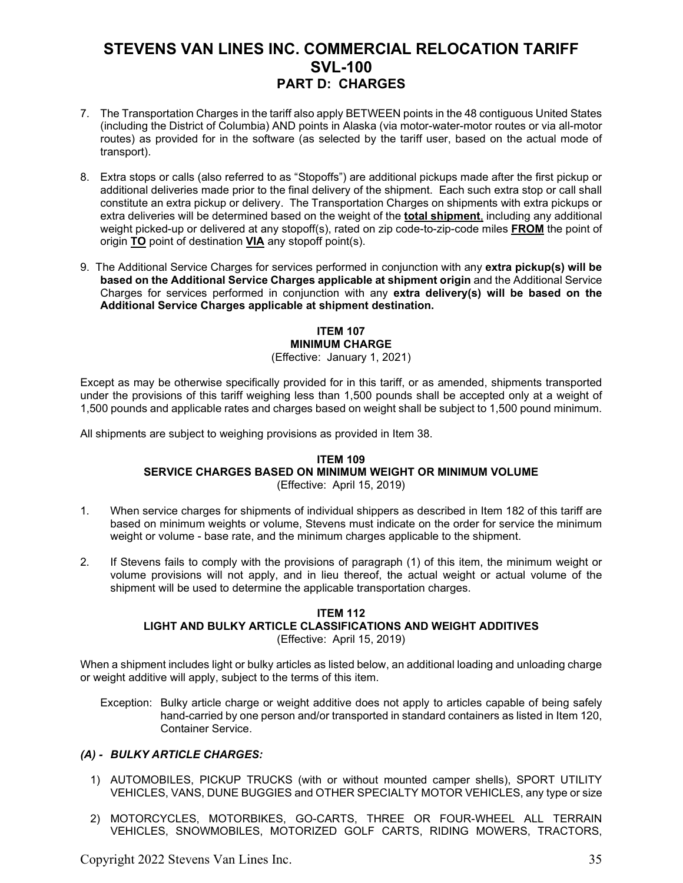7. The Transportation Charges in the tariff also apply BETWEEN points in the 48 contiguous United States (including the District of Columbia) AND points in Alaska (via motor-water-motor routes or via all-motor routes) as provided for in the software (as selected by the tariff user, based on the actual mode of transport).

8. Extra stops or calls (also referred to as "Stopoffs") are additional pickups made after the first pickup or additional deliveries made prior to the final delivery of the shipment. Each such extra stop or call shall constitute an extra pickup or delivery. The Transportation Charges on shipments with extra pickups or extra deliveries will be determined based on the weight of the **total shipment**, including any additional weight picked-up or delivered at any stopoff(s), rated on zip code-to-zip-code miles **FROM** the point of origin **TO** point of destination **VIA** any stopoff point(s).

9. The Additional Service Charges for services performed in conjunction with any **extra pickup(s) will be based on the Additional Service Charges applicable at shipment origin** and the Additional Service Charges for services performed in conjunction with any **extra delivery(s) will be based on the Additional Service Charges applicable at shipment destination.**

### ITEM 107
### MINIMUM CHARGE
(Effective: January 1, 2021)

Except as may be otherwise specifically provided for in this tariff, or as amended, shipments transported under the provisions of this tariff weighing less than 1,500 pounds shall be accepted only at a weight of 1,500 pounds and applicable rates and charges based on weight shall be subject to 1,500 pound minimum.

All shipments are subject to weighing provisions as provided in Item 38.

### ITEM 109
### SERVICE CHARGES BASED ON MINIMUM WEIGHT OR MINIMUM VOLUME
(Effective: April 15, 2019)

1. When service charges for shipments of individual shippers as described in Item 182 of this tariff are based on minimum weights or volume, Stevens must indicate on the order for service the minimum weight or volume - base rate, and the minimum charges applicable to the shipment.

2. If Stevens fails to comply with the provisions of paragraph (1) of this item, the minimum weight or volume provisions will not apply, and in lieu thereof, the actual weight or actual volume of the shipment will be used to determine the applicable transportation charges.

### ITEM 112
### LIGHT AND BULKY ARTICLE CLASSIFICATIONS AND WEIGHT ADDITIVES
(Effective: April 15, 2019)

When a shipment includes light or bulky articles as listed below, an additional loading and unloading charge or weight additive will apply, subject to the terms of this item.

Exception: Bulky article charge or weight additive does not apply to articles capable of being safely hand-carried by one person and/or transported in standard containers as listed in Item 120, Container Service.

***(A) - BULKY ARTICLE CHARGES:***

1) AUTOMOBILES, PICKUP TRUCKS (with or without mounted camper shells), SPORT UTILITY VEHICLES, VANS, DUNE BUGGIES and OTHER SPECIALTY MOTOR VEHICLES, any type or size

2) MOTORCYCLES, MOTORBIKES, GO-CARTS, THREE OR FOUR-WHEEL ALL TERRAIN VEHICLES, SNOWMOBILES, MOTORIZED GOLF CARTS, RIDING MOWERS, TRACTORS,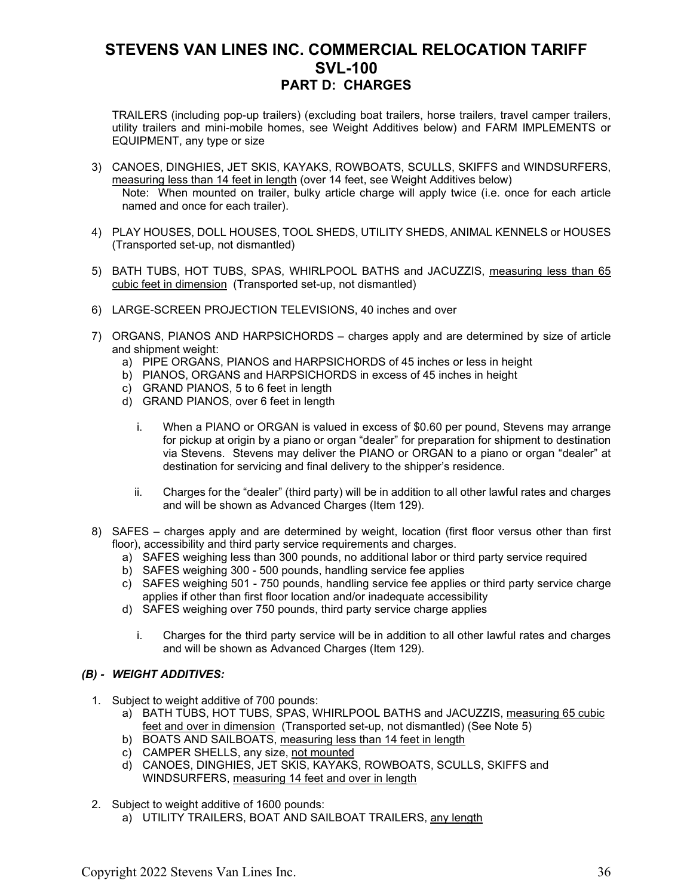# STEVENS VAN LINES INC. COMMERCIAL RELOCATION TARIFF SVL-100

## PART D: CHARGES

TRAILERS (including pop-up trailers) (excluding boat trailers, horse trailers, travel camper trailers, utility trailers and mini-mobile homes, see Weight Additives below) and FARM IMPLEMENTS or EQUIPMENT, any type or size

3) CANOES, DINGHIES, JET SKIS, KAYAKS, ROWBOATS, SCULLS, SKIFFS and WINDSURFERS, measuring less than 14 feet in length (over 14 feet, see Weight Additives below)
   Note: When mounted on trailer, bulky article charge will apply twice (i.e. once for each article named and once for each trailer).

4) PLAY HOUSES, DOLL HOUSES, TOOL SHEDS, UTILITY SHEDS, ANIMAL KENNELS or HOUSES (Transported set-up, not dismantled)

5) BATH TUBS, HOT TUBS, SPAS, WHIRLPOOL BATHS and JACUZZIS, measuring less than 65 cubic feet in dimension (Transported set-up, not dismantled)

6) LARGE-SCREEN PROJECTION TELEVISIONS, 40 inches and over

7) ORGANS, PIANOS AND HARPSICHORDS – charges apply and are determined by size of article and shipment weight:
   a) PIPE ORGANS, PIANOS and HARPSICHORDS of 45 inches or less in height
   b) PIANOS, ORGANS and HARPSICHORDS in excess of 45 inches in height
   c) GRAND PIANOS, 5 to 6 feet in length
   d) GRAND PIANOS, over 6 feet in length

      i. When a PIANO or ORGAN is valued in excess of $0.60 per pound, Stevens may arrange for pickup at origin by a piano or organ "dealer" for preparation for shipment to destination via Stevens. Stevens may deliver the PIANO or ORGAN to a piano or organ "dealer" at destination for servicing and final delivery to the shipper's residence.

      ii. Charges for the "dealer" (third party) will be in addition to all other lawful rates and charges and will be shown as Advanced Charges (Item 129).

8) SAFES – charges apply and are determined by weight, location (first floor versus other than first floor), accessibility and third party service requirements and charges.
   a) SAFES weighing less than 300 pounds, no additional labor or third party service required
   b) SAFES weighing 300 - 500 pounds, handling service fee applies
   c) SAFES weighing 501 - 750 pounds, handling service fee applies or third party service charge applies if other than first floor location and/or inadequate accessibility
   d) SAFES weighing over 750 pounds, third party service charge applies

      i. Charges for the third party service will be in addition to all other lawful rates and charges and will be shown as Advanced Charges (Item 129).

### *(B) - WEIGHT ADDITIVES:*

1. Subject to weight additive of 700 pounds:
   a) BATH TUBS, HOT TUBS, SPAS, WHIRLPOOL BATHS and JACUZZIS, measuring 65 cubic feet and over in dimension (Transported set-up, not dismantled) (See Note 5)
   b) BOATS AND SAILBOATS, measuring less than 14 feet in length
   c) CAMPER SHELLS, any size, not mounted
   d) CANOES, DINGHIES, JET SKIS, KAYAKS, ROWBOATS, SCULLS, SKIFFS and WINDSURFERS, measuring 14 feet and over in length

2. Subject to weight additive of 1600 pounds:
   a) UTILITY TRAILERS, BOAT AND SAILBOAT TRAILERS, any length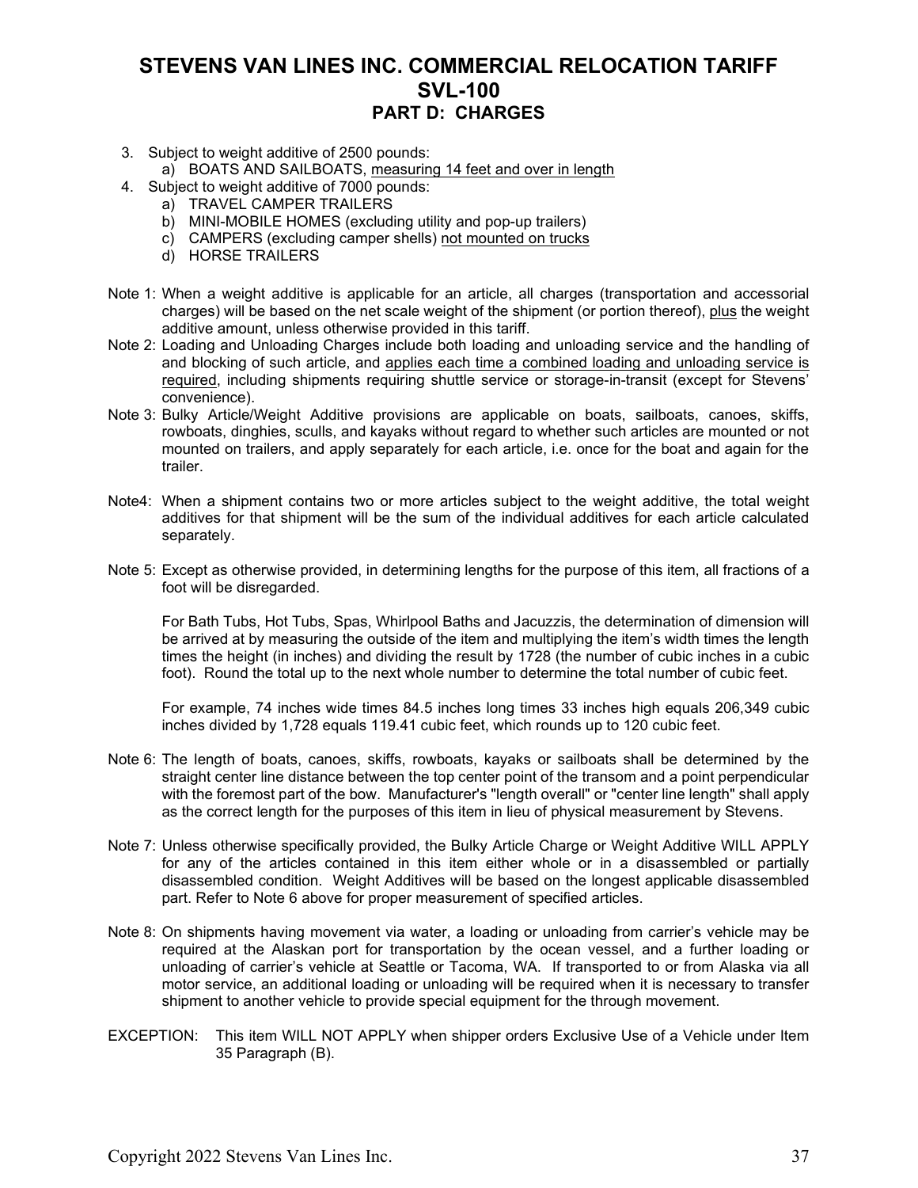# STEVENS VAN LINES INC. COMMERCIAL RELOCATION TARIFF SVL-100

## PART D: CHARGES

3. Subject to weight additive of 2500 pounds:
   a) BOATS AND SAILBOATS, <u>measuring 14 feet and over in length</u>
4. Subject to weight additive of 7000 pounds:
   a) TRAVEL CAMPER TRAILERS
   b) MINI-MOBILE HOMES (excluding utility and pop-up trailers)
   c) CAMPERS (excluding camper shells) <u>not mounted on trucks</u>
   d) HORSE TRAILERS

Note 1: When a weight additive is applicable for an article, all charges (transportation and accessorial charges) will be based on the net scale weight of the shipment (or portion thereof), <u>plus</u> the weight additive amount, unless otherwise provided in this tariff.

Note 2: Loading and Unloading Charges include both loading and unloading service and the handling of and blocking of such article, and <u>applies each time a combined loading and unloading service is required</u>, including shipments requiring shuttle service or storage-in-transit (except for Stevens' convenience).

Note 3: Bulky Article/Weight Additive provisions are applicable on boats, sailboats, canoes, skiffs, rowboats, dinghies, sculls, and kayaks without regard to whether such articles are mounted or not mounted on trailers, and apply separately for each article, i.e. once for the boat and again for the trailer.

Note4: When a shipment contains two or more articles subject to the weight additive, the total weight additives for that shipment will be the sum of the individual additives for each article calculated separately.

Note 5: Except as otherwise provided, in determining lengths for the purpose of this item, all fractions of a foot will be disregarded.

For Bath Tubs, Hot Tubs, Spas, Whirlpool Baths and Jacuzzis, the determination of dimension will be arrived at by measuring the outside of the item and multiplying the item's width times the length times the height (in inches) and dividing the result by 1728 (the number of cubic inches in a cubic foot). Round the total up to the next whole number to determine the total number of cubic feet.

For example, 74 inches wide times 84.5 inches long times 33 inches high equals 206,349 cubic inches divided by 1,728 equals 119.41 cubic feet, which rounds up to 120 cubic feet.

Note 6: The length of boats, canoes, skiffs, rowboats, kayaks or sailboats shall be determined by the straight center line distance between the top center point of the transom and a point perpendicular with the foremost part of the bow. Manufacturer's "length overall" or "center line length" shall apply as the correct length for the purposes of this item in lieu of physical measurement by Stevens.

Note 7: Unless otherwise specifically provided, the Bulky Article Charge or Weight Additive WILL APPLY for any of the articles contained in this item either whole or in a disassembled or partially disassembled condition. Weight Additives will be based on the longest applicable disassembled part. Refer to Note 6 above for proper measurement of specified articles.

Note 8: On shipments having movement via water, a loading or unloading from carrier's vehicle may be required at the Alaskan port for transportation by the ocean vessel, and a further loading or unloading of carrier's vehicle at Seattle or Tacoma, WA. If transported to or from Alaska via all motor service, an additional loading or unloading will be required when it is necessary to transfer shipment to another vehicle to provide special equipment for the through movement.

EXCEPTION: This item WILL NOT APPLY when shipper orders Exclusive Use of a Vehicle under Item 35 Paragraph (B).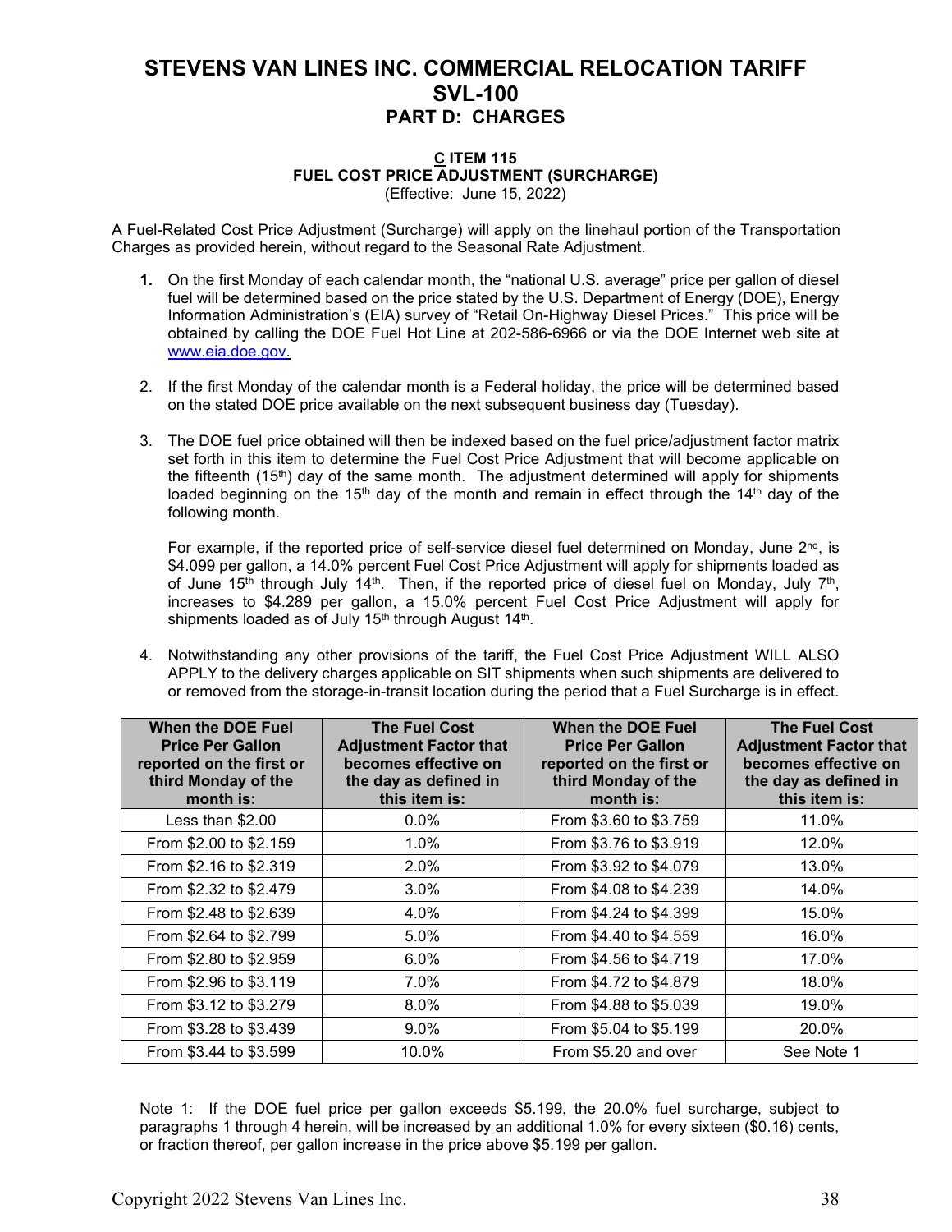# STEVENS VAN LINES INC. COMMERCIAL RELOCATION TARIFF SVL-100

## PART D: CHARGES

### C ITEM 115
### FUEL COST PRICE ADJUSTMENT (SURCHARGE)

(Effective: June 15, 2022)

A Fuel-Related Cost Price Adjustment (Surcharge) will apply on the linehaul portion of the Transportation Charges as provided herein, without regard to the Seasonal Rate Adjustment.

1. On the first Monday of each calendar month, the "national U.S. average" price per gallon of diesel fuel will be determined based on the price stated by the U.S. Department of Energy (DOE), Energy Information Administration's (EIA) survey of "Retail On-Highway Diesel Prices." This price will be obtained by calling the DOE Fuel Hot Line at 202-586-6966 or via the DOE Internet web site at www.eia.doe.gov.

2. If the first Monday of the calendar month is a Federal holiday, the price will be determined based on the stated DOE price available on the next subsequent business day (Tuesday).

3. The DOE fuel price obtained will then be indexed based on the fuel price/adjustment factor matrix set forth in this item to determine the Fuel Cost Price Adjustment that will become applicable on the fifteenth (15th) day of the same month. The adjustment determined will apply for shipments loaded beginning on the 15th day of the month and remain in effect through the 14th day of the following month.

   For example, if the reported price of self-service diesel fuel determined on Monday, June 2nd, is \$4.099 per gallon, a 14.0% percent Fuel Cost Price Adjustment will apply for shipments loaded as of June 15th through July 14th. Then, if the reported price of diesel fuel on Monday, July 7th, increases to \$4.289 per gallon, a 15.0% percent Fuel Cost Price Adjustment will apply for shipments loaded as of July 15th through August 14th.

4. Notwithstanding any other provisions of the tariff, the Fuel Cost Price Adjustment WILL ALSO APPLY to the delivery charges applicable on SIT shipments when such shipments are delivered to or removed from the storage-in-transit location during the period that a Fuel Surcharge is in effect.

| When the DOE Fuel Price Per Gallon reported on the first or third Monday of the month is: | The Fuel Cost Adjustment Factor that becomes effective on the day as defined in this item is: | When the DOE Fuel Price Per Gallon reported on the first or third Monday of the month is: | The Fuel Cost Adjustment Factor that becomes effective on the day as defined in this item is: |
|---|---|---|---|
| Less than \$2.00 | 0.0% | From \$3.60 to \$3.759 | 11.0% |
| From \$2.00 to \$2.159 | 1.0% | From \$3.76 to \$3.919 | 12.0% |
| From \$2.16 to \$2.319 | 2.0% | From \$3.92 to \$4.079 | 13.0% |
| From \$2.32 to \$2.479 | 3.0% | From \$4.08 to \$4.239 | 14.0% |
| From \$2.48 to \$2.639 | 4.0% | From \$4.24 to \$4.399 | 15.0% |
| From \$2.64 to \$2.799 | 5.0% | From \$4.40 to \$4.559 | 16.0% |
| From \$2.80 to \$2.959 | 6.0% | From \$4.56 to \$4.719 | 17.0% |
| From \$2.96 to \$3.119 | 7.0% | From \$4.72 to \$4.879 | 18.0% |
| From \$3.12 to \$3.279 | 8.0% | From \$4.88 to \$5.039 | 19.0% |
| From \$3.28 to \$3.439 | 9.0% | From \$5.04 to \$5.199 | 20.0% |
| From \$3.44 to \$3.599 | 10.0% | From \$5.20 and over | See Note 1 |

Note 1: If the DOE fuel price per gallon exceeds \$5.199, the 20.0% fuel surcharge, subject to paragraphs 1 through 4 herein, will be increased by an additional 1.0% for every sixteen (\$0.16) cents, or fraction thereof, per gallon increase in the price above \$5.199 per gallon.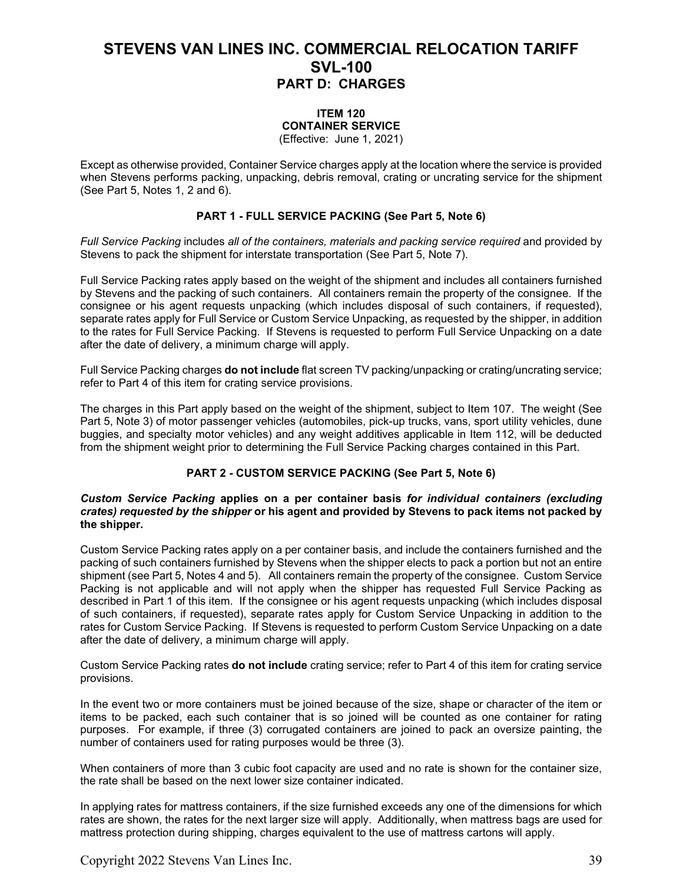# STEVENS VAN LINES INC. COMMERCIAL RELOCATION TARIFF SVL-100

## PART D: CHARGES

### ITEM 120
### CONTAINER SERVICE
(Effective: June 1, 2021)

Except as otherwise provided, Container Service charges apply at the location where the service is provided when Stevens performs packing, unpacking, debris removal, crating or uncrating service for the shipment (See Part 5, Notes 1, 2 and 6).

#### PART 1 - FULL SERVICE PACKING (See Part 5, Note 6)

*Full Service Packing* includes *all of the containers, materials and packing service required* and provided by Stevens to pack the shipment for interstate transportation (See Part 5, Note 7).

Full Service Packing rates apply based on the weight of the shipment and includes all containers furnished by Stevens and the packing of such containers. All containers remain the property of the consignee. If the consignee or his agent requests unpacking (which includes disposal of such containers, if requested), separate rates apply for Full Service or Custom Service Unpacking, as requested by the shipper, in addition to the rates for Full Service Packing. If Stevens is requested to perform Full Service Unpacking on a date after the date of delivery, a minimum charge will apply.

Full Service Packing charges **do not include** flat screen TV packing/unpacking or crating/uncrating service; refer to Part 4 of this item for crating service provisions.

The charges in this Part apply based on the weight of the shipment, subject to Item 107. The weight (See Part 5, Note 3) of motor passenger vehicles (automobiles, pick-up trucks, vans, sport utility vehicles, dune buggies, and specialty motor vehicles) and any weight additives applicable in Item 112, will be deducted from the shipment weight prior to determining the Full Service Packing charges contained in this Part.

#### PART 2 - CUSTOM SERVICE PACKING (See Part 5, Note 6)

***Custom Service Packing*** **applies on a per container basis *for individual containers (excluding crates) requested by the shipper* or his agent and provided by Stevens to pack items not packed by the shipper.**

Custom Service Packing rates apply on a per container basis, and include the containers furnished and the packing of such containers furnished by Stevens when the shipper elects to pack a portion but not an entire shipment (see Part 5, Notes 4 and 5). All containers remain the property of the consignee. Custom Service Packing is not applicable and will not apply when the shipper has requested Full Service Packing as described in Part 1 of this item. If the consignee or his agent requests unpacking (which includes disposal of such containers, if requested), separate rates apply for Custom Service Unpacking in addition to the rates for Custom Service Packing. If Stevens is requested to perform Custom Service Unpacking on a date after the date of delivery, a minimum charge will apply.

Custom Service Packing rates **do not include** crating service; refer to Part 4 of this item for crating service provisions.

In the event two or more containers must be joined because of the size, shape or character of the item or items to be packed, each such container that is so joined will be counted as one container for rating purposes. For example, if three (3) corrugated containers are joined to pack an oversize painting, the number of containers used for rating purposes would be three (3).

When containers of more than 3 cubic foot capacity are used and no rate is shown for the container size, the rate shall be based on the next lower size container indicated.

In applying rates for mattress containers, if the size furnished exceeds any one of the dimensions for which rates are shown, the rates for the next larger size will apply. Additionally, when mattress bags are used for mattress protection during shipping, charges equivalent to the use of mattress cartons will apply.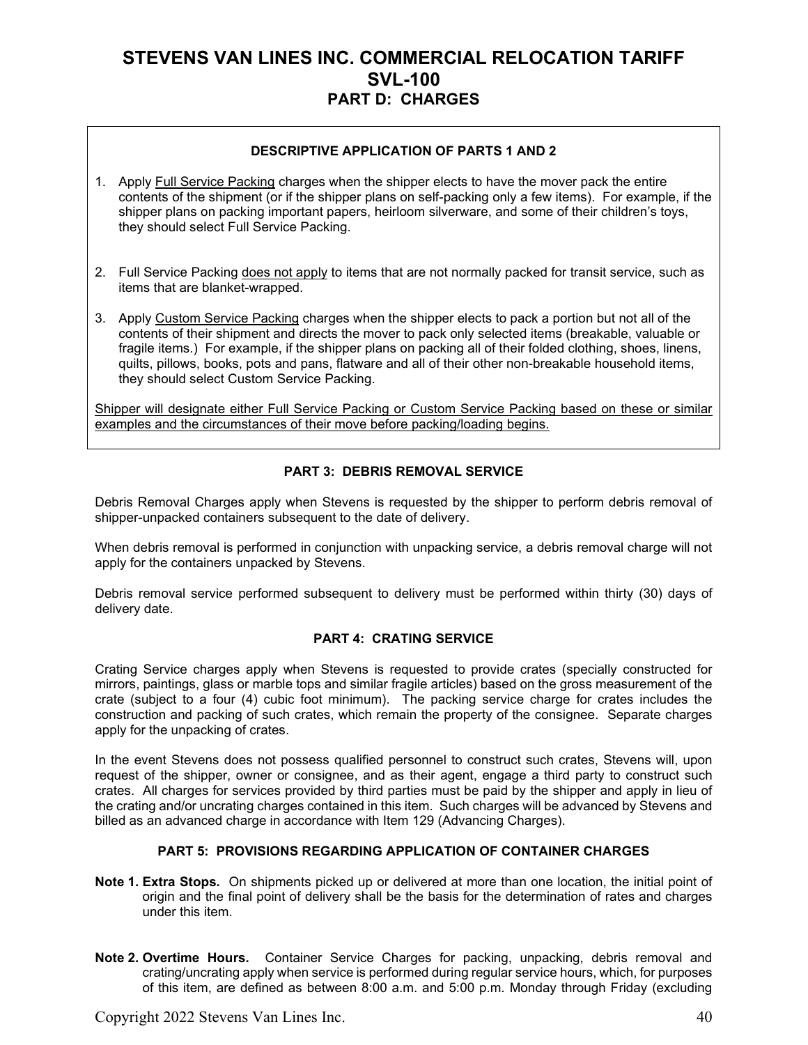# STEVENS VAN LINES INC. COMMERCIAL RELOCATION TARIFF SVL-100

## PART D: CHARGES

**DESCRIPTIVE APPLICATION OF PARTS 1 AND 2**

1. Apply Full Service Packing charges when the shipper elects to have the mover pack the entire contents of the shipment (or if the shipper plans on self-packing only a few items). For example, if the shipper plans on packing important papers, heirloom silverware, and some of their children's toys, they should select Full Service Packing.

2. Full Service Packing does not apply to items that are not normally packed for transit service, such as items that are blanket-wrapped.

3. Apply Custom Service Packing charges when the shipper elects to pack a portion but not all of the contents of their shipment and directs the mover to pack only selected items (breakable, valuable or fragile items.) For example, if the shipper plans on packing all of their folded clothing, shoes, linens, quilts, pillows, books, pots and pans, flatware and all of their other non-breakable household items, they should select Custom Service Packing.

Shipper will designate either Full Service Packing or Custom Service Packing based on these or similar examples and the circumstances of their move before packing/loading begins.

### PART 3: DEBRIS REMOVAL SERVICE

Debris Removal Charges apply when Stevens is requested by the shipper to perform debris removal of shipper-unpacked containers subsequent to the date of delivery.

When debris removal is performed in conjunction with unpacking service, a debris removal charge will not apply for the containers unpacked by Stevens.

Debris removal service performed subsequent to delivery must be performed within thirty (30) days of delivery date.

### PART 4: CRATING SERVICE

Crating Service charges apply when Stevens is requested to provide crates (specially constructed for mirrors, paintings, glass or marble tops and similar fragile articles) based on the gross measurement of the crate (subject to a four (4) cubic foot minimum). The packing service charge for crates includes the construction and packing of such crates, which remain the property of the consignee. Separate charges apply for the unpacking of crates.

In the event Stevens does not possess qualified personnel to construct such crates, Stevens will, upon request of the shipper, owner or consignee, and as their agent, engage a third party to construct such crates. All charges for services provided by third parties must be paid by the shipper and apply in lieu of the crating and/or uncrating charges contained in this item. Such charges will be advanced by Stevens and billed as an advanced charge in accordance with Item 129 (Advancing Charges).

### PART 5: PROVISIONS REGARDING APPLICATION OF CONTAINER CHARGES

**Note 1. Extra Stops.** On shipments picked up or delivered at more than one location, the initial point of origin and the final point of delivery shall be the basis for the determination of rates and charges under this item.

**Note 2. Overtime Hours.** Container Service Charges for packing, unpacking, debris removal and crating/uncrating apply when service is performed during regular service hours, which, for purposes of this item, are defined as between 8:00 a.m. and 5:00 p.m. Monday through Friday (excluding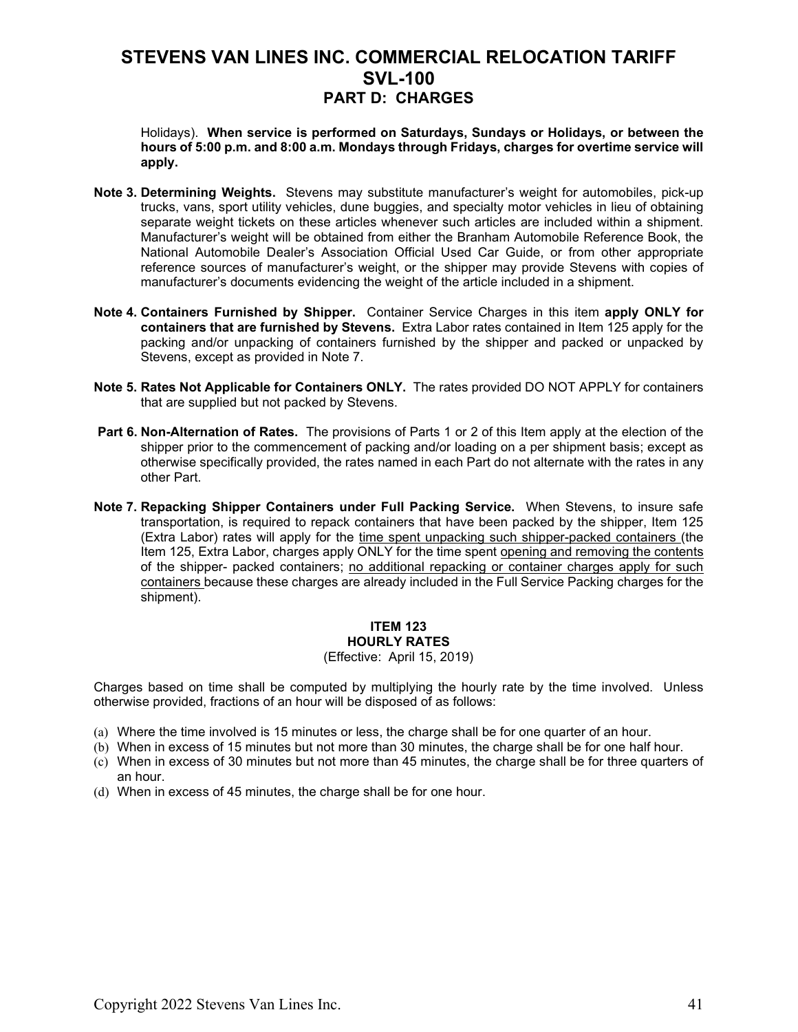Holidays). **When service is performed on Saturdays, Sundays or Holidays, or between the hours of 5:00 p.m. and 8:00 a.m. Mondays through Fridays, charges for overtime service will apply.**

**Note 3. Determining Weights.** Stevens may substitute manufacturer's weight for automobiles, pick-up trucks, vans, sport utility vehicles, dune buggies, and specialty motor vehicles in lieu of obtaining separate weight tickets on these articles whenever such articles are included within a shipment. Manufacturer's weight will be obtained from either the Branham Automobile Reference Book, the National Automobile Dealer's Association Official Used Car Guide, or from other appropriate reference sources of manufacturer's weight, or the shipper may provide Stevens with copies of manufacturer's documents evidencing the weight of the article included in a shipment.

**Note 4. Containers Furnished by Shipper.** Container Service Charges in this item **apply ONLY for containers that are furnished by Stevens.** Extra Labor rates contained in Item 125 apply for the packing and/or unpacking of containers furnished by the shipper and packed or unpacked by Stevens, except as provided in Note 7.

**Note 5. Rates Not Applicable for Containers ONLY.** The rates provided DO NOT APPLY for containers that are supplied but not packed by Stevens.

**Part 6. Non-Alternation of Rates.** The provisions of Parts 1 or 2 of this Item apply at the election of the shipper prior to the commencement of packing and/or loading on a per shipment basis; except as otherwise specifically provided, the rates named in each Part do not alternate with the rates in any other Part.

**Note 7. Repacking Shipper Containers under Full Packing Service.** When Stevens, to insure safe transportation, is required to repack containers that have been packed by the shipper, Item 125 (Extra Labor) rates will apply for the time spent unpacking such shipper-packed containers (the Item 125, Extra Labor, charges apply ONLY for the time spent opening and removing the contents of the shipper- packed containers; no additional repacking or container charges apply for such containers because these charges are already included in the Full Service Packing charges for the shipment).

## ITEM 123
## HOURLY RATES
(Effective: April 15, 2019)

Charges based on time shall be computed by multiplying the hourly rate by the time involved. Unless otherwise provided, fractions of an hour will be disposed of as follows:

(a) Where the time involved is 15 minutes or less, the charge shall be for one quarter of an hour.
(b) When in excess of 15 minutes but not more than 30 minutes, the charge shall be for one half hour.
(c) When in excess of 30 minutes but not more than 45 minutes, the charge shall be for three quarters of an hour.
(d) When in excess of 45 minutes, the charge shall be for one hour.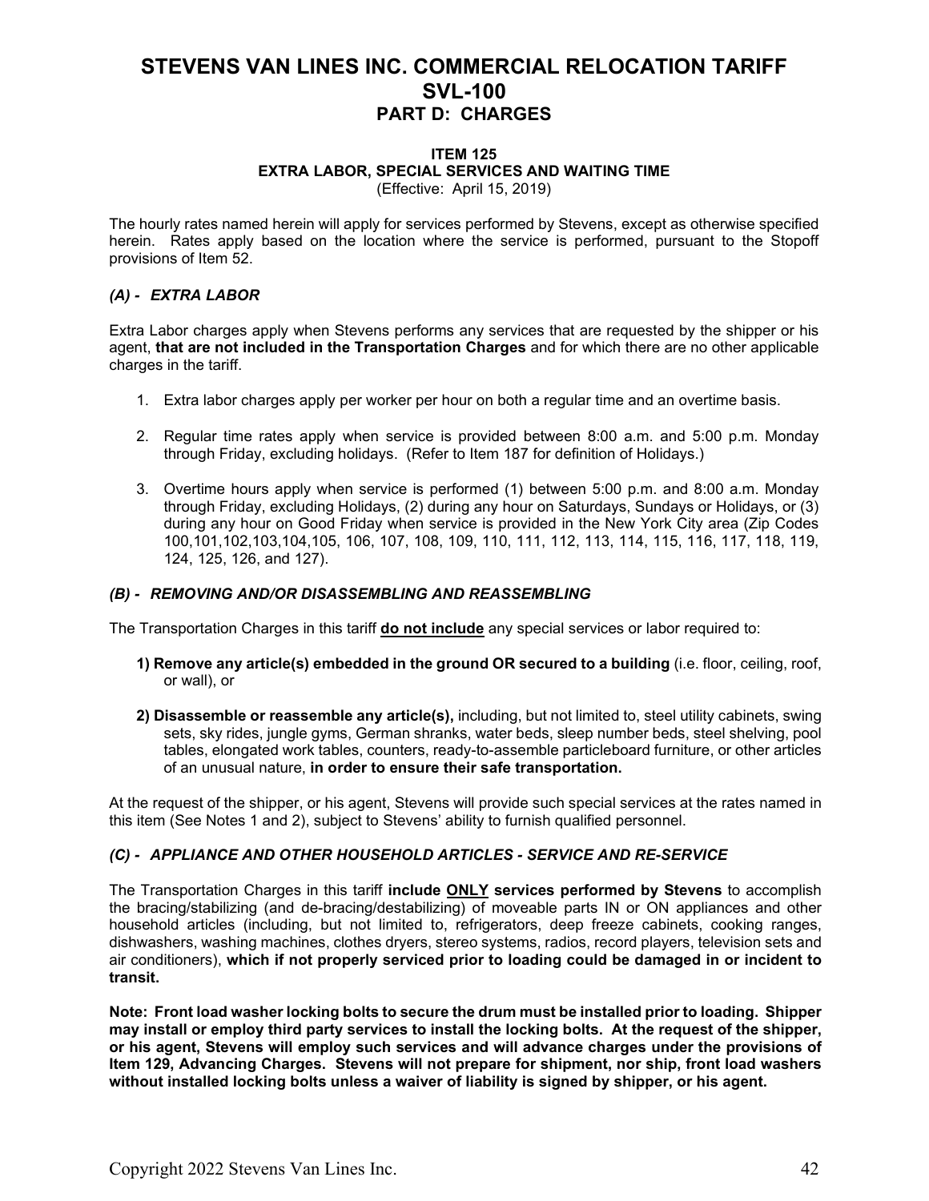# STEVENS VAN LINES INC. COMMERCIAL RELOCATION TARIFF SVL-100

## PART D: CHARGES

### ITEM 125
### EXTRA LABOR, SPECIAL SERVICES AND WAITING TIME

(Effective: April 15, 2019)

The hourly rates named herein will apply for services performed by Stevens, except as otherwise specified herein. Rates apply based on the location where the service is performed, pursuant to the Stopoff provisions of Item 52.

#### *(A) - EXTRA LABOR*

Extra Labor charges apply when Stevens performs any services that are requested by the shipper or his agent, **that are not included in the Transportation Charges** and for which there are no other applicable charges in the tariff.

1. Extra labor charges apply per worker per hour on both a regular time and an overtime basis.
2. Regular time rates apply when service is provided between 8:00 a.m. and 5:00 p.m. Monday through Friday, excluding holidays. (Refer to Item 187 for definition of Holidays.)
3. Overtime hours apply when service is performed (1) between 5:00 p.m. and 8:00 a.m. Monday through Friday, excluding Holidays, (2) during any hour on Saturdays, Sundays or Holidays, or (3) during any hour on Good Friday when service is provided in the New York City area (Zip Codes 100,101,102,103,104,105, 106, 107, 108, 109, 110, 111, 112, 113, 114, 115, 116, 117, 118, 119, 124, 125, 126, and 127).

#### *(B) - REMOVING AND/OR DISASSEMBLING AND REASSEMBLING*

The Transportation Charges in this tariff **do not include** any special services or labor required to:

**1) Remove any article(s) embedded in the ground OR secured to a building** (i.e. floor, ceiling, roof, or wall), or

**2) Disassemble or reassemble any article(s),** including, but not limited to, steel utility cabinets, swing sets, sky rides, jungle gyms, German shranks, water beds, sleep number beds, steel shelving, pool tables, elongated work tables, counters, ready-to-assemble particleboard furniture, or other articles of an unusual nature, **in order to ensure their safe transportation.**

At the request of the shipper, or his agent, Stevens will provide such special services at the rates named in this item (See Notes 1 and 2), subject to Stevens' ability to furnish qualified personnel.

#### *(C) - APPLIANCE AND OTHER HOUSEHOLD ARTICLES - SERVICE AND RE-SERVICE*

The Transportation Charges in this tariff **include ONLY services performed by Stevens** to accomplish the bracing/stabilizing (and de-bracing/destabilizing) of moveable parts IN or ON appliances and other household articles (including, but not limited to, refrigerators, deep freeze cabinets, cooking ranges, dishwashers, washing machines, clothes dryers, stereo systems, radios, record players, television sets and air conditioners), **which if not properly serviced prior to loading could be damaged in or incident to transit.**

**Note: Front load washer locking bolts to secure the drum must be installed prior to loading. Shipper may install or employ third party services to install the locking bolts. At the request of the shipper, or his agent, Stevens will employ such services and will advance charges under the provisions of Item 129, Advancing Charges. Stevens will not prepare for shipment, nor ship, front load washers without installed locking bolts unless a waiver of liability is signed by shipper, or his agent.**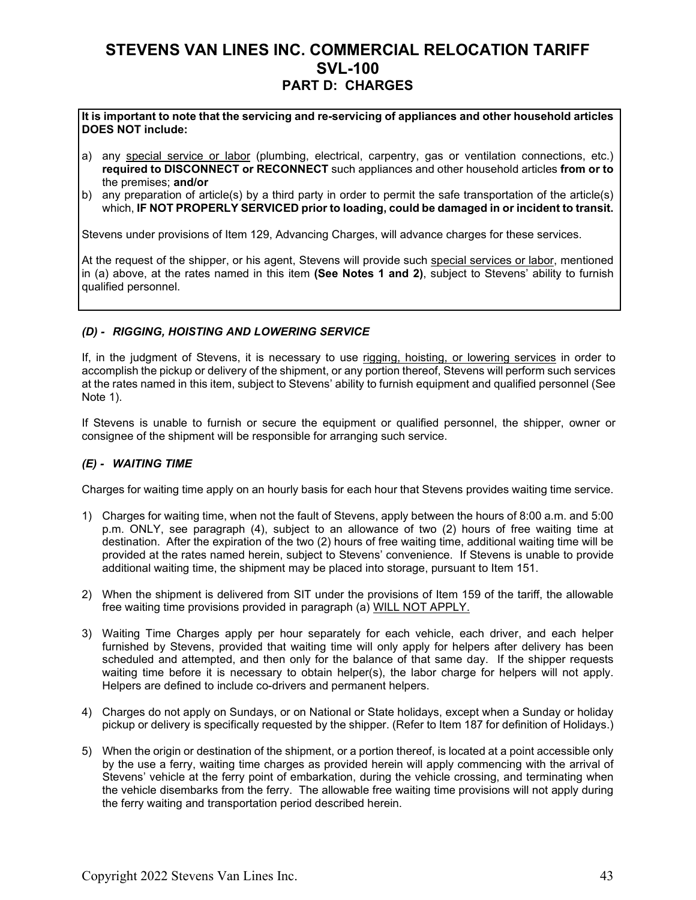# STEVENS VAN LINES INC. COMMERCIAL RELOCATION TARIFF SVL-100

## PART D: CHARGES

**It is important to note that the servicing and re-servicing of appliances and other household articles DOES NOT include:**

a) any special service or labor (plumbing, electrical, carpentry, gas or ventilation connections, etc.) **required to DISCONNECT or RECONNECT** such appliances and other household articles **from or to** the premises; **and/or**

b) any preparation of article(s) by a third party in order to permit the safe transportation of the article(s) which, **IF NOT PROPERLY SERVICED prior to loading, could be damaged in or incident to transit.**

Stevens under provisions of Item 129, Advancing Charges, will advance charges for these services.

At the request of the shipper, or his agent, Stevens will provide such special services or labor, mentioned in (a) above, at the rates named in this item **(See Notes 1 and 2)**, subject to Stevens' ability to furnish qualified personnel.

### *(D) - RIGGING, HOISTING AND LOWERING SERVICE*

If, in the judgment of Stevens, it is necessary to use rigging, hoisting, or lowering services in order to accomplish the pickup or delivery of the shipment, or any portion thereof, Stevens will perform such services at the rates named in this item, subject to Stevens' ability to furnish equipment and qualified personnel (See Note 1).

If Stevens is unable to furnish or secure the equipment or qualified personnel, the shipper, owner or consignee of the shipment will be responsible for arranging such service.

### *(E) - WAITING TIME*

Charges for waiting time apply on an hourly basis for each hour that Stevens provides waiting time service.

1) Charges for waiting time, when not the fault of Stevens, apply between the hours of 8:00 a.m. and 5:00 p.m. ONLY, see paragraph (4), subject to an allowance of two (2) hours of free waiting time at destination. After the expiration of the two (2) hours of free waiting time, additional waiting time will be provided at the rates named herein, subject to Stevens' convenience. If Stevens is unable to provide additional waiting time, the shipment may be placed into storage, pursuant to Item 151.

2) When the shipment is delivered from SIT under the provisions of Item 159 of the tariff, the allowable free waiting time provisions provided in paragraph (a) WILL NOT APPLY.

3) Waiting Time Charges apply per hour separately for each vehicle, each driver, and each helper furnished by Stevens, provided that waiting time will only apply for helpers after delivery has been scheduled and attempted, and then only for the balance of that same day. If the shipper requests waiting time before it is necessary to obtain helper(s), the labor charge for helpers will not apply. Helpers are defined to include co-drivers and permanent helpers.

4) Charges do not apply on Sundays, or on National or State holidays, except when a Sunday or holiday pickup or delivery is specifically requested by the shipper. (Refer to Item 187 for definition of Holidays.)

5) When the origin or destination of the shipment, or a portion thereof, is located at a point accessible only by the use a ferry, waiting time charges as provided herein will apply commencing with the arrival of Stevens' vehicle at the ferry point of embarkation, during the vehicle crossing, and terminating when the vehicle disembarks from the ferry. The allowable free waiting time provisions will not apply during the ferry waiting and transportation period described herein.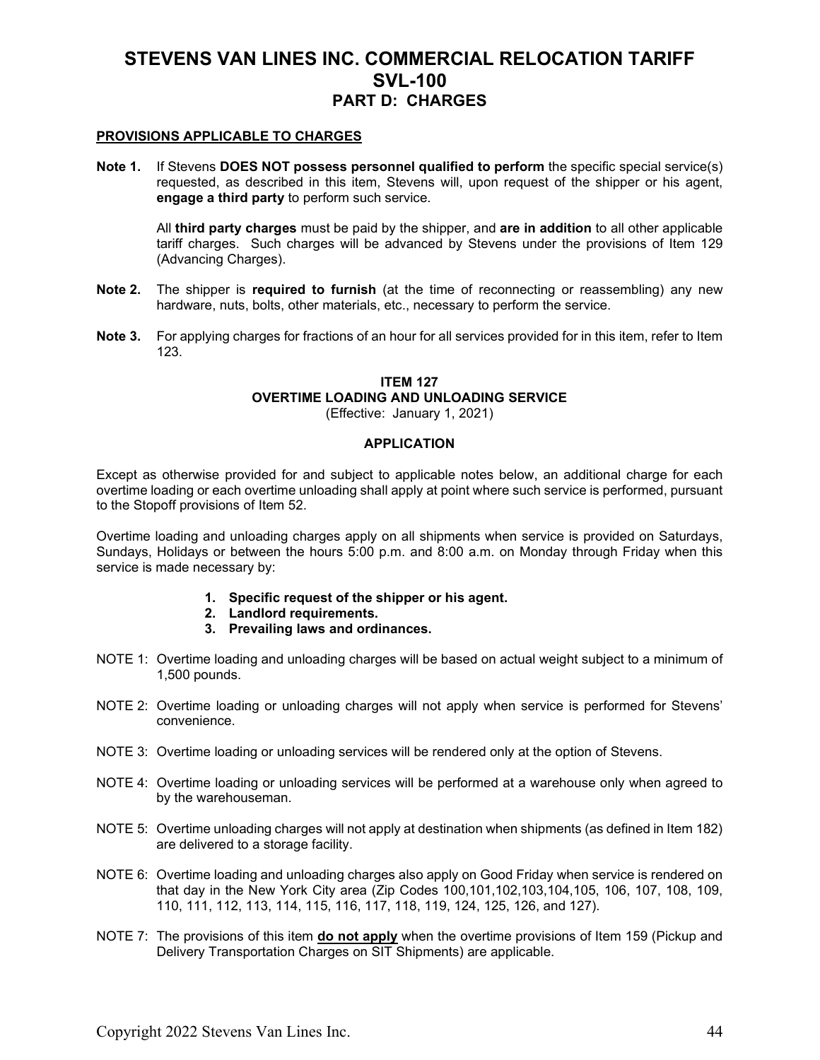# STEVENS VAN LINES INC. COMMERCIAL RELOCATION TARIFF SVL-100

## PART D: CHARGES

**PROVISIONS APPLICABLE TO CHARGES**

**Note 1.** If Stevens **DOES NOT possess personnel qualified to perform** the specific special service(s) requested, as described in this item, Stevens will, upon request of the shipper or his agent, **engage a third party** to perform such service.

All **third party charges** must be paid by the shipper, and **are in addition** to all other applicable tariff charges. Such charges will be advanced by Stevens under the provisions of Item 129 (Advancing Charges).

**Note 2.** The shipper is **required to furnish** (at the time of reconnecting or reassembling) any new hardware, nuts, bolts, other materials, etc., necessary to perform the service.

**Note 3.** For applying charges for fractions of an hour for all services provided for in this item, refer to Item 123.

### ITEM 127
### OVERTIME LOADING AND UNLOADING SERVICE
(Effective: January 1, 2021)

**APPLICATION**

Except as otherwise provided for and subject to applicable notes below, an additional charge for each overtime loading or each overtime unloading shall apply at point where such service is performed, pursuant to the Stopoff provisions of Item 52.

Overtime loading and unloading charges apply on all shipments when service is provided on Saturdays, Sundays, Holidays or between the hours 5:00 p.m. and 8:00 a.m. on Monday through Friday when this service is made necessary by:

1. **Specific request of the shipper or his agent.**
2. **Landlord requirements.**
3. **Prevailing laws and ordinances.**

NOTE 1: Overtime loading and unloading charges will be based on actual weight subject to a minimum of 1,500 pounds.

NOTE 2: Overtime loading or unloading charges will not apply when service is performed for Stevens' convenience.

NOTE 3: Overtime loading or unloading services will be rendered only at the option of Stevens.

NOTE 4: Overtime loading or unloading services will be performed at a warehouse only when agreed to by the warehouseman.

NOTE 5: Overtime unloading charges will not apply at destination when shipments (as defined in Item 182) are delivered to a storage facility.

NOTE 6: Overtime loading and unloading charges also apply on Good Friday when service is rendered on that day in the New York City area (Zip Codes 100,101,102,103,104,105, 106, 107, 108, 109, 110, 111, 112, 113, 114, 115, 116, 117, 118, 119, 124, 125, 126, and 127).

NOTE 7: The provisions of this item **do not apply** when the overtime provisions of Item 159 (Pickup and Delivery Transportation Charges on SIT Shipments) are applicable.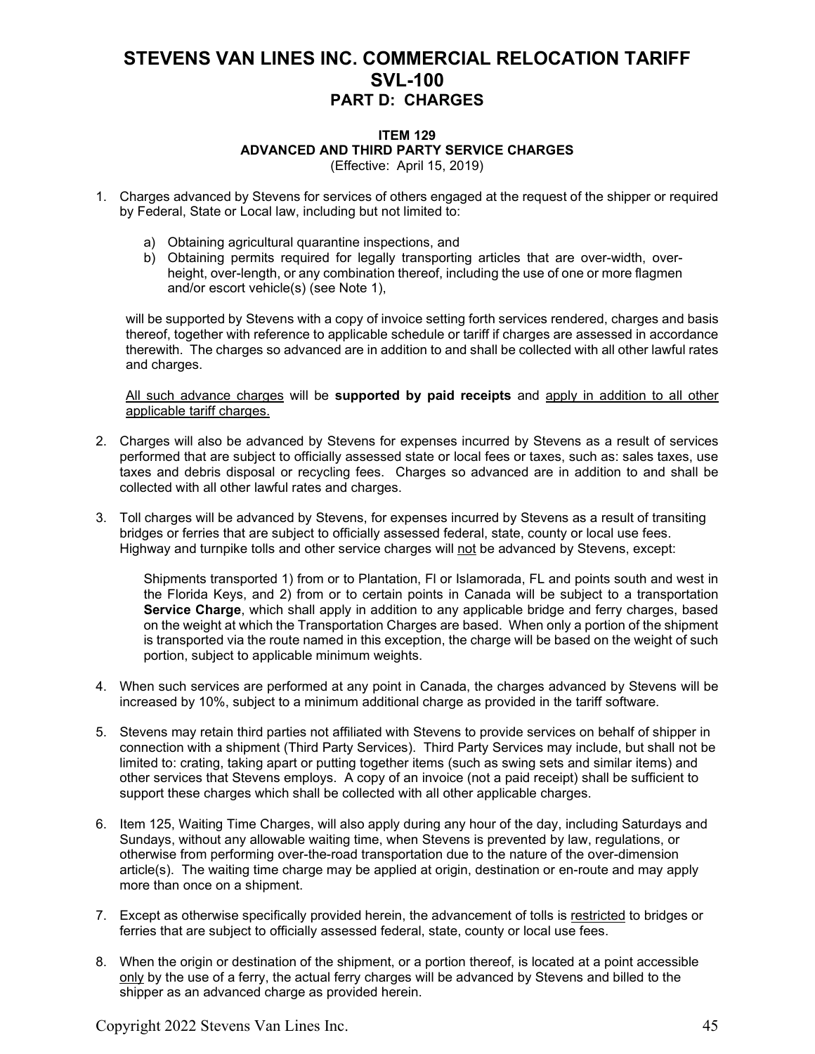# STEVENS VAN LINES INC. COMMERCIAL RELOCATION TARIFF SVL-100

## PART D: CHARGES

### ITEM 129
### ADVANCED AND THIRD PARTY SERVICE CHARGES

(Effective: April 15, 2019)

1. Charges advanced by Stevens for services of others engaged at the request of the shipper or required by Federal, State or Local law, including but not limited to:

   a) Obtaining agricultural quarantine inspections, and
   b) Obtaining permits required for legally transporting articles that are over-width, over-height, over-length, or any combination thereof, including the use of one or more flagmen and/or escort vehicle(s) (see Note 1),

   will be supported by Stevens with a copy of invoice setting forth services rendered, charges and basis thereof, together with reference to applicable schedule or tariff if charges are assessed in accordance therewith. The charges so advanced are in addition to and shall be collected with all other lawful rates and charges.

   <u>All such advance charges</u> will be **supported by paid receipts** and <u>apply in addition to all other applicable tariff charges.</u>

2. Charges will also be advanced by Stevens for expenses incurred by Stevens as a result of services performed that are subject to officially assessed state or local fees or taxes, such as: sales taxes, use taxes and debris disposal or recycling fees. Charges so advanced are in addition to and shall be collected with all other lawful rates and charges.

3. Toll charges will be advanced by Stevens, for expenses incurred by Stevens as a result of transiting bridges or ferries that are subject to officially assessed federal, state, county or local use fees. Highway and turnpike tolls and other service charges will <u>not</u> be advanced by Stevens, except:

   Shipments transported 1) from or to Plantation, Fl or Islamorada, FL and points south and west in the Florida Keys, and 2) from or to certain points in Canada will be subject to a transportation **Service Charge**, which shall apply in addition to any applicable bridge and ferry charges, based on the weight at which the Transportation Charges are based. When only a portion of the shipment is transported via the route named in this exception, the charge will be based on the weight of such portion, subject to applicable minimum weights.

4. When such services are performed at any point in Canada, the charges advanced by Stevens will be increased by 10%, subject to a minimum additional charge as provided in the tariff software.

5. Stevens may retain third parties not affiliated with Stevens to provide services on behalf of shipper in connection with a shipment (Third Party Services). Third Party Services may include, but shall not be limited to: crating, taking apart or putting together items (such as swing sets and similar items) and other services that Stevens employs. A copy of an invoice (not a paid receipt) shall be sufficient to support these charges which shall be collected with all other applicable charges.

6. Item 125, Waiting Time Charges, will also apply during any hour of the day, including Saturdays and Sundays, without any allowable waiting time, when Stevens is prevented by law, regulations, or otherwise from performing over-the-road transportation due to the nature of the over-dimension article(s). The waiting time charge may be applied at origin, destination or en-route and may apply more than once on a shipment.

7. Except as otherwise specifically provided herein, the advancement of tolls is <u>restricted</u> to bridges or ferries that are subject to officially assessed federal, state, county or local use fees.

8. When the origin or destination of the shipment, or a portion thereof, is located at a point accessible <u>only</u> by the use of a ferry, the actual ferry charges will be advanced by Stevens and billed to the shipper as an advanced charge as provided herein.

Copyright 2022 Stevens Van Lines Inc.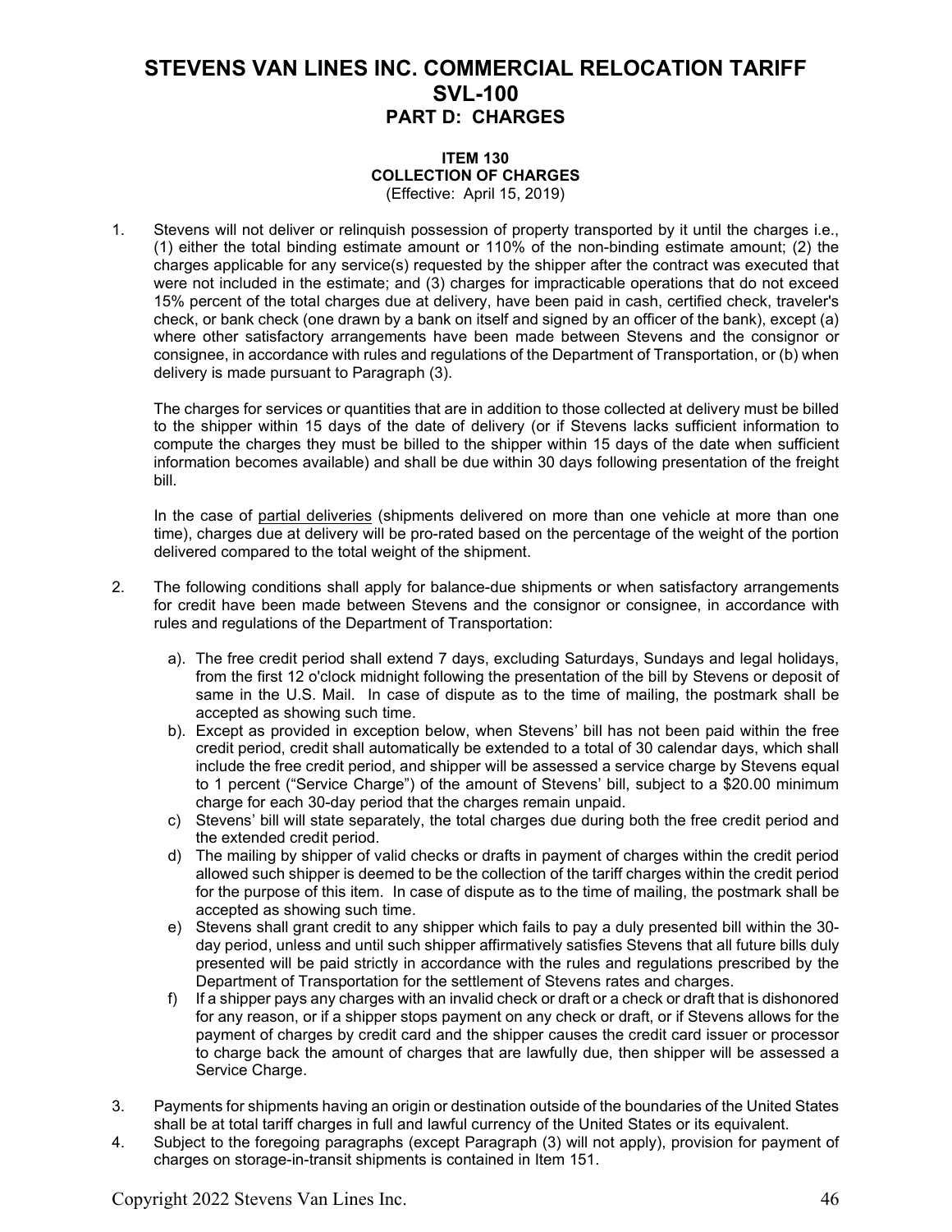# STEVENS VAN LINES INC. COMMERCIAL RELOCATION TARIFF SVL-100

## PART D: CHARGES

### ITEM 130
### COLLECTION OF CHARGES
(Effective: April 15, 2019)

1. Stevens will not deliver or relinquish possession of property transported by it until the charges i.e., (1) either the total binding estimate amount or 110% of the non-binding estimate amount; (2) the charges applicable for any service(s) requested by the shipper after the contract was executed that were not included in the estimate; and (3) charges for impracticable operations that do not exceed 15% percent of the total charges due at delivery, have been paid in cash, certified check, traveler's check, or bank check (one drawn by a bank on itself and signed by an officer of the bank), except (a) where other satisfactory arrangements have been made between Stevens and the consignor or consignee, in accordance with rules and regulations of the Department of Transportation, or (b) when delivery is made pursuant to Paragraph (3).

   The charges for services or quantities that are in addition to those collected at delivery must be billed to the shipper within 15 days of the date of delivery (or if Stevens lacks sufficient information to compute the charges they must be billed to the shipper within 15 days of the date when sufficient information becomes available) and shall be due within 30 days following presentation of the freight bill.

   In the case of partial deliveries (shipments delivered on more than one vehicle at more than one time), charges due at delivery will be pro-rated based on the percentage of the weight of the portion delivered compared to the total weight of the shipment.

2. The following conditions shall apply for balance-due shipments or when satisfactory arrangements for credit have been made between Stevens and the consignor or consignee, in accordance with rules and regulations of the Department of Transportation:

   a). The free credit period shall extend 7 days, excluding Saturdays, Sundays and legal holidays, from the first 12 o'clock midnight following the presentation of the bill by Stevens or deposit of same in the U.S. Mail. In case of dispute as to the time of mailing, the postmark shall be accepted as showing such time.
   
   b). Except as provided in exception below, when Stevens' bill has not been paid within the free credit period, credit shall automatically be extended to a total of 30 calendar days, which shall include the free credit period, and shipper will be assessed a service charge by Stevens equal to 1 percent ("Service Charge") of the amount of Stevens' bill, subject to a $20.00 minimum charge for each 30-day period that the charges remain unpaid.
   
   c) Stevens' bill will state separately, the total charges due during both the free credit period and the extended credit period.
   
   d) The mailing by shipper of valid checks or drafts in payment of charges within the credit period allowed such shipper is deemed to be the collection of the tariff charges within the credit period for the purpose of this item. In case of dispute as to the time of mailing, the postmark shall be accepted as showing such time.
   
   e) Stevens shall grant credit to any shipper which fails to pay a duly presented bill within the 30-day period, unless and until such shipper affirmatively satisfies Stevens that all future bills duly presented will be paid strictly in accordance with the rules and regulations prescribed by the Department of Transportation for the settlement of Stevens rates and charges.
   
   f) If a shipper pays any charges with an invalid check or draft or a check or draft that is dishonored for any reason, or if a shipper stops payment on any check or draft, or if Stevens allows for the payment of charges by credit card and the shipper causes the credit card issuer or processor to charge back the amount of charges that are lawfully due, then shipper will be assessed a Service Charge.

3. Payments for shipments having an origin or destination outside of the boundaries of the United States shall be at total tariff charges in full and lawful currency of the United States or its equivalent.

4. Subject to the foregoing paragraphs (except Paragraph (3) will not apply), provision for payment of charges on storage-in-transit shipments is contained in Item 151.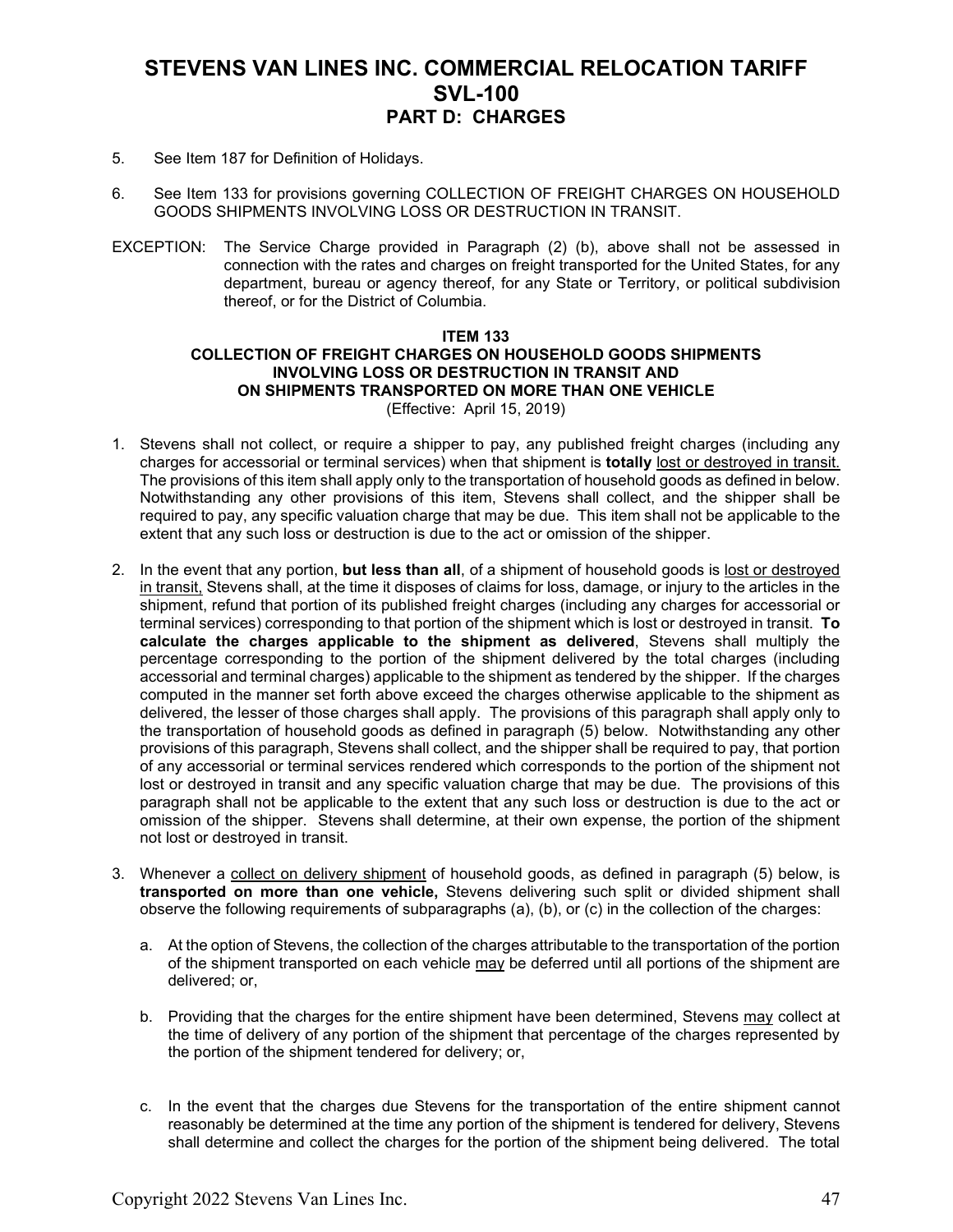# STEVENS VAN LINES INC. COMMERCIAL RELOCATION TARIFF SVL-100

## PART D: CHARGES

5. See Item 187 for Definition of Holidays.

6. See Item 133 for provisions governing COLLECTION OF FREIGHT CHARGES ON HOUSEHOLD GOODS SHIPMENTS INVOLVING LOSS OR DESTRUCTION IN TRANSIT.

EXCEPTION: The Service Charge provided in Paragraph (2) (b), above shall not be assessed in connection with the rates and charges on freight transported for the United States, for any department, bureau or agency thereof, for any State or Territory, or political subdivision thereof, or for the District of Columbia.

### ITEM 133
### COLLECTION OF FREIGHT CHARGES ON HOUSEHOLD GOODS SHIPMENTS INVOLVING LOSS OR DESTRUCTION IN TRANSIT AND ON SHIPMENTS TRANSPORTED ON MORE THAN ONE VEHICLE

(Effective: April 15, 2019)

1. Stevens shall not collect, or require a shipper to pay, any published freight charges (including any charges for accessorial or terminal services) when that shipment is **totally** lost or destroyed in transit. The provisions of this item shall apply only to the transportation of household goods as defined in below. Notwithstanding any other provisions of this item, Stevens shall collect, and the shipper shall be required to pay, any specific valuation charge that may be due. This item shall not be applicable to the extent that any such loss or destruction is due to the act or omission of the shipper.

2. In the event that any portion, **but less than all**, of a shipment of household goods is lost or destroyed in transit, Stevens shall, at the time it disposes of claims for loss, damage, or injury to the articles in the shipment, refund that portion of its published freight charges (including any charges for accessorial or terminal services) corresponding to that portion of the shipment which is lost or destroyed in transit. **To calculate the charges applicable to the shipment as delivered**, Stevens shall multiply the percentage corresponding to the portion of the shipment delivered by the total charges (including accessorial and terminal charges) applicable to the shipment as tendered by the shipper. If the charges computed in the manner set forth above exceed the charges otherwise applicable to the shipment as delivered, the lesser of those charges shall apply. The provisions of this paragraph shall apply only to the transportation of household goods as defined in paragraph (5) below. Notwithstanding any other provisions of this paragraph, Stevens shall collect, and the shipper shall be required to pay, that portion of any accessorial or terminal services rendered which corresponds to the portion of the shipment not lost or destroyed in transit and any specific valuation charge that may be due. The provisions of this paragraph shall not be applicable to the extent that any such loss or destruction is due to the act or omission of the shipper. Stevens shall determine, at their own expense, the portion of the shipment not lost or destroyed in transit.

3. Whenever a collect on delivery shipment of household goods, as defined in paragraph (5) below, is **transported on more than one vehicle,** Stevens delivering such split or divided shipment shall observe the following requirements of subparagraphs (a), (b), or (c) in the collection of the charges:

   a. At the option of Stevens, the collection of the charges attributable to the transportation of the portion of the shipment transported on each vehicle may be deferred until all portions of the shipment are delivered; or,

   b. Providing that the charges for the entire shipment have been determined, Stevens may collect at the time of delivery of any portion of the shipment that percentage of the charges represented by the portion of the shipment tendered for delivery; or,

   c. In the event that the charges due Stevens for the transportation of the entire shipment cannot reasonably be determined at the time any portion of the shipment is tendered for delivery, Stevens shall determine and collect the charges for the portion of the shipment being delivered. The total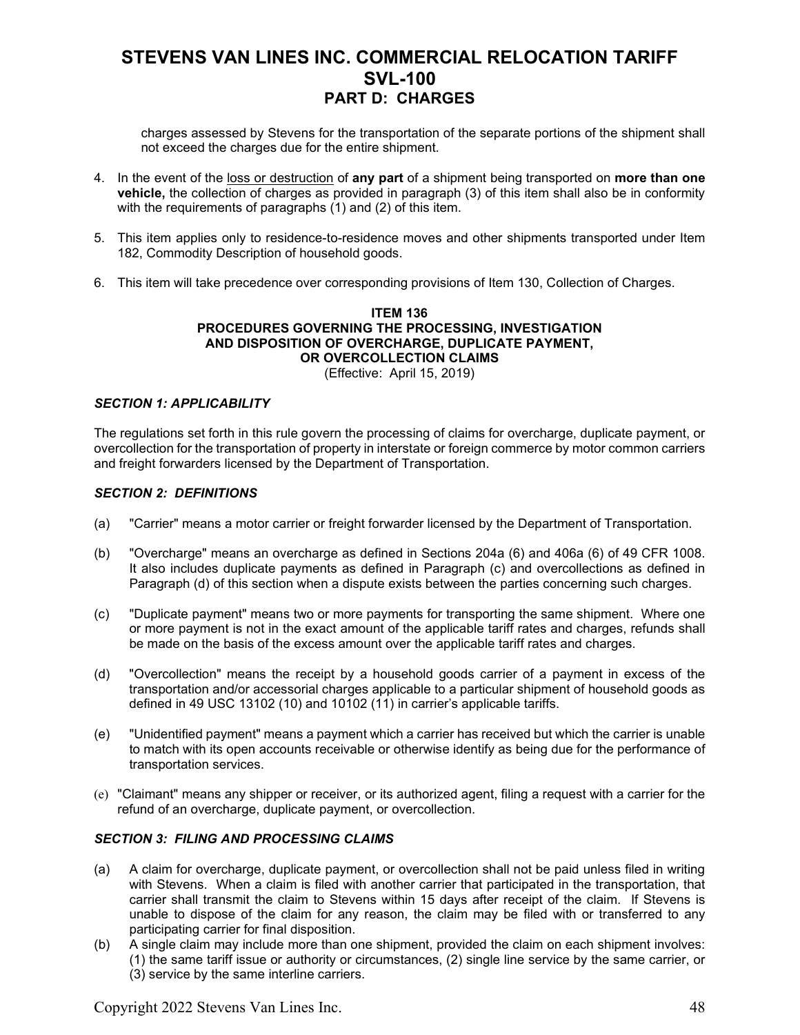charges assessed by Stevens for the transportation of the separate portions of the shipment shall not exceed the charges due for the entire shipment.

4. In the event of the loss or destruction of **any part** of a shipment being transported on **more than one vehicle,** the collection of charges as provided in paragraph (3) of this item shall also be in conformity with the requirements of paragraphs (1) and (2) of this item.

5. This item applies only to residence-to-residence moves and other shipments transported under Item 182, Commodity Description of household goods.

6. This item will take precedence over corresponding provisions of Item 130, Collection of Charges.

### ITEM 136
### PROCEDURES GOVERNING THE PROCESSING, INVESTIGATION AND DISPOSITION OF OVERCHARGE, DUPLICATE PAYMENT, OR OVERCOLLECTION CLAIMS

(Effective: April 15, 2019)

***SECTION 1: APPLICABILITY***

The regulations set forth in this rule govern the processing of claims for overcharge, duplicate payment, or overcollection for the transportation of property in interstate or foreign commerce by motor common carriers and freight forwarders licensed by the Department of Transportation.

***SECTION 2: DEFINITIONS***

(a) "Carrier" means a motor carrier or freight forwarder licensed by the Department of Transportation.

(b) "Overcharge" means an overcharge as defined in Sections 204a (6) and 406a (6) of 49 CFR 1008. It also includes duplicate payments as defined in Paragraph (c) and overcollections as defined in Paragraph (d) of this section when a dispute exists between the parties concerning such charges.

(c) "Duplicate payment" means two or more payments for transporting the same shipment. Where one or more payment is not in the exact amount of the applicable tariff rates and charges, refunds shall be made on the basis of the excess amount over the applicable tariff rates and charges.

(d) "Overcollection" means the receipt by a household goods carrier of a payment in excess of the transportation and/or accessorial charges applicable to a particular shipment of household goods as defined in 49 USC 13102 (10) and 10102 (11) in carrier's applicable tariffs.

(e) "Unidentified payment" means a payment which a carrier has received but which the carrier is unable to match with its open accounts receivable or otherwise identify as being due for the performance of transportation services.

(e) "Claimant" means any shipper or receiver, or its authorized agent, filing a request with a carrier for the refund of an overcharge, duplicate payment, or overcollection.

***SECTION 3: FILING AND PROCESSING CLAIMS***

(a) A claim for overcharge, duplicate payment, or overcollection shall not be paid unless filed in writing with Stevens. When a claim is filed with another carrier that participated in the transportation, that carrier shall transmit the claim to Stevens within 15 days after receipt of the claim. If Stevens is unable to dispose of the claim for any reason, the claim may be filed with or transferred to any participating carrier for final disposition.

(b) A single claim may include more than one shipment, provided the claim on each shipment involves: (1) the same tariff issue or authority or circumstances, (2) single line service by the same carrier, or (3) service by the same interline carriers.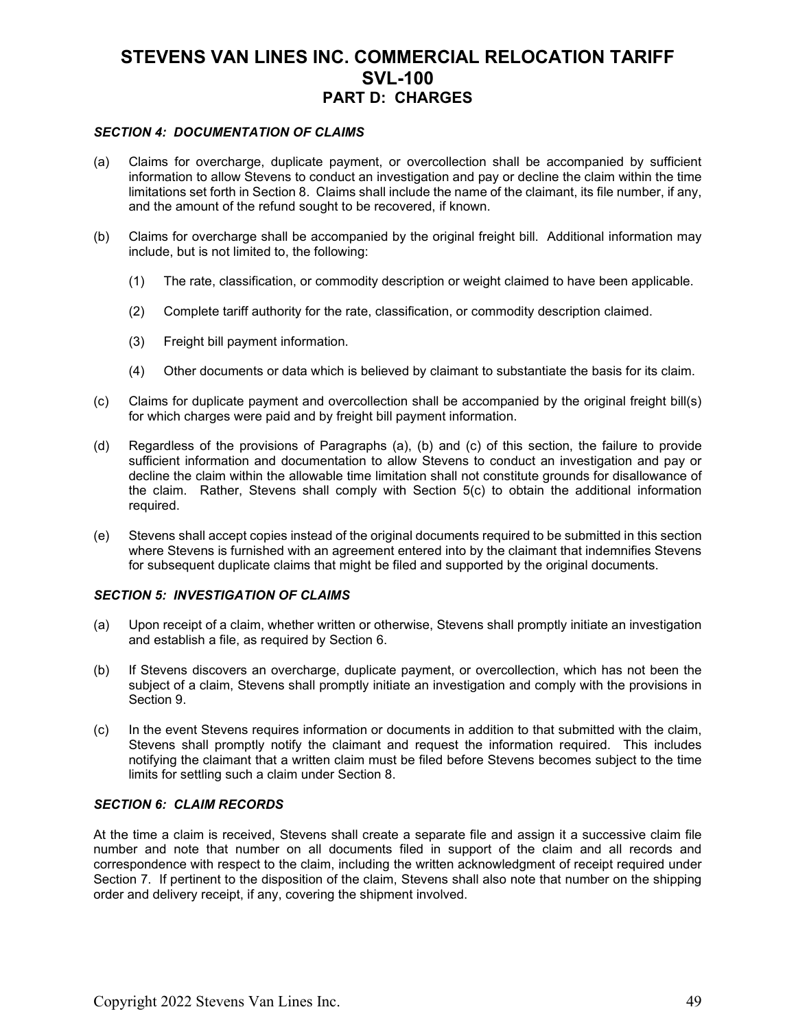# STEVENS VAN LINES INC. COMMERCIAL RELOCATION TARIFF SVL-100

## PART D: CHARGES

### *SECTION 4: DOCUMENTATION OF CLAIMS*

(a) Claims for overcharge, duplicate payment, or overcollection shall be accompanied by sufficient information to allow Stevens to conduct an investigation and pay or decline the claim within the time limitations set forth in Section 8. Claims shall include the name of the claimant, its file number, if any, and the amount of the refund sought to be recovered, if known.

(b) Claims for overcharge shall be accompanied by the original freight bill. Additional information may include, but is not limited to, the following:

  (1) The rate, classification, or commodity description or weight claimed to have been applicable.

  (2) Complete tariff authority for the rate, classification, or commodity description claimed.

  (3) Freight bill payment information.

  (4) Other documents or data which is believed by claimant to substantiate the basis for its claim.

(c) Claims for duplicate payment and overcollection shall be accompanied by the original freight bill(s) for which charges were paid and by freight bill payment information.

(d) Regardless of the provisions of Paragraphs (a), (b) and (c) of this section, the failure to provide sufficient information and documentation to allow Stevens to conduct an investigation and pay or decline the claim within the allowable time limitation shall not constitute grounds for disallowance of the claim. Rather, Stevens shall comply with Section 5(c) to obtain the additional information required.

(e) Stevens shall accept copies instead of the original documents required to be submitted in this section where Stevens is furnished with an agreement entered into by the claimant that indemnifies Stevens for subsequent duplicate claims that might be filed and supported by the original documents.

### *SECTION 5: INVESTIGATION OF CLAIMS*

(a) Upon receipt of a claim, whether written or otherwise, Stevens shall promptly initiate an investigation and establish a file, as required by Section 6.

(b) If Stevens discovers an overcharge, duplicate payment, or overcollection, which has not been the subject of a claim, Stevens shall promptly initiate an investigation and comply with the provisions in Section 9.

(c) In the event Stevens requires information or documents in addition to that submitted with the claim, Stevens shall promptly notify the claimant and request the information required. This includes notifying the claimant that a written claim must be filed before Stevens becomes subject to the time limits for settling such a claim under Section 8.

### *SECTION 6: CLAIM RECORDS*

At the time a claim is received, Stevens shall create a separate file and assign it a successive claim file number and note that number on all documents filed in support of the claim and all records and correspondence with respect to the claim, including the written acknowledgment of receipt required under Section 7. If pertinent to the disposition of the claim, Stevens shall also note that number on the shipping order and delivery receipt, if any, covering the shipment involved.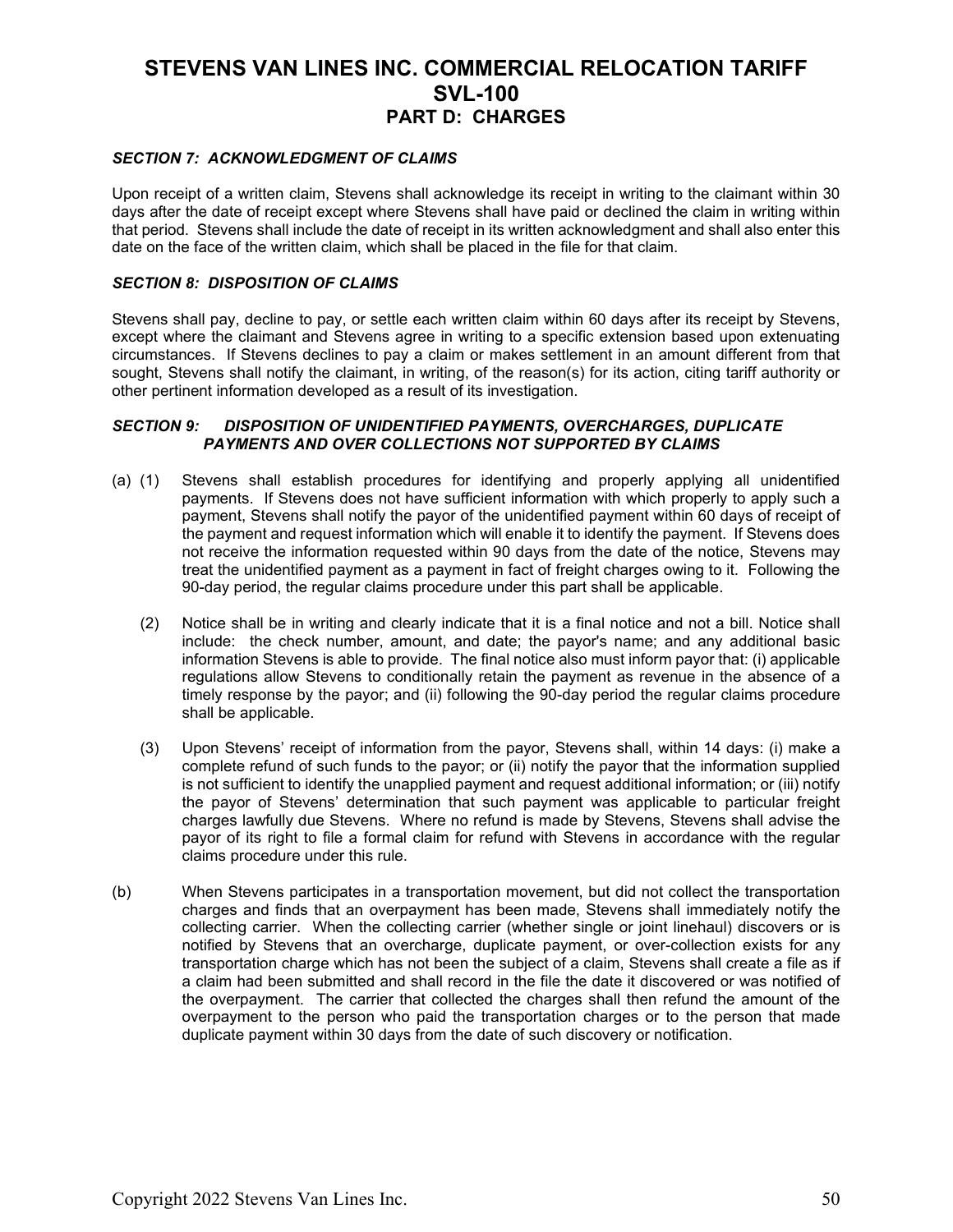# STEVENS VAN LINES INC. COMMERCIAL RELOCATION TARIFF SVL-100

## PART D: CHARGES

### *SECTION 7: ACKNOWLEDGMENT OF CLAIMS*

Upon receipt of a written claim, Stevens shall acknowledge its receipt in writing to the claimant within 30 days after the date of receipt except where Stevens shall have paid or declined the claim in writing within that period. Stevens shall include the date of receipt in its written acknowledgment and shall also enter this date on the face of the written claim, which shall be placed in the file for that claim.

### *SECTION 8: DISPOSITION OF CLAIMS*

Stevens shall pay, decline to pay, or settle each written claim within 60 days after its receipt by Stevens, except where the claimant and Stevens agree in writing to a specific extension based upon extenuating circumstances. If Stevens declines to pay a claim or makes settlement in an amount different from that sought, Stevens shall notify the claimant, in writing, of the reason(s) for its action, citing tariff authority or other pertinent information developed as a result of its investigation.

### *SECTION 9: DISPOSITION OF UNIDENTIFIED PAYMENTS, OVERCHARGES, DUPLICATE PAYMENTS AND OVER COLLECTIONS NOT SUPPORTED BY CLAIMS*

(a) (1) Stevens shall establish procedures for identifying and properly applying all unidentified payments. If Stevens does not have sufficient information with which properly to apply such a payment, Stevens shall notify the payor of the unidentified payment within 60 days of receipt of the payment and request information which will enable it to identify the payment. If Stevens does not receive the information requested within 90 days from the date of the notice, Stevens may treat the unidentified payment as a payment in fact of freight charges owing to it. Following the 90-day period, the regular claims procedure under this part shall be applicable.

(2) Notice shall be in writing and clearly indicate that it is a final notice and not a bill. Notice shall include: the check number, amount, and date; the payor's name; and any additional basic information Stevens is able to provide. The final notice also must inform payor that: (i) applicable regulations allow Stevens to conditionally retain the payment as revenue in the absence of a timely response by the payor; and (ii) following the 90-day period the regular claims procedure shall be applicable.

(3) Upon Stevens' receipt of information from the payor, Stevens shall, within 14 days: (i) make a complete refund of such funds to the payor; or (ii) notify the payor that the information supplied is not sufficient to identify the unapplied payment and request additional information; or (iii) notify the payor of Stevens' determination that such payment was applicable to particular freight charges lawfully due Stevens. Where no refund is made by Stevens, Stevens shall advise the payor of its right to file a formal claim for refund with Stevens in accordance with the regular claims procedure under this rule.

(b) When Stevens participates in a transportation movement, but did not collect the transportation charges and finds that an overpayment has been made, Stevens shall immediately notify the collecting carrier. When the collecting carrier (whether single or joint linehaul) discovers or is notified by Stevens that an overcharge, duplicate payment, or over-collection exists for any transportation charge which has not been the subject of a claim, Stevens shall create a file as if a claim had been submitted and shall record in the file the date it discovered or was notified of the overpayment. The carrier that collected the charges shall then refund the amount of the overpayment to the person who paid the transportation charges or to the person that made duplicate payment within 30 days from the date of such discovery or notification.

Copyright 2022 Stevens Van Lines Inc.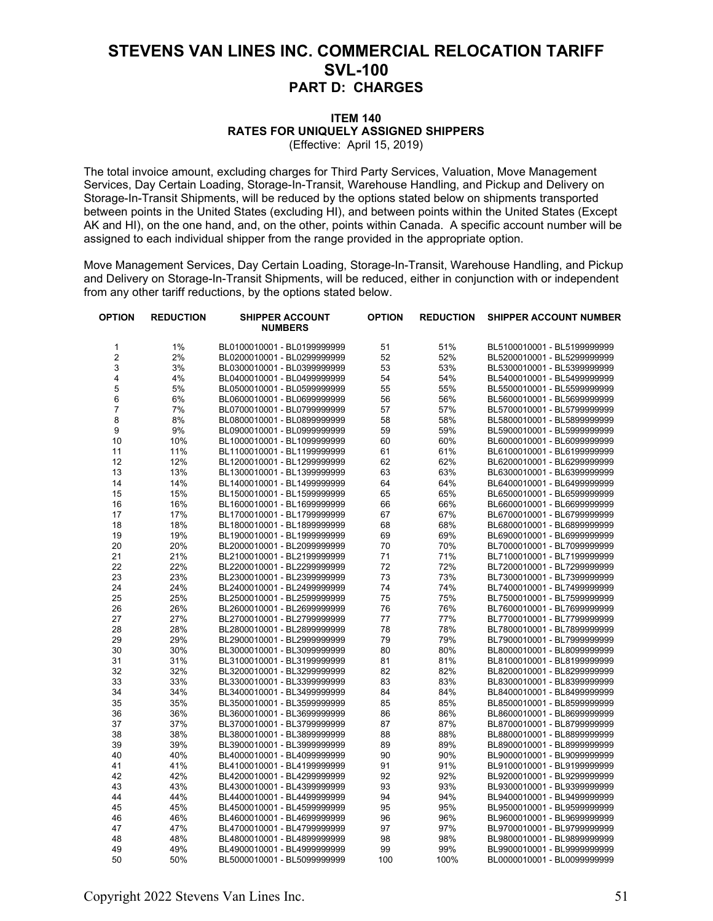# STEVENS VAN LINES INC. COMMERCIAL RELOCATION TARIFF SVL-100

## PART D: CHARGES

### ITEM 140
### RATES FOR UNIQUELY ASSIGNED SHIPPERS
(Effective: April 15, 2019)

The total invoice amount, excluding charges for Third Party Services, Valuation, Move Management Services, Day Certain Loading, Storage-In-Transit, Warehouse Handling, and Pickup and Delivery on Storage-In-Transit Shipments, will be reduced by the options stated below on shipments transported between points in the United States (excluding HI), and between points within the United States (Except AK and HI), on the one hand, and, on the other, points within Canada. A specific account number will be assigned to each individual shipper from the range provided in the appropriate option.

Move Management Services, Day Certain Loading, Storage-In-Transit, Warehouse Handling, and Pickup and Delivery on Storage-In-Transit Shipments, will be reduced, either in conjunction with or independent from any other tariff reductions, by the options stated below.

| OPTION | REDUCTION | SHIPPER ACCOUNT NUMBERS | OPTION | REDUCTION | SHIPPER ACCOUNT NUMBER |
|---|---|---|---|---|---|
| 1 | 1% | BL0100010001 - BL0199999999 | 51 | 51% | BL5100010001 - BL5199999999 |
| 2 | 2% | BL0200010001 - BL0299999999 | 52 | 52% | BL5200010001 - BL5299999999 |
| 3 | 3% | BL0300010001 - BL0399999999 | 53 | 53% | BL5300010001 - BL5399999999 |
| 4 | 4% | BL0400010001 - BL0499999999 | 54 | 54% | BL5400010001 - BL5499999999 |
| 5 | 5% | BL0500010001 - BL0599999999 | 55 | 55% | BL5500010001 - BL5599999999 |
| 6 | 6% | BL0600010001 - BL0699999999 | 56 | 56% | BL5600010001 - BL5699999999 |
| 7 | 7% | BL0700010001 - BL0799999999 | 57 | 57% | BL5700010001 - BL5799999999 |
| 8 | 8% | BL0800010001 - BL0899999999 | 58 | 58% | BL5800010001 - BL5899999999 |
| 9 | 9% | BL0900010001 - BL0999999999 | 59 | 59% | BL5900010001 - BL5999999999 |
| 10 | 10% | BL1000010001 - BL1099999999 | 60 | 60% | BL6000010001 - BL6099999999 |
| 11 | 11% | BL1100010001 - BL1199999999 | 61 | 61% | BL6100010001 - BL6199999999 |
| 12 | 12% | BL1200010001 - BL1299999999 | 62 | 62% | BL6200010001 - BL6299999999 |
| 13 | 13% | BL1300010001 - BL1399999999 | 63 | 63% | BL6300010001 - BL6399999999 |
| 14 | 14% | BL1400010001 - BL1499999999 | 64 | 64% | BL6400010001 - BL6499999999 |
| 15 | 15% | BL1500010001 - BL1599999999 | 65 | 65% | BL6500010001 - BL6599999999 |
| 16 | 16% | BL1600010001 - BL1699999999 | 66 | 66% | BL6600010001 - BL6699999999 |
| 17 | 17% | BL1700010001 - BL1799999999 | 67 | 67% | BL6700010001 - BL6799999999 |
| 18 | 18% | BL1800010001 - BL1899999999 | 68 | 68% | BL6800010001 - BL6899999999 |
| 19 | 19% | BL1900010001 - BL1999999999 | 69 | 69% | BL6900010001 - BL6999999999 |
| 20 | 20% | BL2000010001 - BL2099999999 | 70 | 70% | BL7000010001 - BL7099999999 |
| 21 | 21% | BL2100010001 - BL2199999999 | 71 | 71% | BL7100010001 - BL7199999999 |
| 22 | 22% | BL2200010001 - BL2299999999 | 72 | 72% | BL7200010001 - BL7299999999 |
| 23 | 23% | BL2300010001 - BL2399999999 | 73 | 73% | BL7300010001 - BL7399999999 |
| 24 | 24% | BL2400010001 - BL2499999999 | 74 | 74% | BL7400010001 - BL7499999999 |
| 25 | 25% | BL2500010001 - BL2599999999 | 75 | 75% | BL7500010001 - BL7599999999 |
| 26 | 26% | BL2600010001 - BL2699999999 | 76 | 76% | BL7600010001 - BL7699999999 |
| 27 | 27% | BL2700010001 - BL2799999999 | 77 | 77% | BL7700010001 - BL7799999999 |
| 28 | 28% | BL2800010001 - BL2899999999 | 78 | 78% | BL7800010001 - BL7899999999 |
| 29 | 29% | BL2900010001 - BL2999999999 | 79 | 79% | BL7900010001 - BL7999999999 |
| 30 | 30% | BL3000010001 - BL3099999999 | 80 | 80% | BL8000010001 - BL8099999999 |
| 31 | 31% | BL3100010001 - BL3199999999 | 81 | 81% | BL8100010001 - BL8199999999 |
| 32 | 32% | BL3200010001 - BL3299999999 | 82 | 82% | BL8200010001 - BL8299999999 |
| 33 | 33% | BL3300010001 - BL3399999999 | 83 | 83% | BL8300010001 - BL8399999999 |
| 34 | 34% | BL3400010001 - BL3499999999 | 84 | 84% | BL8400010001 - BL8499999999 |
| 35 | 35% | BL3500010001 - BL3599999999 | 85 | 85% | BL8500010001 - BL8599999999 |
| 36 | 36% | BL3600010001 - BL3699999999 | 86 | 86% | BL8600010001 - BL8699999999 |
| 37 | 37% | BL3700010001 - BL3799999999 | 87 | 87% | BL8700010001 - BL8799999999 |
| 38 | 38% | BL3800010001 - BL3899999999 | 88 | 88% | BL8800010001 - BL8899999999 |
| 39 | 39% | BL3900010001 - BL3999999999 | 89 | 89% | BL8900010001 - BL8999999999 |
| 40 | 40% | BL4000010001 - BL4099999999 | 90 | 90% | BL9000010001 - BL9099999999 |
| 41 | 41% | BL4100010001 - BL4199999999 | 91 | 91% | BL9100010001 - BL9199999999 |
| 42 | 42% | BL4200010001 - BL4299999999 | 92 | 92% | BL9200010001 - BL9299999999 |
| 43 | 43% | BL4300010001 - BL4399999999 | 93 | 93% | BL9300010001 - BL9399999999 |
| 44 | 44% | BL4400010001 - BL4499999999 | 94 | 94% | BL9400010001 - BL9499999999 |
| 45 | 45% | BL4500010001 - BL4599999999 | 95 | 95% | BL9500010001 - BL9599999999 |
| 46 | 46% | BL4600010001 - BL4699999999 | 96 | 96% | BL9600010001 - BL9699999999 |
| 47 | 47% | BL4700010001 - BL4799999999 | 97 | 97% | BL9700010001 - BL9799999999 |
| 48 | 48% | BL4800010001 - BL4899999999 | 98 | 98% | BL9800010001 - BL9899999999 |
| 49 | 49% | BL4900010001 - BL4999999999 | 99 | 99% | BL9900010001 - BL9999999999 |
| 50 | 50% | BL5000010001 - BL5099999999 | 100 | 100% | BL0000010001 - BL0099999999 |

Copyright 2022 Stevens Van Lines Inc.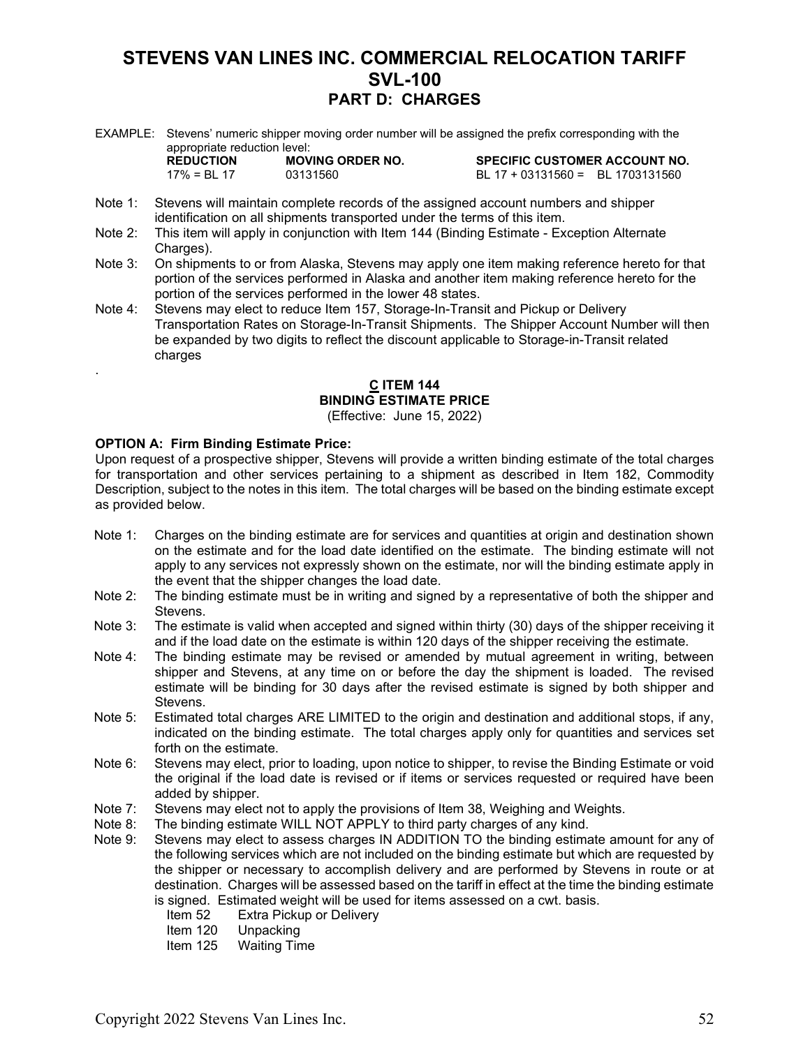# STEVENS VAN LINES INC. COMMERCIAL RELOCATION TARIFF SVL-100

## PART D: CHARGES

EXAMPLE: Stevens' numeric shipper moving order number will be assigned the prefix corresponding with the appropriate reduction level:

| REDUCTION | MOVING ORDER NO. | SPECIFIC CUSTOMER ACCOUNT NO. |
|---|---|---|
| 17% = BL 17 | 03131560 | BL 17 + 03131560 = BL 1703131560 |

Note 1: Stevens will maintain complete records of the assigned account numbers and shipper identification on all shipments transported under the terms of this item.

Note 2: This item will apply in conjunction with Item 144 (Binding Estimate - Exception Alternate Charges).

Note 3: On shipments to or from Alaska, Stevens may apply one item making reference hereto for that portion of the services performed in Alaska and another item making reference hereto for the portion of the services performed in the lower 48 states.

Note 4: Stevens may elect to reduce Item 157, Storage-In-Transit and Pickup or Delivery Transportation Rates on Storage-In-Transit Shipments. The Shipper Account Number will then be expanded by two digits to reflect the discount applicable to Storage-in-Transit related charges

.

### C ITEM 144
### BINDING ESTIMATE PRICE
(Effective: June 15, 2022)

**OPTION A: Firm Binding Estimate Price:**

Upon request of a prospective shipper, Stevens will provide a written binding estimate of the total charges for transportation and other services pertaining to a shipment as described in Item 182, Commodity Description, subject to the notes in this item. The total charges will be based on the binding estimate except as provided below.

Note 1: Charges on the binding estimate are for services and quantities at origin and destination shown on the estimate and for the load date identified on the estimate. The binding estimate will not apply to any services not expressly shown on the estimate, nor will the binding estimate apply in the event that the shipper changes the load date.

Note 2: The binding estimate must be in writing and signed by a representative of both the shipper and Stevens.

Note 3: The estimate is valid when accepted and signed within thirty (30) days of the shipper receiving it and if the load date on the estimate is within 120 days of the shipper receiving the estimate.

Note 4: The binding estimate may be revised or amended by mutual agreement in writing, between shipper and Stevens, at any time on or before the day the shipment is loaded. The revised estimate will be binding for 30 days after the revised estimate is signed by both shipper and Stevens.

Note 5: Estimated total charges ARE LIMITED to the origin and destination and additional stops, if any, indicated on the binding estimate. The total charges apply only for quantities and services set forth on the estimate.

Note 6: Stevens may elect, prior to loading, upon notice to shipper, to revise the Binding Estimate or void the original if the load date is revised or if items or services requested or required have been added by shipper.

Note 7: Stevens may elect not to apply the provisions of Item 38, Weighing and Weights.

Note 8: The binding estimate WILL NOT APPLY to third party charges of any kind.

Note 9: Stevens may elect to assess charges IN ADDITION TO the binding estimate amount for any of the following services which are not included on the binding estimate but which are requested by the shipper or necessary to accomplish delivery and are performed by Stevens in route or at destination. Charges will be assessed based on the tariff in effect at the time the binding estimate is signed. Estimated weight will be used for items assessed on a cwt. basis.

- Item 52 Extra Pickup or Delivery
- Item 120 Unpacking
- Item 125 Waiting Time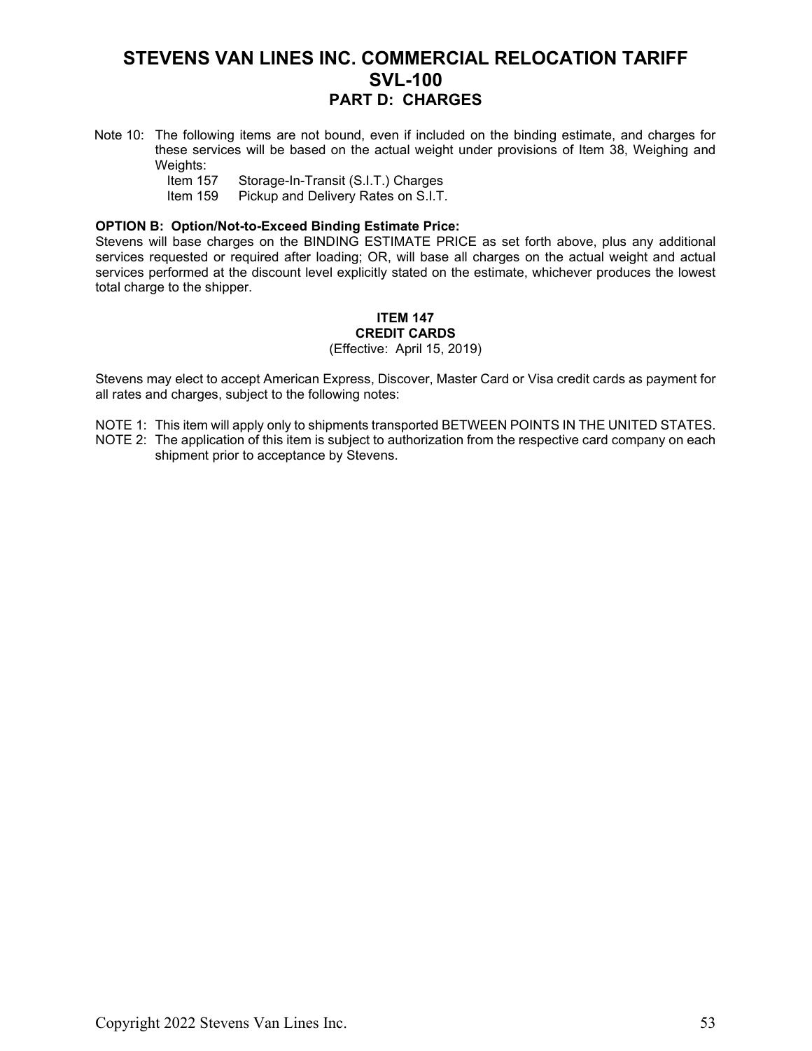Note 10: The following items are not bound, even if included on the binding estimate, and charges for these services will be based on the actual weight under provisions of Item 38, Weighing and Weights:

- Item 157 Storage-In-Transit (S.I.T.) Charges
- Item 159 Pickup and Delivery Rates on S.I.T.

**OPTION B: Option/Not-to-Exceed Binding Estimate Price:**

Stevens will base charges on the BINDING ESTIMATE PRICE as set forth above, plus any additional services requested or required after loading; OR, will base all charges on the actual weight and actual services performed at the discount level explicitly stated on the estimate, whichever produces the lowest total charge to the shipper.

### ITEM 147
### CREDIT CARDS
(Effective: April 15, 2019)

Stevens may elect to accept American Express, Discover, Master Card or Visa credit cards as payment for all rates and charges, subject to the following notes:

NOTE 1: This item will apply only to shipments transported BETWEEN POINTS IN THE UNITED STATES.

NOTE 2: The application of this item is subject to authorization from the respective card company on each shipment prior to acceptance by Stevens.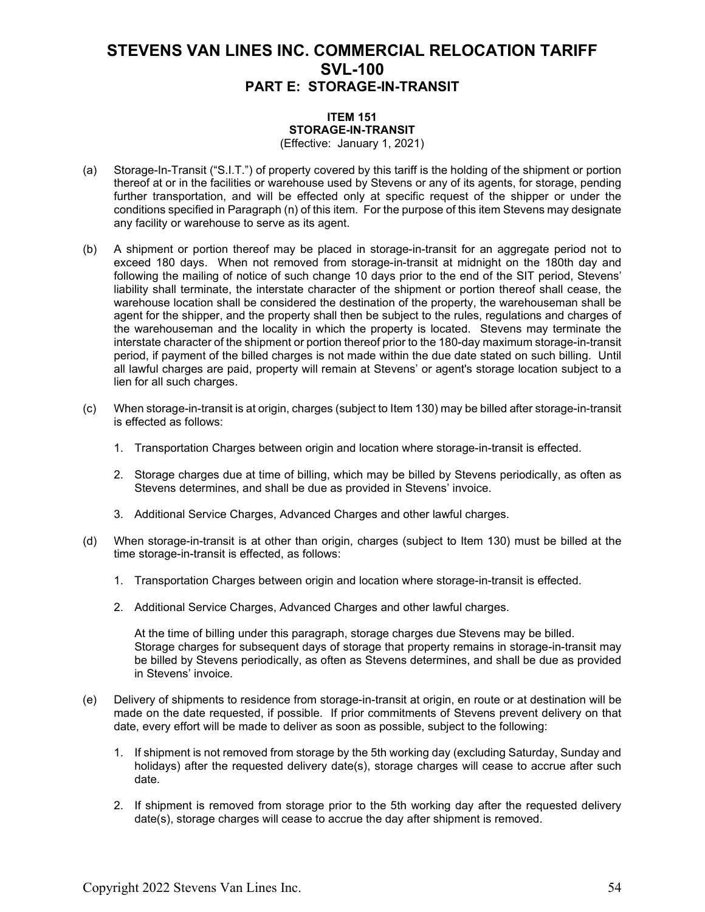# STEVENS VAN LINES INC. COMMERCIAL RELOCATION TARIFF SVL-100

## PART E: STORAGE-IN-TRANSIT

### ITEM 151
### STORAGE-IN-TRANSIT
(Effective: January 1, 2021)

(a) Storage-In-Transit ("S.I.T.") of property covered by this tariff is the holding of the shipment or portion thereof at or in the facilities or warehouse used by Stevens or any of its agents, for storage, pending further transportation, and will be effected only at specific request of the shipper or under the conditions specified in Paragraph (n) of this item. For the purpose of this item Stevens may designate any facility or warehouse to serve as its agent.

(b) A shipment or portion thereof may be placed in storage-in-transit for an aggregate period not to exceed 180 days. When not removed from storage-in-transit at midnight on the 180th day and following the mailing of notice of such change 10 days prior to the end of the SIT period, Stevens' liability shall terminate, the interstate character of the shipment or portion thereof shall cease, the warehouse location shall be considered the destination of the property, the warehouseman shall be agent for the shipper, and the property shall then be subject to the rules, regulations and charges of the warehouseman and the locality in which the property is located. Stevens may terminate the interstate character of the shipment or portion thereof prior to the 180-day maximum storage-in-transit period, if payment of the billed charges is not made within the due date stated on such billing. Until all lawful charges are paid, property will remain at Stevens' or agent's storage location subject to a lien for all such charges.

(c) When storage-in-transit is at origin, charges (subject to Item 130) may be billed after storage-in-transit is effected as follows:

1. Transportation Charges between origin and location where storage-in-transit is effected.
2. Storage charges due at time of billing, which may be billed by Stevens periodically, as often as Stevens determines, and shall be due as provided in Stevens' invoice.
3. Additional Service Charges, Advanced Charges and other lawful charges.

(d) When storage-in-transit is at other than origin, charges (subject to Item 130) must be billed at the time storage-in-transit is effected, as follows:

1. Transportation Charges between origin and location where storage-in-transit is effected.
2. Additional Service Charges, Advanced Charges and other lawful charges.

   At the time of billing under this paragraph, storage charges due Stevens may be billed. Storage charges for subsequent days of storage that property remains in storage-in-transit may be billed by Stevens periodically, as often as Stevens determines, and shall be due as provided in Stevens' invoice.

(e) Delivery of shipments to residence from storage-in-transit at origin, en route or at destination will be made on the date requested, if possible. If prior commitments of Stevens prevent delivery on that date, every effort will be made to deliver as soon as possible, subject to the following:

1. If shipment is not removed from storage by the 5th working day (excluding Saturday, Sunday and holidays) after the requested delivery date(s), storage charges will cease to accrue after such date.
2. If shipment is removed from storage prior to the 5th working day after the requested delivery date(s), storage charges will cease to accrue the day after shipment is removed.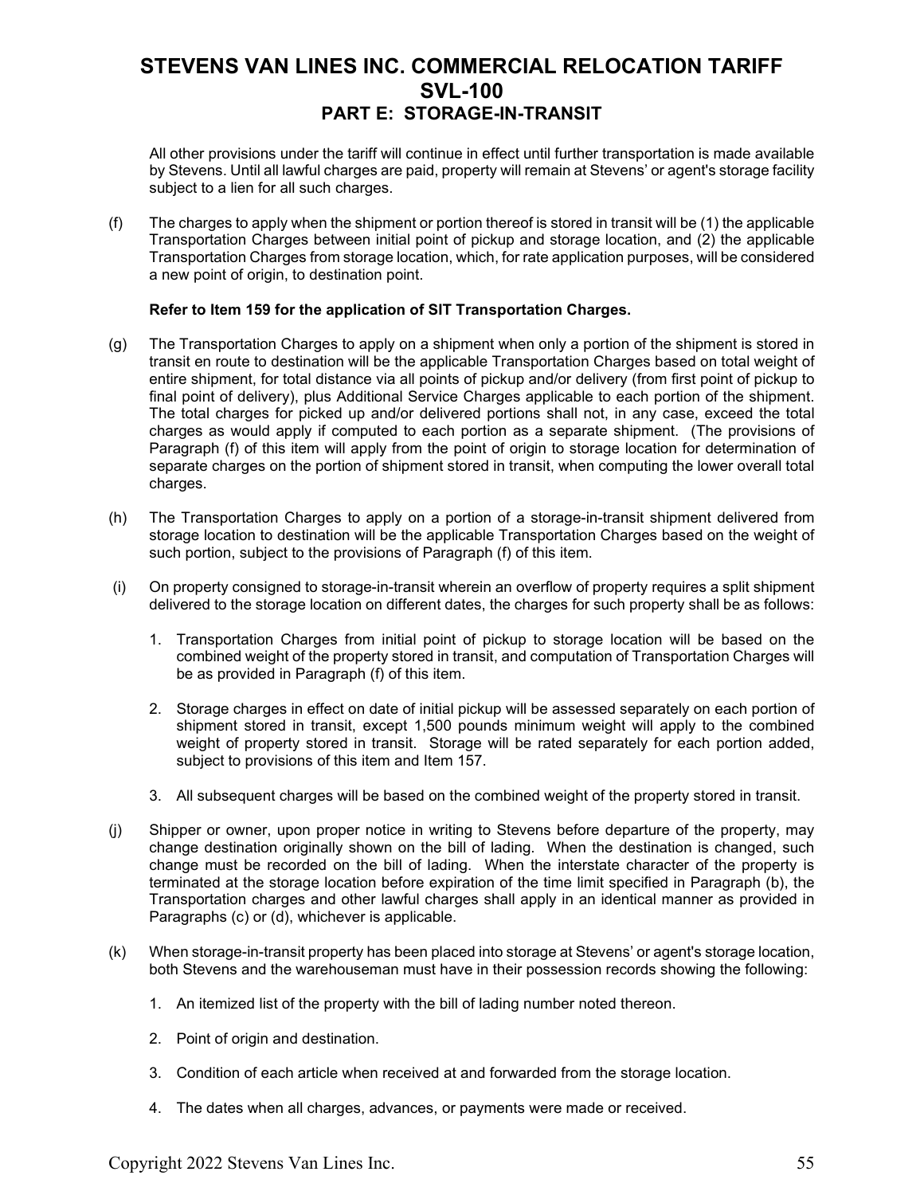All other provisions under the tariff will continue in effect until further transportation is made available by Stevens. Until all lawful charges are paid, property will remain at Stevens' or agent's storage facility subject to a lien for all such charges.

(f) The charges to apply when the shipment or portion thereof is stored in transit will be (1) the applicable Transportation Charges between initial point of pickup and storage location, and (2) the applicable Transportation Charges from storage location, which, for rate application purposes, will be considered a new point of origin, to destination point.

**Refer to Item 159 for the application of SIT Transportation Charges.**

(g) The Transportation Charges to apply on a shipment when only a portion of the shipment is stored in transit en route to destination will be the applicable Transportation Charges based on total weight of entire shipment, for total distance via all points of pickup and/or delivery (from first point of pickup to final point of delivery), plus Additional Service Charges applicable to each portion of the shipment. The total charges for picked up and/or delivered portions shall not, in any case, exceed the total charges as would apply if computed to each portion as a separate shipment. (The provisions of Paragraph (f) of this item will apply from the point of origin to storage location for determination of separate charges on the portion of shipment stored in transit, when computing the lower overall total charges.

(h) The Transportation Charges to apply on a portion of a storage-in-transit shipment delivered from storage location to destination will be the applicable Transportation Charges based on the weight of such portion, subject to the provisions of Paragraph (f) of this item.

(i) On property consigned to storage-in-transit wherein an overflow of property requires a split shipment delivered to the storage location on different dates, the charges for such property shall be as follows:

1. Transportation Charges from initial point of pickup to storage location will be based on the combined weight of the property stored in transit, and computation of Transportation Charges will be as provided in Paragraph (f) of this item.
2. Storage charges in effect on date of initial pickup will be assessed separately on each portion of shipment stored in transit, except 1,500 pounds minimum weight will apply to the combined weight of property stored in transit. Storage will be rated separately for each portion added, subject to provisions of this item and Item 157.
3. All subsequent charges will be based on the combined weight of the property stored in transit.

(j) Shipper or owner, upon proper notice in writing to Stevens before departure of the property, may change destination originally shown on the bill of lading. When the destination is changed, such change must be recorded on the bill of lading. When the interstate character of the property is terminated at the storage location before expiration of the time limit specified in Paragraph (b), the Transportation charges and other lawful charges shall apply in an identical manner as provided in Paragraphs (c) or (d), whichever is applicable.

(k) When storage-in-transit property has been placed into storage at Stevens' or agent's storage location, both Stevens and the warehouseman must have in their possession records showing the following:

1. An itemized list of the property with the bill of lading number noted thereon.
2. Point of origin and destination.
3. Condition of each article when received at and forwarded from the storage location.
4. The dates when all charges, advances, or payments were made or received.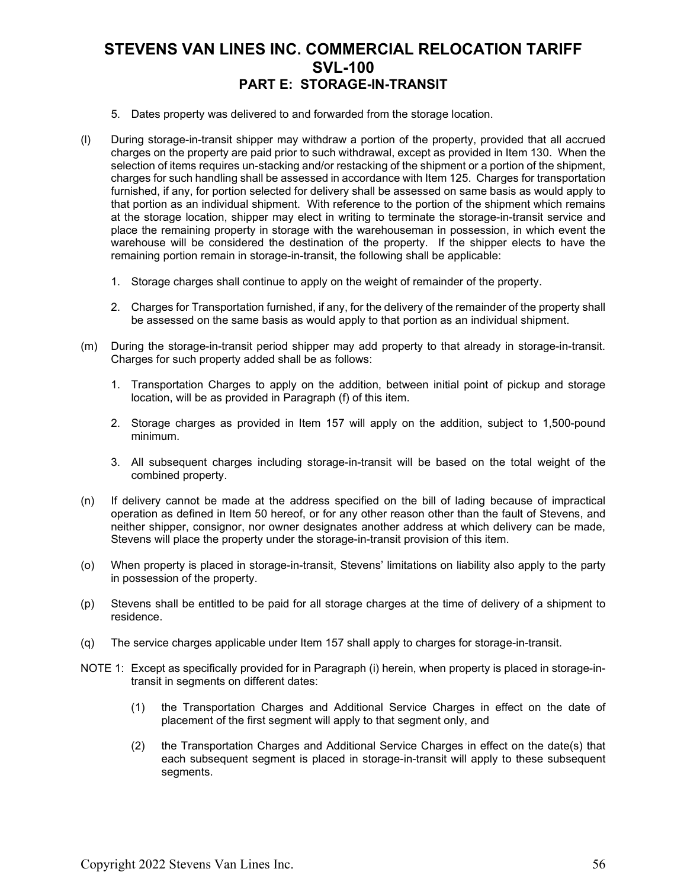5. Dates property was delivered to and forwarded from the storage location.

(l) During storage-in-transit shipper may withdraw a portion of the property, provided that all accrued charges on the property are paid prior to such withdrawal, except as provided in Item 130. When the selection of items requires un-stacking and/or restacking of the shipment or a portion of the shipment, charges for such handling shall be assessed in accordance with Item 125. Charges for transportation furnished, if any, for portion selected for delivery shall be assessed on same basis as would apply to that portion as an individual shipment. With reference to the portion of the shipment which remains at the storage location, shipper may elect in writing to terminate the storage-in-transit service and place the remaining property in storage with the warehouseman in possession, in which event the warehouse will be considered the destination of the property. If the shipper elects to have the remaining portion remain in storage-in-transit, the following shall be applicable:

1. Storage charges shall continue to apply on the weight of remainder of the property.

2. Charges for Transportation furnished, if any, for the delivery of the remainder of the property shall be assessed on the same basis as would apply to that portion as an individual shipment.

(m) During the storage-in-transit period shipper may add property to that already in storage-in-transit. Charges for such property added shall be as follows:

1. Transportation Charges to apply on the addition, between initial point of pickup and storage location, will be as provided in Paragraph (f) of this item.

2. Storage charges as provided in Item 157 will apply on the addition, subject to 1,500-pound minimum.

3. All subsequent charges including storage-in-transit will be based on the total weight of the combined property.

(n) If delivery cannot be made at the address specified on the bill of lading because of impractical operation as defined in Item 50 hereof, or for any other reason other than the fault of Stevens, and neither shipper, consignor, nor owner designates another address at which delivery can be made, Stevens will place the property under the storage-in-transit provision of this item.

(o) When property is placed in storage-in-transit, Stevens' limitations on liability also apply to the party in possession of the property.

(p) Stevens shall be entitled to be paid for all storage charges at the time of delivery of a shipment to residence.

(q) The service charges applicable under Item 157 shall apply to charges for storage-in-transit.

NOTE 1: Except as specifically provided for in Paragraph (i) herein, when property is placed in storage-in-transit in segments on different dates:

(1) the Transportation Charges and Additional Service Charges in effect on the date of placement of the first segment will apply to that segment only, and

(2) the Transportation Charges and Additional Service Charges in effect on the date(s) that each subsequent segment is placed in storage-in-transit will apply to these subsequent segments.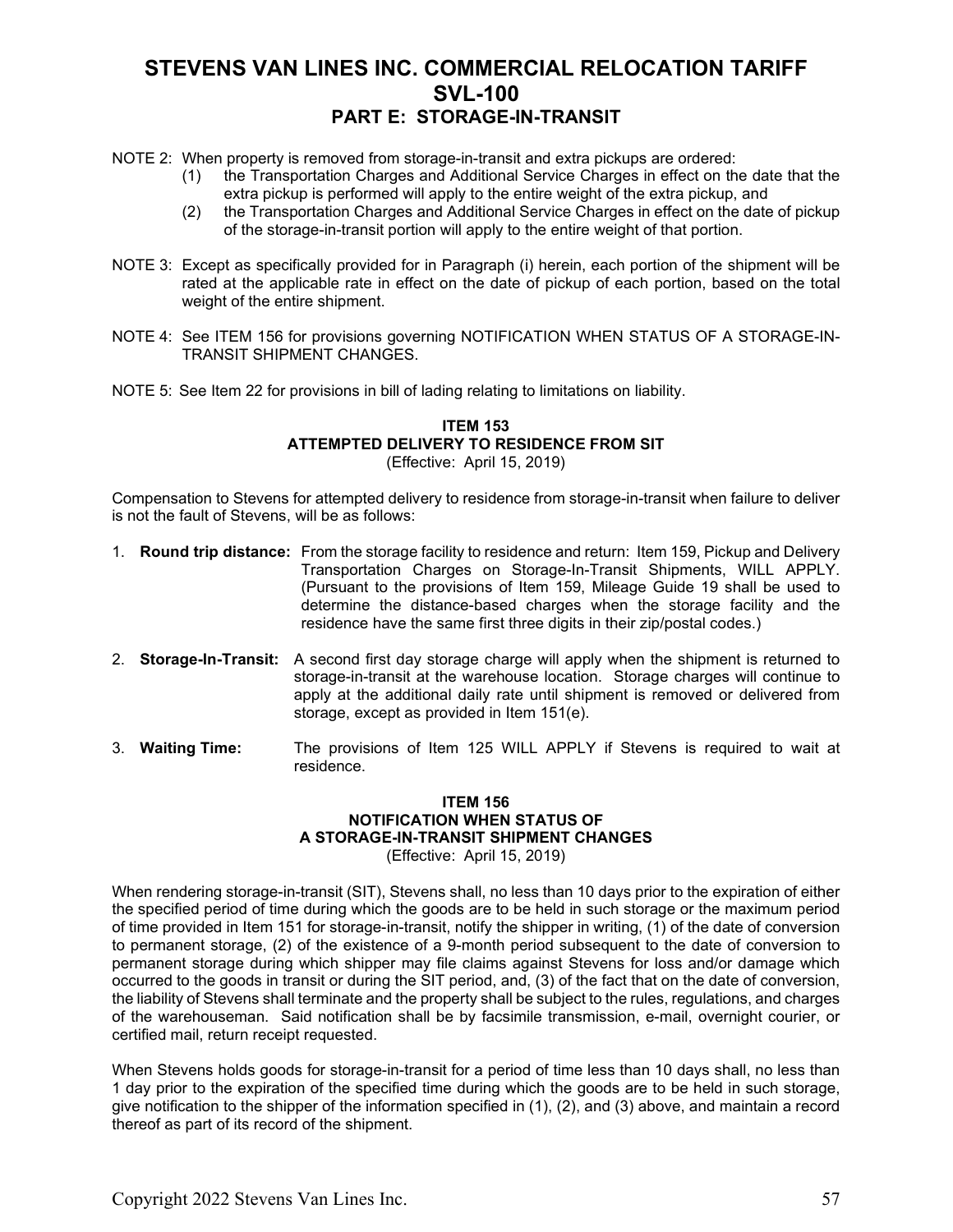NOTE 2: When property is removed from storage-in-transit and extra pickups are ordered:

(1) the Transportation Charges and Additional Service Charges in effect on the date that the extra pickup is performed will apply to the entire weight of the extra pickup, and

(2) the Transportation Charges and Additional Service Charges in effect on the date of pickup of the storage-in-transit portion will apply to the entire weight of that portion.

NOTE 3: Except as specifically provided for in Paragraph (i) herein, each portion of the shipment will be rated at the applicable rate in effect on the date of pickup of each portion, based on the total weight of the entire shipment.

NOTE 4: See ITEM 156 for provisions governing NOTIFICATION WHEN STATUS OF A STORAGE-IN-TRANSIT SHIPMENT CHANGES.

NOTE 5: See Item 22 for provisions in bill of lading relating to limitations on liability.

### ITEM 153
### ATTEMPTED DELIVERY TO RESIDENCE FROM SIT

(Effective: April 15, 2019)

Compensation to Stevens for attempted delivery to residence from storage-in-transit when failure to deliver is not the fault of Stevens, will be as follows:

1. **Round trip distance:** From the storage facility to residence and return: Item 159, Pickup and Delivery Transportation Charges on Storage-In-Transit Shipments, WILL APPLY. (Pursuant to the provisions of Item 159, Mileage Guide 19 shall be used to determine the distance-based charges when the storage facility and the residence have the same first three digits in their zip/postal codes.)

2. **Storage-In-Transit:** A second first day storage charge will apply when the shipment is returned to storage-in-transit at the warehouse location. Storage charges will continue to apply at the additional daily rate until shipment is removed or delivered from storage, except as provided in Item 151(e).

3. **Waiting Time:** The provisions of Item 125 WILL APPLY if Stevens is required to wait at residence.

### ITEM 156
### NOTIFICATION WHEN STATUS OF A STORAGE-IN-TRANSIT SHIPMENT CHANGES

(Effective: April 15, 2019)

When rendering storage-in-transit (SIT), Stevens shall, no less than 10 days prior to the expiration of either the specified period of time during which the goods are to be held in such storage or the maximum period of time provided in Item 151 for storage-in-transit, notify the shipper in writing, (1) of the date of conversion to permanent storage, (2) of the existence of a 9-month period subsequent to the date of conversion to permanent storage during which shipper may file claims against Stevens for loss and/or damage which occurred to the goods in transit or during the SIT period, and, (3) of the fact that on the date of conversion, the liability of Stevens shall terminate and the property shall be subject to the rules, regulations, and charges of the warehouseman. Said notification shall be by facsimile transmission, e-mail, overnight courier, or certified mail, return receipt requested.

When Stevens holds goods for storage-in-transit for a period of time less than 10 days shall, no less than 1 day prior to the expiration of the specified time during which the goods are to be held in such storage, give notification to the shipper of the information specified in (1), (2), and (3) above, and maintain a record thereof as part of its record of the shipment.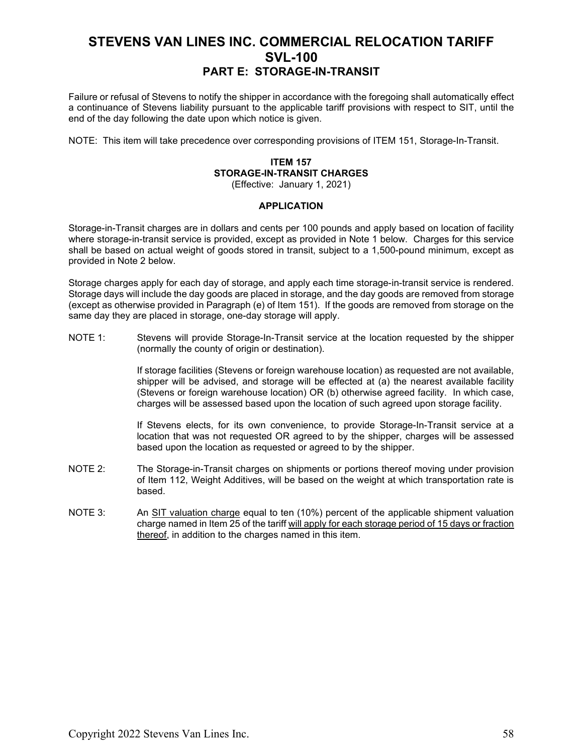Failure or refusal of Stevens to notify the shipper in accordance with the foregoing shall automatically effect a continuance of Stevens liability pursuant to the applicable tariff provisions with respect to SIT, until the end of the day following the date upon which notice is given.

NOTE: This item will take precedence over corresponding provisions of ITEM 151, Storage-In-Transit.

### ITEM 157
### STORAGE-IN-TRANSIT CHARGES

(Effective: January 1, 2021)

#### APPLICATION

Storage-in-Transit charges are in dollars and cents per 100 pounds and apply based on location of facility where storage-in-transit service is provided, except as provided in Note 1 below. Charges for this service shall be based on actual weight of goods stored in transit, subject to a 1,500-pound minimum, except as provided in Note 2 below.

Storage charges apply for each day of storage, and apply each time storage-in-transit service is rendered. Storage days will include the day goods are placed in storage, and the day goods are removed from storage (except as otherwise provided in Paragraph (e) of Item 151). If the goods are removed from storage on the same day they are placed in storage, one-day storage will apply.

NOTE 1: Stevens will provide Storage-In-Transit service at the location requested by the shipper (normally the county of origin or destination).

If storage facilities (Stevens or foreign warehouse location) as requested are not available, shipper will be advised, and storage will be effected at (a) the nearest available facility (Stevens or foreign warehouse location) OR (b) otherwise agreed facility. In which case, charges will be assessed based upon the location of such agreed upon storage facility.

If Stevens elects, for its own convenience, to provide Storage-In-Transit service at a location that was not requested OR agreed to by the shipper, charges will be assessed based upon the location as requested or agreed to by the shipper.

NOTE 2: The Storage-in-Transit charges on shipments or portions thereof moving under provision of Item 112, Weight Additives, will be based on the weight at which transportation rate is based.

NOTE 3: An <u>SIT valuation charge</u> equal to ten (10%) percent of the applicable shipment valuation charge named in Item 25 of the tariff <u>will apply for each storage period of 15 days or fraction thereof</u>, in addition to the charges named in this item.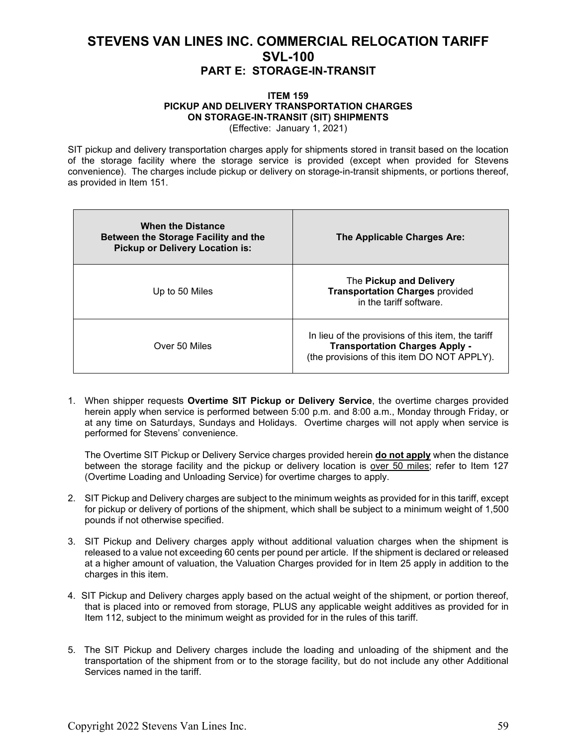# STEVENS VAN LINES INC. COMMERCIAL RELOCATION TARIFF SVL-100

## PART E: STORAGE-IN-TRANSIT

### ITEM 159
### PICKUP AND DELIVERY TRANSPORTATION CHARGES ON STORAGE-IN-TRANSIT (SIT) SHIPMENTS

(Effective: January 1, 2021)

SIT pickup and delivery transportation charges apply for shipments stored in transit based on the location of the storage facility where the storage service is provided (except when provided for Stevens convenience). The charges include pickup or delivery on storage-in-transit shipments, or portions thereof, as provided in Item 151.

| When the Distance Between the Storage Facility and the Pickup or Delivery Location is: | The Applicable Charges Are: |
|---|---|
| Up to 50 Miles | The **Pickup and Delivery Transportation Charges** provided in the tariff software. |
| Over 50 Miles | In lieu of the provisions of this item, the tariff **Transportation Charges Apply -** (the provisions of this item DO NOT APPLY). |

1. When shipper requests **Overtime SIT Pickup or Delivery Service**, the overtime charges provided herein apply when service is performed between 5:00 p.m. and 8:00 a.m., Monday through Friday, or at any time on Saturdays, Sundays and Holidays. Overtime charges will not apply when service is performed for Stevens' convenience.

   The Overtime SIT Pickup or Delivery Service charges provided herein **do not apply** when the distance between the storage facility and the pickup or delivery location is over 50 miles; refer to Item 127 (Overtime Loading and Unloading Service) for overtime charges to apply.

2. SIT Pickup and Delivery charges are subject to the minimum weights as provided for in this tariff, except for pickup or delivery of portions of the shipment, which shall be subject to a minimum weight of 1,500 pounds if not otherwise specified.

3. SIT Pickup and Delivery charges apply without additional valuation charges when the shipment is released to a value not exceeding 60 cents per pound per article. If the shipment is declared or released at a higher amount of valuation, the Valuation Charges provided for in Item 25 apply in addition to the charges in this item.

4. SIT Pickup and Delivery charges apply based on the actual weight of the shipment, or portion thereof, that is placed into or removed from storage, PLUS any applicable weight additives as provided for in Item 112, subject to the minimum weight as provided for in the rules of this tariff.

5. The SIT Pickup and Delivery charges include the loading and unloading of the shipment and the transportation of the shipment from or to the storage facility, but do not include any other Additional Services named in the tariff.

Copyright 2022 Stevens Van Lines Inc.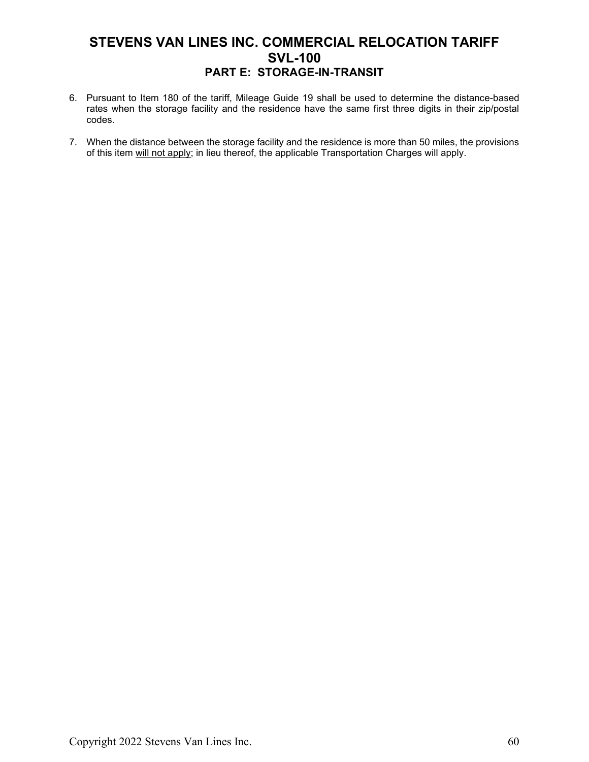6. Pursuant to Item 180 of the tariff, Mileage Guide 19 shall be used to determine the distance-based rates when the storage facility and the residence have the same first three digits in their zip/postal codes.

7. When the distance between the storage facility and the residence is more than 50 miles, the provisions of this item <u>will not apply</u>; in lieu thereof, the applicable Transportation Charges will apply.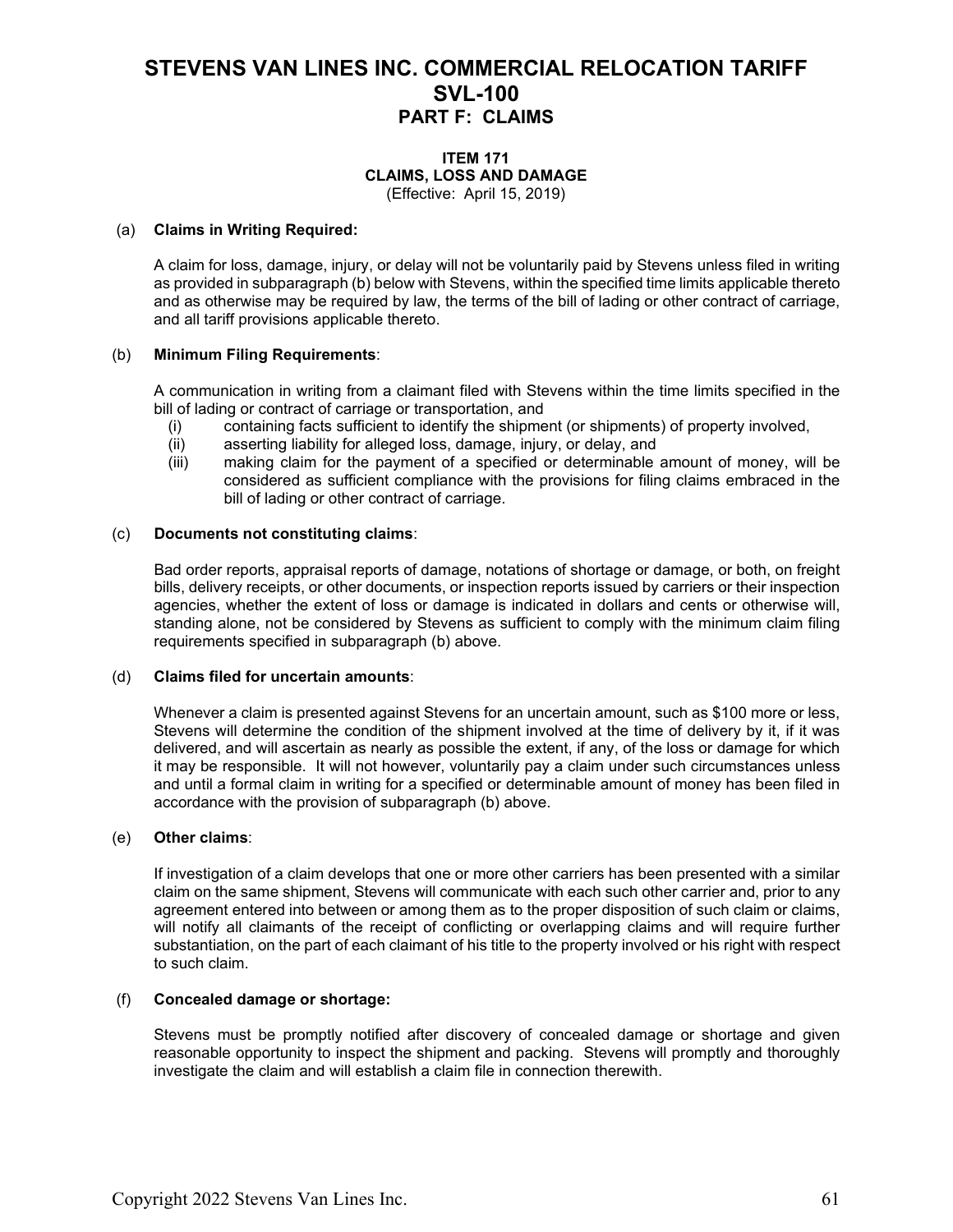# STEVENS VAN LINES INC. COMMERCIAL RELOCATION TARIFF SVL-100

## PART F: CLAIMS

### ITEM 171
### CLAIMS, LOSS AND DAMAGE
(Effective: April 15, 2019)

(a) **Claims in Writing Required:**

A claim for loss, damage, injury, or delay will not be voluntarily paid by Stevens unless filed in writing as provided in subparagraph (b) below with Stevens, within the specified time limits applicable thereto and as otherwise may be required by law, the terms of the bill of lading or other contract of carriage, and all tariff provisions applicable thereto.

(b) **Minimum Filing Requirements**:

A communication in writing from a claimant filed with Stevens within the time limits specified in the bill of lading or contract of carriage or transportation, and

- (i) containing facts sufficient to identify the shipment (or shipments) of property involved,
- (ii) asserting liability for alleged loss, damage, injury, or delay, and
- (iii) making claim for the payment of a specified or determinable amount of money, will be considered as sufficient compliance with the provisions for filing claims embraced in the bill of lading or other contract of carriage.

(c) **Documents not constituting claims**:

Bad order reports, appraisal reports of damage, notations of shortage or damage, or both, on freight bills, delivery receipts, or other documents, or inspection reports issued by carriers or their inspection agencies, whether the extent of loss or damage is indicated in dollars and cents or otherwise will, standing alone, not be considered by Stevens as sufficient to comply with the minimum claim filing requirements specified in subparagraph (b) above.

(d) **Claims filed for uncertain amounts**:

Whenever a claim is presented against Stevens for an uncertain amount, such as $100 more or less, Stevens will determine the condition of the shipment involved at the time of delivery by it, if it was delivered, and will ascertain as nearly as possible the extent, if any, of the loss or damage for which it may be responsible. It will not however, voluntarily pay a claim under such circumstances unless and until a formal claim in writing for a specified or determinable amount of money has been filed in accordance with the provision of subparagraph (b) above.

(e) **Other claims**:

If investigation of a claim develops that one or more other carriers has been presented with a similar claim on the same shipment, Stevens will communicate with each such other carrier and, prior to any agreement entered into between or among them as to the proper disposition of such claim or claims, will notify all claimants of the receipt of conflicting or overlapping claims and will require further substantiation, on the part of each claimant of his title to the property involved or his right with respect to such claim.

(f) **Concealed damage or shortage:**

Stevens must be promptly notified after discovery of concealed damage or shortage and given reasonable opportunity to inspect the shipment and packing. Stevens will promptly and thoroughly investigate the claim and will establish a claim file in connection therewith.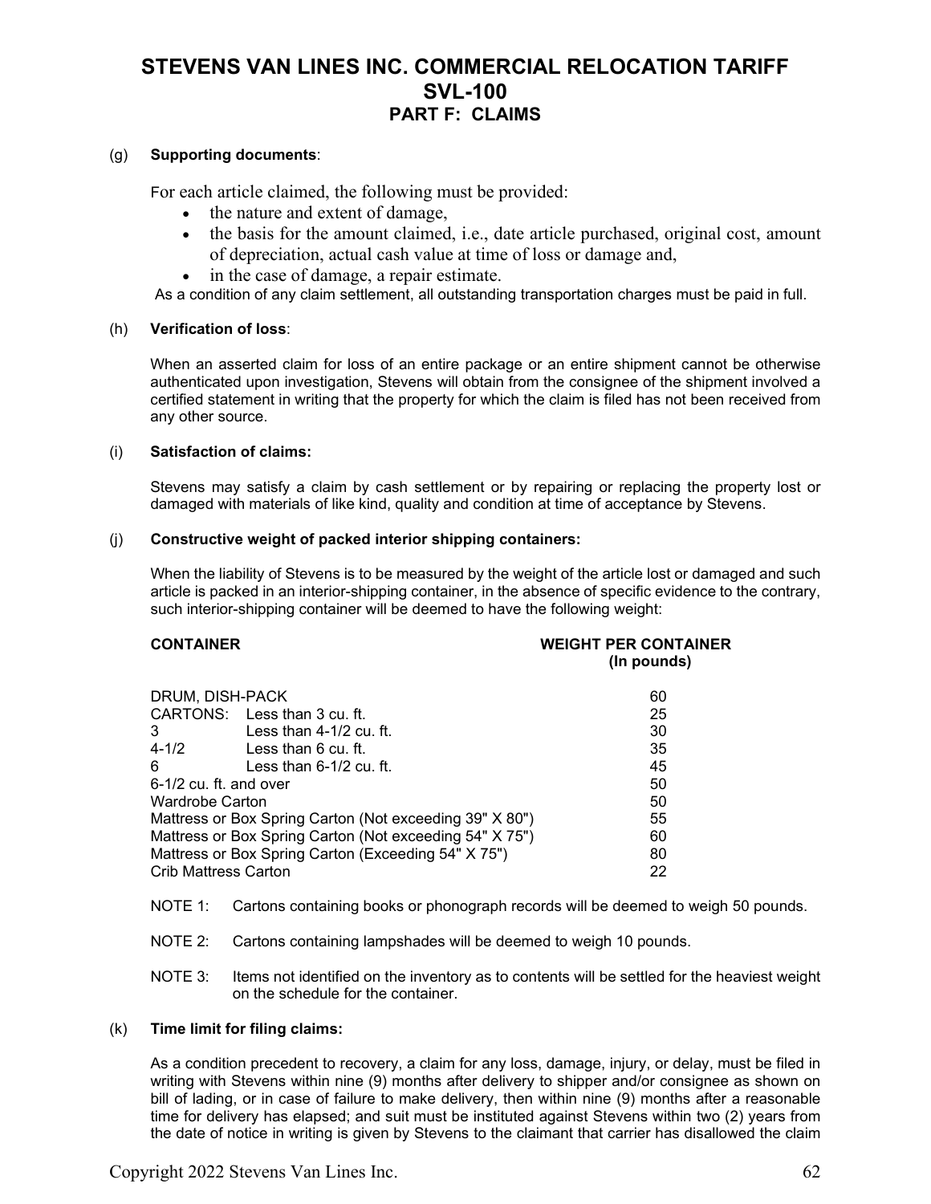# STEVENS VAN LINES INC. COMMERCIAL RELOCATION TARIFF SVL-100

## PART F: CLAIMS

(g) **Supporting documents**:

For each article claimed, the following must be provided:

- the nature and extent of damage,
- the basis for the amount claimed, i.e., date article purchased, original cost, amount of depreciation, actual cash value at time of loss or damage and,
- in the case of damage, a repair estimate.

As a condition of any claim settlement, all outstanding transportation charges must be paid in full.

(h) **Verification of loss**:

When an asserted claim for loss of an entire package or an entire shipment cannot be otherwise authenticated upon investigation, Stevens will obtain from the consignee of the shipment involved a certified statement in writing that the property for which the claim is filed has not been received from any other source.

(i) **Satisfaction of claims:**

Stevens may satisfy a claim by cash settlement or by repairing or replacing the property lost or damaged with materials of like kind, quality and condition at time of acceptance by Stevens.

(j) **Constructive weight of packed interior shipping containers:**

When the liability of Stevens is to be measured by the weight of the article lost or damaged and such article is packed in an interior-shipping container, in the absence of specific evidence to the contrary, such interior-shipping container will be deemed to have the following weight:

| CONTAINER | | WEIGHT PER CONTAINER (In pounds) |
|---|---|---|
| DRUM, DISH-PACK | | 60 |
| CARTONS: | Less than 3 cu. ft. | 25 |
| 3 | Less than 4-1/2 cu. ft. | 30 |
| 4-1/2 | Less than 6 cu. ft. | 35 |
| 6 | Less than 6-1/2 cu. ft. | 45 |
| 6-1/2 cu. ft. and over | | 50 |
| Wardrobe Carton | | 50 |
| Mattress or Box Spring Carton (Not exceeding 39" X 80") | | 55 |
| Mattress or Box Spring Carton (Not exceeding 54" X 75") | | 60 |
| Mattress or Box Spring Carton (Exceeding 54" X 75") | | 80 |
| Crib Mattress Carton | | 22 |

NOTE 1: Cartons containing books or phonograph records will be deemed to weigh 50 pounds.

NOTE 2: Cartons containing lampshades will be deemed to weigh 10 pounds.

NOTE 3: Items not identified on the inventory as to contents will be settled for the heaviest weight on the schedule for the container.

(k) **Time limit for filing claims:**

As a condition precedent to recovery, a claim for any loss, damage, injury, or delay, must be filed in writing with Stevens within nine (9) months after delivery to shipper and/or consignee as shown on bill of lading, or in case of failure to make delivery, then within nine (9) months after a reasonable time for delivery has elapsed; and suit must be instituted against Stevens within two (2) years from the date of notice in writing is given by Stevens to the claimant that carrier has disallowed the claim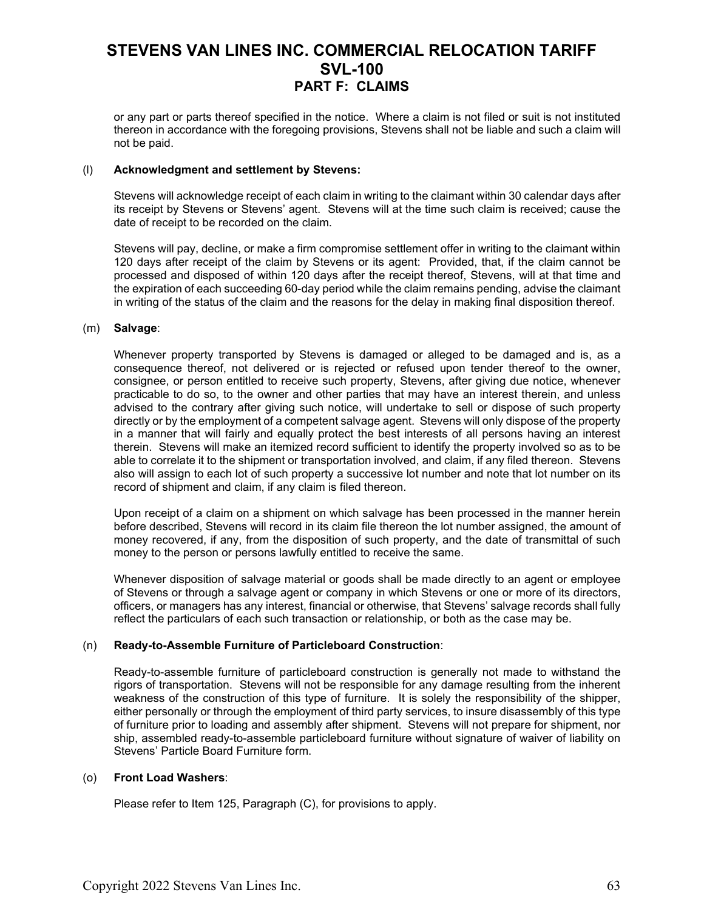or any part or parts thereof specified in the notice. Where a claim is not filed or suit is not instituted thereon in accordance with the foregoing provisions, Stevens shall not be liable and such a claim will not be paid.

(l) **Acknowledgment and settlement by Stevens:**

Stevens will acknowledge receipt of each claim in writing to the claimant within 30 calendar days after its receipt by Stevens or Stevens' agent. Stevens will at the time such claim is received; cause the date of receipt to be recorded on the claim.

Stevens will pay, decline, or make a firm compromise settlement offer in writing to the claimant within 120 days after receipt of the claim by Stevens or its agent: Provided, that, if the claim cannot be processed and disposed of within 120 days after the receipt thereof, Stevens, will at that time and the expiration of each succeeding 60-day period while the claim remains pending, advise the claimant in writing of the status of the claim and the reasons for the delay in making final disposition thereof.

(m) **Salvage**:

Whenever property transported by Stevens is damaged or alleged to be damaged and is, as a consequence thereof, not delivered or is rejected or refused upon tender thereof to the owner, consignee, or person entitled to receive such property, Stevens, after giving due notice, whenever practicable to do so, to the owner and other parties that may have an interest therein, and unless advised to the contrary after giving such notice, will undertake to sell or dispose of such property directly or by the employment of a competent salvage agent. Stevens will only dispose of the property in a manner that will fairly and equally protect the best interests of all persons having an interest therein. Stevens will make an itemized record sufficient to identify the property involved so as to be able to correlate it to the shipment or transportation involved, and claim, if any filed thereon. Stevens also will assign to each lot of such property a successive lot number and note that lot number on its record of shipment and claim, if any claim is filed thereon.

Upon receipt of a claim on a shipment on which salvage has been processed in the manner herein before described, Stevens will record in its claim file thereon the lot number assigned, the amount of money recovered, if any, from the disposition of such property, and the date of transmittal of such money to the person or persons lawfully entitled to receive the same.

Whenever disposition of salvage material or goods shall be made directly to an agent or employee of Stevens or through a salvage agent or company in which Stevens or one or more of its directors, officers, or managers has any interest, financial or otherwise, that Stevens' salvage records shall fully reflect the particulars of each such transaction or relationship, or both as the case may be.

(n) **Ready-to-Assemble Furniture of Particleboard Construction**:

Ready-to-assemble furniture of particleboard construction is generally not made to withstand the rigors of transportation. Stevens will not be responsible for any damage resulting from the inherent weakness of the construction of this type of furniture. It is solely the responsibility of the shipper, either personally or through the employment of third party services, to insure disassembly of this type of furniture prior to loading and assembly after shipment. Stevens will not prepare for shipment, nor ship, assembled ready-to-assemble particleboard furniture without signature of waiver of liability on Stevens' Particle Board Furniture form.

(o) **Front Load Washers**:

Please refer to Item 125, Paragraph (C), for provisions to apply.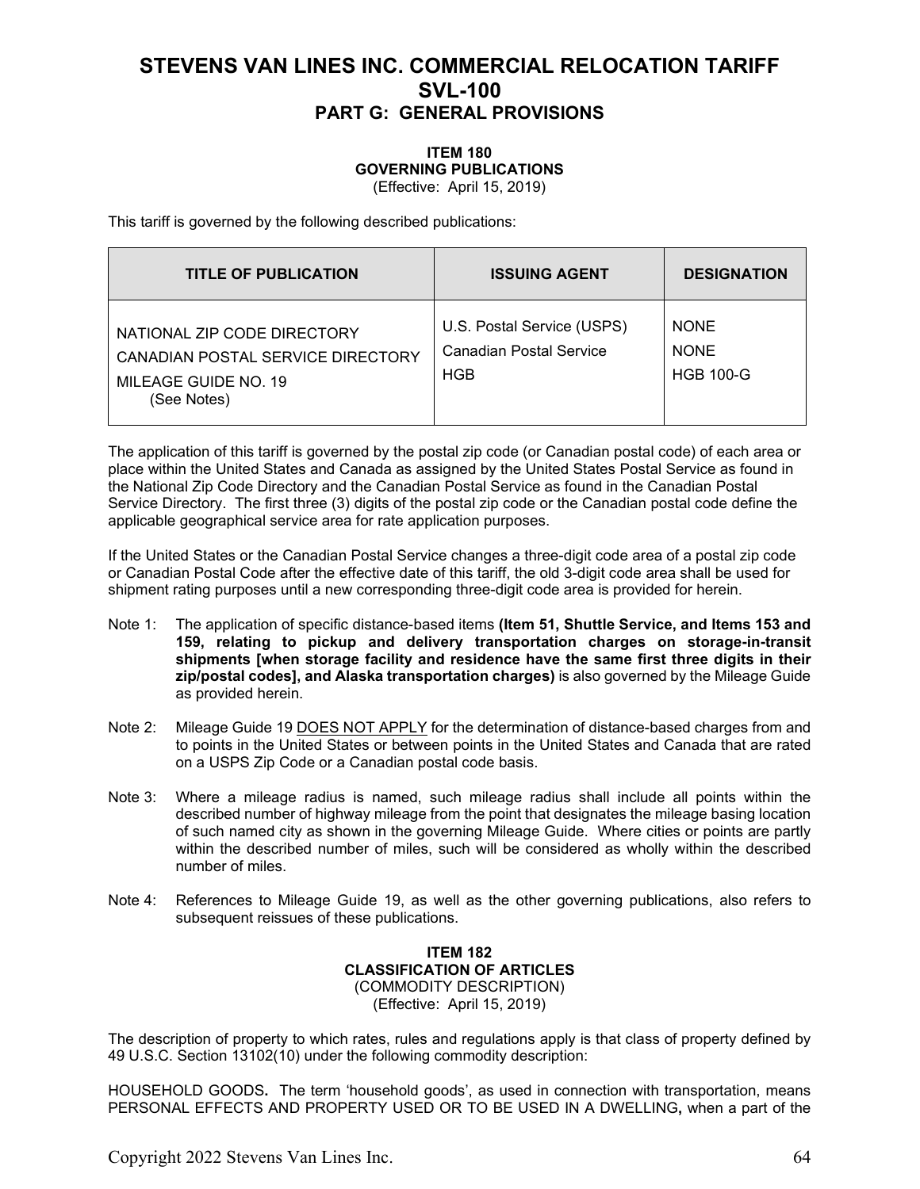# STEVENS VAN LINES INC. COMMERCIAL RELOCATION TARIFF SVL-100

## PART G: GENERAL PROVISIONS

### ITEM 180
### GOVERNING PUBLICATIONS
(Effective: April 15, 2019)

This tariff is governed by the following described publications:

| TITLE OF PUBLICATION | ISSUING AGENT | DESIGNATION |
|---|---|---|
| NATIONAL ZIP CODE DIRECTORY | U.S. Postal Service (USPS) | NONE |
| CANADIAN POSTAL SERVICE DIRECTORY | Canadian Postal Service | NONE |
| MILEAGE GUIDE NO. 19 (See Notes) | HGB | HGB 100-G |

The application of this tariff is governed by the postal zip code (or Canadian postal code) of each area or place within the United States and Canada as assigned by the United States Postal Service as found in the National Zip Code Directory and the Canadian Postal Service as found in the Canadian Postal Service Directory. The first three (3) digits of the postal zip code or the Canadian postal code define the applicable geographical service area for rate application purposes.

If the United States or the Canadian Postal Service changes a three-digit code area of a postal zip code or Canadian Postal Code after the effective date of this tariff, the old 3-digit code area shall be used for shipment rating purposes until a new corresponding three-digit code area is provided for herein.

Note 1: The application of specific distance-based items **(Item 51, Shuttle Service, and Items 153 and 159, relating to pickup and delivery transportation charges on storage-in-transit shipments [when storage facility and residence have the same first three digits in their zip/postal codes], and Alaska transportation charges)** is also governed by the Mileage Guide as provided herein.

Note 2: Mileage Guide 19 <u>DOES NOT APPLY</u> for the determination of distance-based charges from and to points in the United States or between points in the United States and Canada that are rated on a USPS Zip Code or a Canadian postal code basis.

Note 3: Where a mileage radius is named, such mileage radius shall include all points within the described number of highway mileage from the point that designates the mileage basing location of such named city as shown in the governing Mileage Guide. Where cities or points are partly within the described number of miles, such will be considered as wholly within the described number of miles.

Note 4: References to Mileage Guide 19, as well as the other governing publications, also refers to subsequent reissues of these publications.

### ITEM 182
### CLASSIFICATION OF ARTICLES
(COMMODITY DESCRIPTION)
(Effective: April 15, 2019)

The description of property to which rates, rules and regulations apply is that class of property defined by 49 U.S.C. Section 13102(10) under the following commodity description:

HOUSEHOLD GOODS**.** The term 'household goods', as used in connection with transportation, means PERSONAL EFFECTS AND PROPERTY USED OR TO BE USED IN A DWELLING**,** when a part of the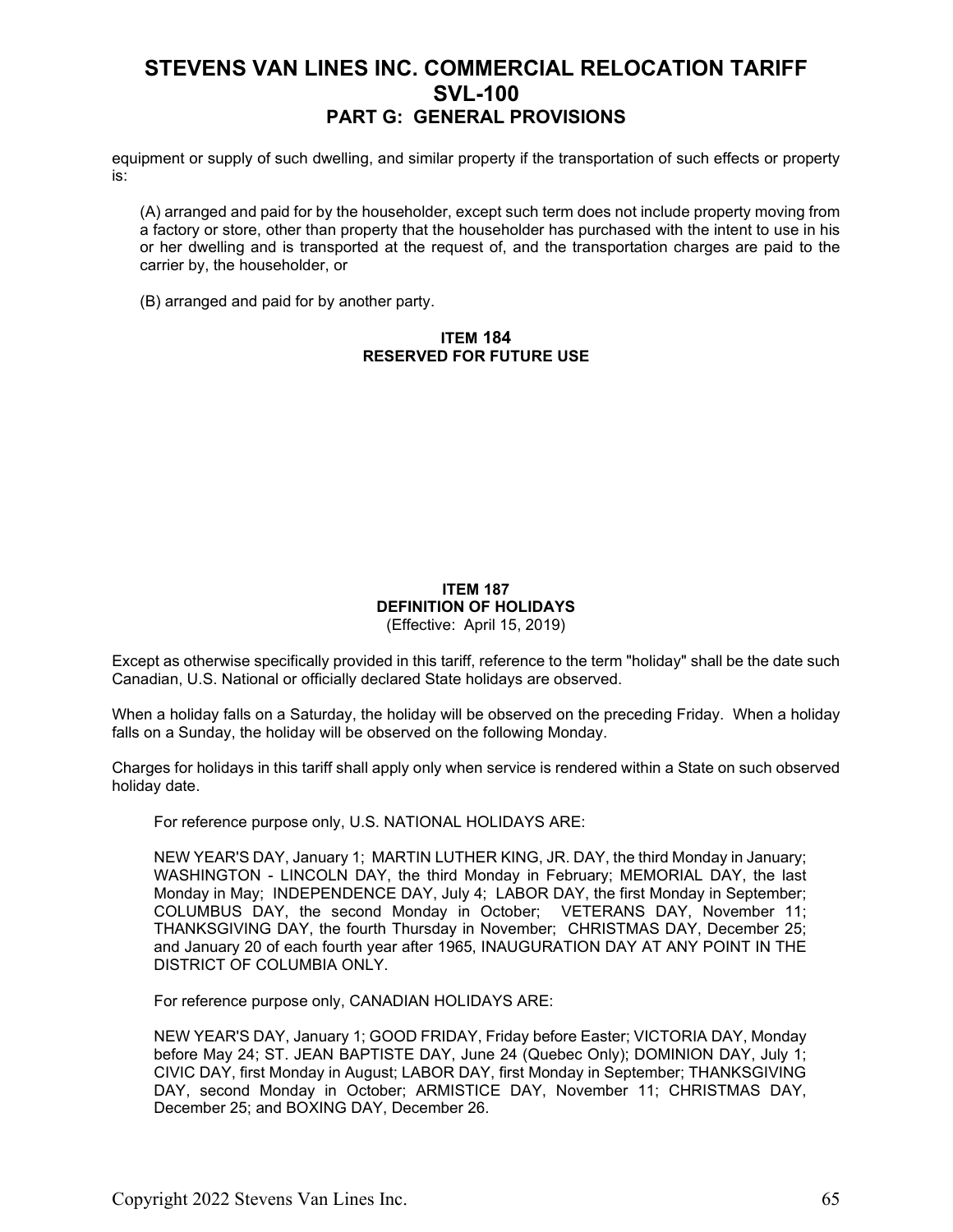equipment or supply of such dwelling, and similar property if the transportation of such effects or property is:

(A) arranged and paid for by the householder, except such term does not include property moving from a factory or store, other than property that the householder has purchased with the intent to use in his or her dwelling and is transported at the request of, and the transportation charges are paid to the carrier by, the householder, or

(B) arranged and paid for by another party.

### ITEM 184
### RESERVED FOR FUTURE USE

### ITEM 187
### DEFINITION OF HOLIDAYS
(Effective: April 15, 2019)

Except as otherwise specifically provided in this tariff, reference to the term "holiday" shall be the date such Canadian, U.S. National or officially declared State holidays are observed.

When a holiday falls on a Saturday, the holiday will be observed on the preceding Friday. When a holiday falls on a Sunday, the holiday will be observed on the following Monday.

Charges for holidays in this tariff shall apply only when service is rendered within a State on such observed holiday date.

For reference purpose only, U.S. NATIONAL HOLIDAYS ARE:

NEW YEAR'S DAY, January 1; MARTIN LUTHER KING, JR. DAY, the third Monday in January; WASHINGTON - LINCOLN DAY, the third Monday in February; MEMORIAL DAY, the last Monday in May; INDEPENDENCE DAY, July 4; LABOR DAY, the first Monday in September; COLUMBUS DAY, the second Monday in October; VETERANS DAY, November 11; THANKSGIVING DAY, the fourth Thursday in November; CHRISTMAS DAY, December 25; and January 20 of each fourth year after 1965, INAUGURATION DAY AT ANY POINT IN THE DISTRICT OF COLUMBIA ONLY.

For reference purpose only, CANADIAN HOLIDAYS ARE:

NEW YEAR'S DAY, January 1; GOOD FRIDAY, Friday before Easter; VICTORIA DAY, Monday before May 24; ST. JEAN BAPTISTE DAY, June 24 (Quebec Only); DOMINION DAY, July 1; CIVIC DAY, first Monday in August; LABOR DAY, first Monday in September; THANKSGIVING DAY, second Monday in October; ARMISTICE DAY, November 11; CHRISTMAS DAY, December 25; and BOXING DAY, December 26.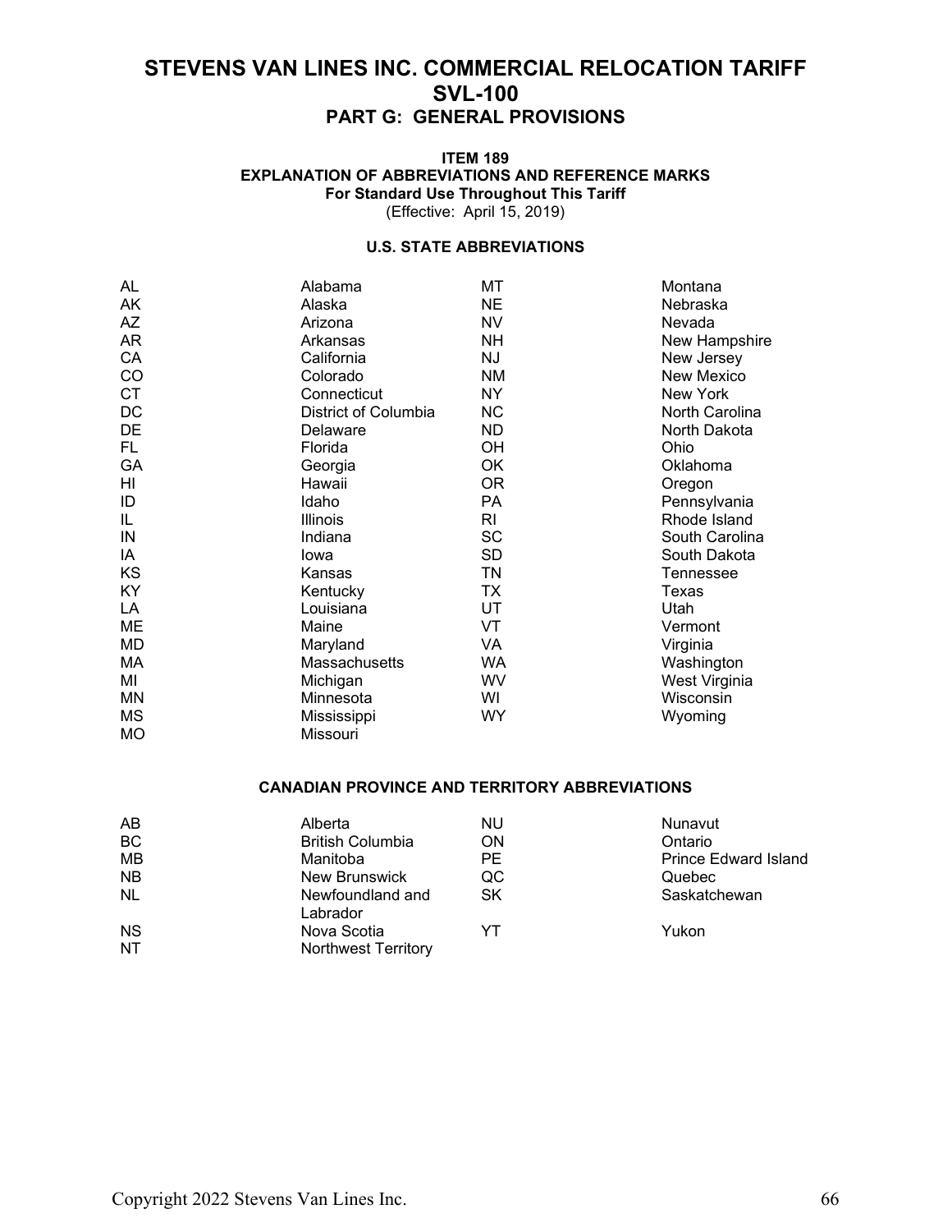# STEVENS VAN LINES INC. COMMERCIAL RELOCATION TARIFF SVL-100

## PART G: GENERAL PROVISIONS

### ITEM 189
### EXPLANATION OF ABBREVIATIONS AND REFERENCE MARKS
**For Standard Use Throughout This Tariff**
(Effective: April 15, 2019)

#### U.S. STATE ABBREVIATIONS

| | | | |
|---|---|---|---|
| AL | Alabama | MT | Montana |
| AK | Alaska | NE | Nebraska |
| AZ | Arizona | NV | Nevada |
| AR | Arkansas | NH | New Hampshire |
| CA | California | NJ | New Jersey |
| CO | Colorado | NM | New Mexico |
| CT | Connecticut | NY | New York |
| DC | District of Columbia | NC | North Carolina |
| DE | Delaware | ND | North Dakota |
| FL | Florida | OH | Ohio |
| GA | Georgia | OK | Oklahoma |
| HI | Hawaii | OR | Oregon |
| ID | Idaho | PA | Pennsylvania |
| IL | Illinois | RI | Rhode Island |
| IN | Indiana | SC | South Carolina |
| IA | Iowa | SD | South Dakota |
| KS | Kansas | TN | Tennessee |
| KY | Kentucky | TX | Texas |
| LA | Louisiana | UT | Utah |
| ME | Maine | VT | Vermont |
| MD | Maryland | VA | Virginia |
| MA | Massachusetts | WA | Washington |
| MI | Michigan | WV | West Virginia |
| MN | Minnesota | WI | Wisconsin |
| MS | Mississippi | WY | Wyoming |
| MO | Missouri | | |

#### CANADIAN PROVINCE AND TERRITORY ABBREVIATIONS

| | | | |
|---|---|---|---|
| AB | Alberta | NU | Nunavut |
| BC | British Columbia | ON | Ontario |
| MB | Manitoba | PE | Prince Edward Island |
| NB | New Brunswick | QC | Quebec |
| NL | Newfoundland and Labrador | SK | Saskatchewan |
| NS | Nova Scotia | YT | Yukon |
| NT | Northwest Territory | | |

Copyright 2022 Stevens Van Lines Inc.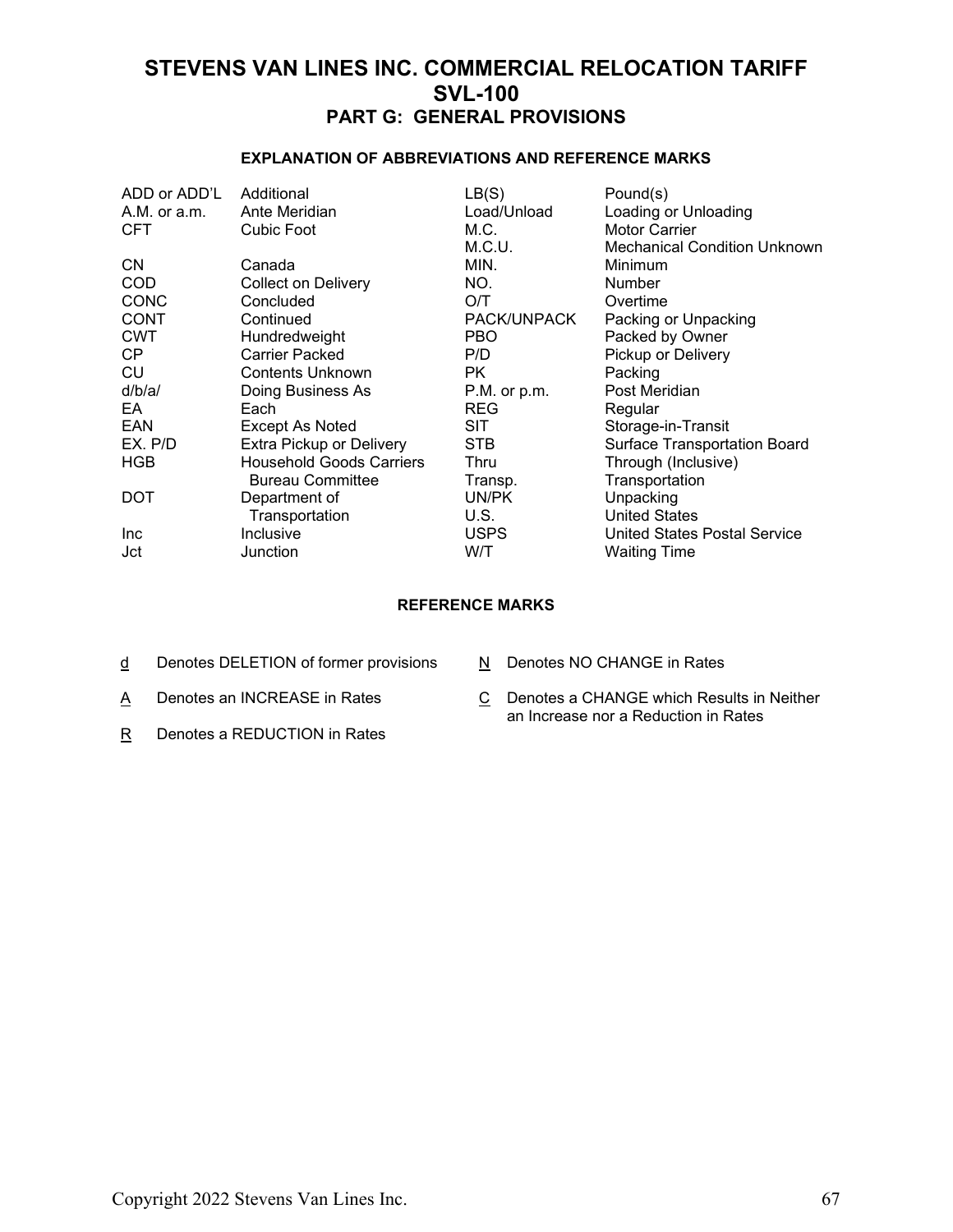# STEVENS VAN LINES INC. COMMERCIAL RELOCATION TARIFF SVL-100

## PART G: GENERAL PROVISIONS

### EXPLANATION OF ABBREVIATIONS AND REFERENCE MARKS

| | | | |
|---|---|---|---|
| ADD or ADD'L | Additional | LB(S) | Pound(s) |
| A.M. or a.m. | Ante Meridian | Load/Unload | Loading or Unloading |
| CFT | Cubic Foot | M.C. | Motor Carrier |
| | | M.C.U. | Mechanical Condition Unknown |
| CN | Canada | MIN. | Minimum |
| COD | Collect on Delivery | NO. | Number |
| CONC | Concluded | O/T | Overtime |
| CONT | Continued | PACK/UNPACK | Packing or Unpacking |
| CWT | Hundredweight | PBO | Packed by Owner |
| CP | Carrier Packed | P/D | Pickup or Delivery |
| CU | Contents Unknown | PK | Packing |
| d/b/a/ | Doing Business As | P.M. or p.m. | Post Meridian |
| EA | Each | REG | Regular |
| EAN | Except As Noted | SIT | Storage-in-Transit |
| EX. P/D | Extra Pickup or Delivery | STB | Surface Transportation Board |
| HGB | Household Goods Carriers Bureau Committee | Thru | Through (Inclusive) |
| | | Transp. | Transportation |
| DOT | Department of Transportation | UN/PK | Unpacking |
| | | U.S. | United States |
| Inc | Inclusive | USPS | United States Postal Service |
| Jct | Junction | W/T | Waiting Time |

### REFERENCE MARKS

| | | | |
|---|---|---|---|
| d | Denotes DELETION of former provisions | N | Denotes NO CHANGE in Rates |
| A | Denotes an INCREASE in Rates | C | Denotes a CHANGE which Results in Neither an Increase nor a Reduction in Rates |
| R | Denotes a REDUCTION in Rates | | |

Copyright 2022 Stevens Van Lines Inc.